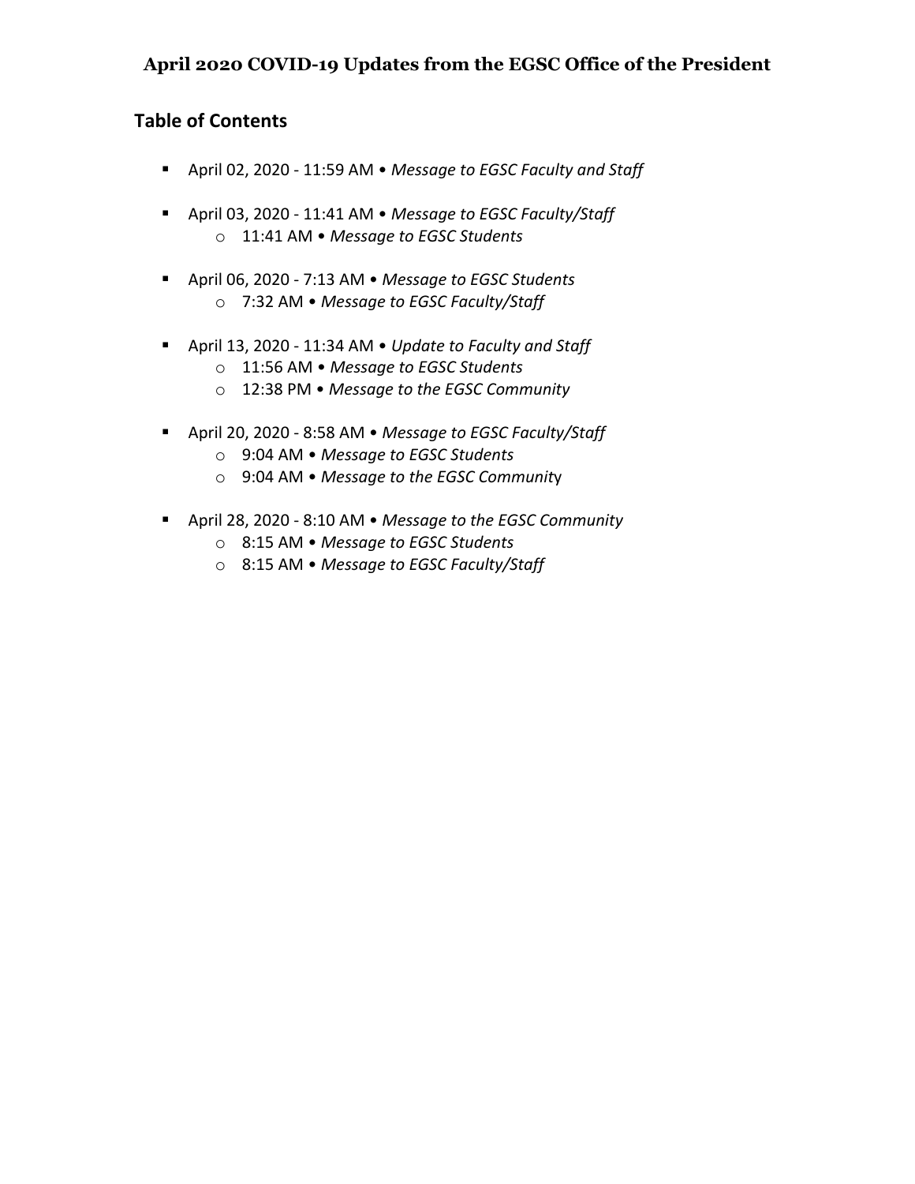# April 2020 COVID-19 Updates from the EGSC Office of the President

## Table of Contents

- April 02, 2020 - 11:59 AM • *Message to EGSC Faculty and Staff*
- April 03, 2020 - 11:41 AM • *Message to EGSC Faculty/Staff*
    - 11:41 AM • *Message to EGSC Students*
- April 06, 2020 - 7:13 AM • *Message to EGSC Students*
    - 7:32 AM • *Message to EGSC Faculty/Staff*
- April 13, 2020 - 11:34 AM • *Update to Faculty and Staff*
    - 11:56 AM • *Message to EGSC Students*
    - 12:38 PM • *Message to the EGSC Community*
- April 20, 2020 - 8:58 AM • *Message to EGSC Faculty/Staff*
    - 9:04 AM • *Message to EGSC Students*
    - 9:04 AM • *Message to the EGSC Community*
- April 28, 2020 - 8:10 AM • *Message to the EGSC Community*
    - 8:15 AM • *Message to EGSC Students*
    - 8:15 AM • *Message to EGSC Faculty/Staff*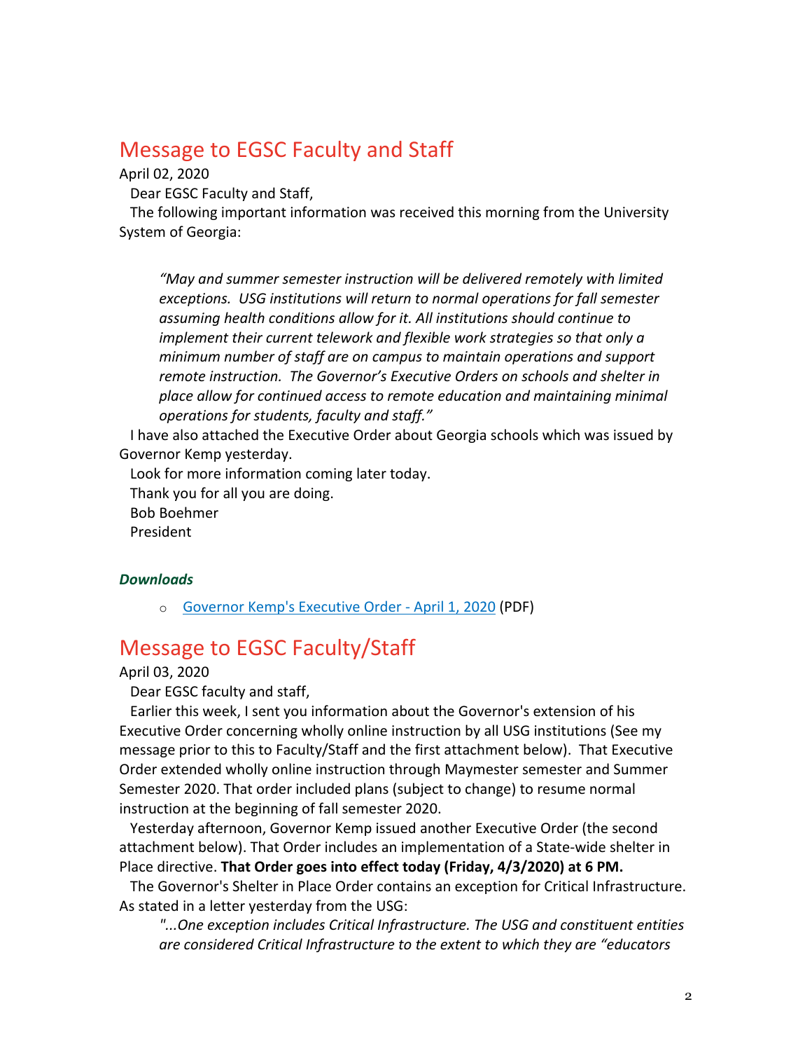## Message to EGSC Faculty and Staff

April 02, 2020

Dear EGSC Faculty and Staff,

The following important information was received this morning from the University System of Georgia:

> *"May and summer semester instruction will be delivered remotely with limited exceptions. USG institutions will return to normal operations for fall semester assuming health conditions allow for it. All institutions should continue to implement their current telework and flexible work strategies so that only a minimum number of staff are on campus to maintain operations and support remote instruction. The Governor's Executive Orders on schools and shelter in place allow for continued access to remote education and maintaining minimal operations for students, faculty and staff."*

I have also attached the Executive Order about Georgia schools which was issued by Governor Kemp yesterday.

Look for more information coming later today.

Thank you for all you are doing.

Bob Boehmer
President

***Downloads***

- Governor Kemp's Executive Order - April 1, 2020 (PDF)

## Message to EGSC Faculty/Staff

April 03, 2020

Dear EGSC faculty and staff,

Earlier this week, I sent you information about the Governor's extension of his Executive Order concerning wholly online instruction by all USG institutions (See my message prior to this to Faculty/Staff and the first attachment below). That Executive Order extended wholly online instruction through Maymester semester and Summer Semester 2020. That order included plans (subject to change) to resume normal instruction at the beginning of fall semester 2020.

Yesterday afternoon, Governor Kemp issued another Executive Order (the second attachment below). That Order includes an implementation of a State-wide shelter in Place directive. **That Order goes into effect today (Friday, 4/3/2020) at 6 PM.**

The Governor's Shelter in Place Order contains an exception for Critical Infrastructure. As stated in a letter yesterday from the USG:

> *"...One exception includes Critical Infrastructure. The USG and constituent entities are considered Critical Infrastructure to the extent to which they are "educators*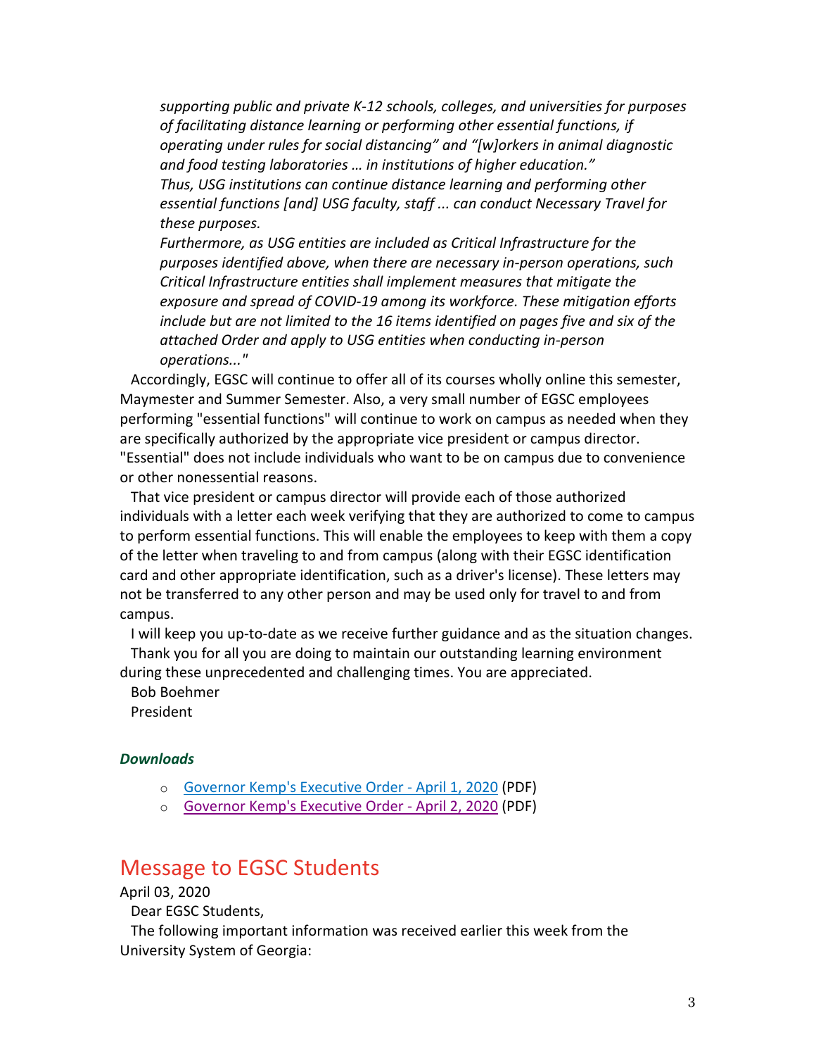*supporting public and private K-12 schools, colleges, and universities for purposes of facilitating distance learning or performing other essential functions, if operating under rules for social distancing" and "[w]orkers in animal diagnostic and food testing laboratories … in institutions of higher education."*
*Thus, USG institutions can continue distance learning and performing other essential functions [and] USG faculty, staff ... can conduct Necessary Travel for these purposes.*
*Furthermore, as USG entities are included as Critical Infrastructure for the purposes identified above, when there are necessary in-person operations, such Critical Infrastructure entities shall implement measures that mitigate the exposure and spread of COVID-19 among its workforce. These mitigation efforts include but are not limited to the 16 items identified on pages five and six of the attached Order and apply to USG entities when conducting in-person operations..."*

Accordingly, EGSC will continue to offer all of its courses wholly online this semester, Maymester and Summer Semester. Also, a very small number of EGSC employees performing "essential functions" will continue to work on campus as needed when they are specifically authorized by the appropriate vice president or campus director. "Essential" does not include individuals who want to be on campus due to convenience or other nonessential reasons.

That vice president or campus director will provide each of those authorized individuals with a letter each week verifying that they are authorized to come to campus to perform essential functions. This will enable the employees to keep with them a copy of the letter when traveling to and from campus (along with their EGSC identification card and other appropriate identification, such as a driver's license). These letters may not be transferred to any other person and may be used only for travel to and from campus.

I will keep you up-to-date as we receive further guidance and as the situation changes.

Thank you for all you are doing to maintain our outstanding learning environment during these unprecedented and challenging times. You are appreciated.

Bob Boehmer
President

***Downloads***

- Governor Kemp's Executive Order - April 1, 2020 (PDF)
- Governor Kemp's Executive Order - April 2, 2020 (PDF)

## Message to EGSC Students

April 03, 2020

Dear EGSC Students,

The following important information was received earlier this week from the University System of Georgia: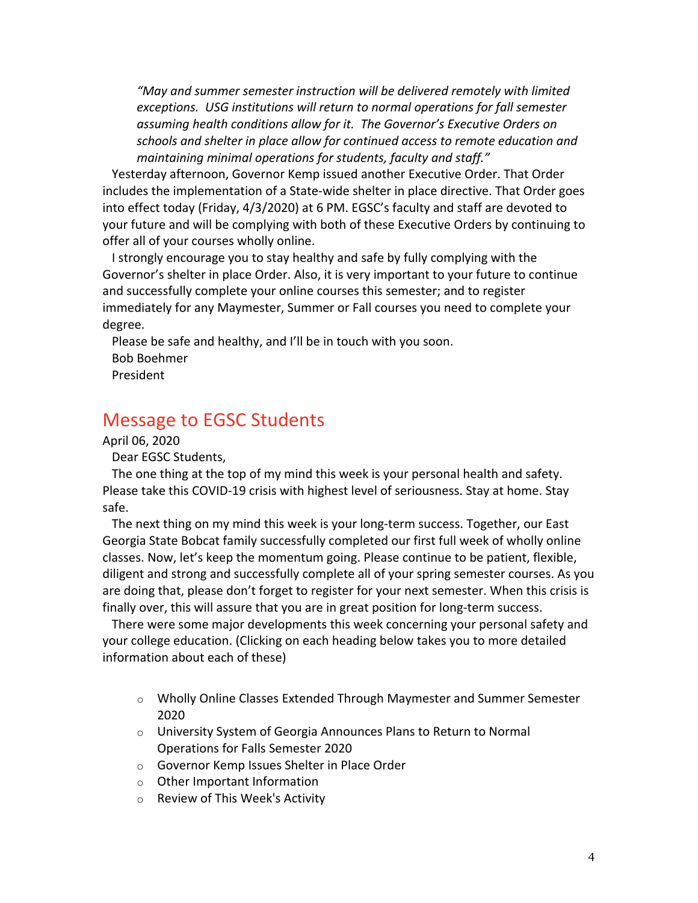*"May and summer semester instruction will be delivered remotely with limited exceptions. USG institutions will return to normal operations for fall semester assuming health conditions allow for it. The Governor's Executive Orders on schools and shelter in place allow for continued access to remote education and maintaining minimal operations for students, faculty and staff."*

Yesterday afternoon, Governor Kemp issued another Executive Order. That Order includes the implementation of a State-wide shelter in place directive. That Order goes into effect today (Friday, 4/3/2020) at 6 PM. EGSC's faculty and staff are devoted to your future and will be complying with both of these Executive Orders by continuing to offer all of your courses wholly online.

I strongly encourage you to stay healthy and safe by fully complying with the Governor's shelter in place Order. Also, it is very important to your future to continue and successfully complete your online courses this semester; and to register immediately for any Maymester, Summer or Fall courses you need to complete your degree.

Please be safe and healthy, and I'll be in touch with you soon.

Bob Boehmer

President

## Message to EGSC Students

April 06, 2020

Dear EGSC Students,

The one thing at the top of my mind this week is your personal health and safety. Please take this COVID-19 crisis with highest level of seriousness. Stay at home. Stay safe.

The next thing on my mind this week is your long-term success. Together, our East Georgia State Bobcat family successfully completed our first full week of wholly online classes. Now, let's keep the momentum going. Please continue to be patient, flexible, diligent and strong and successfully complete all of your spring semester courses. As you are doing that, please don't forget to register for your next semester. When this crisis is finally over, this will assure that you are in great position for long-term success.

There were some major developments this week concerning your personal safety and your college education. (Clicking on each heading below takes you to more detailed information about each of these)

- Wholly Online Classes Extended Through Maymester and Summer Semester 2020
- University System of Georgia Announces Plans to Return to Normal Operations for Falls Semester 2020
- Governor Kemp Issues Shelter in Place Order
- Other Important Information
- Review of This Week's Activity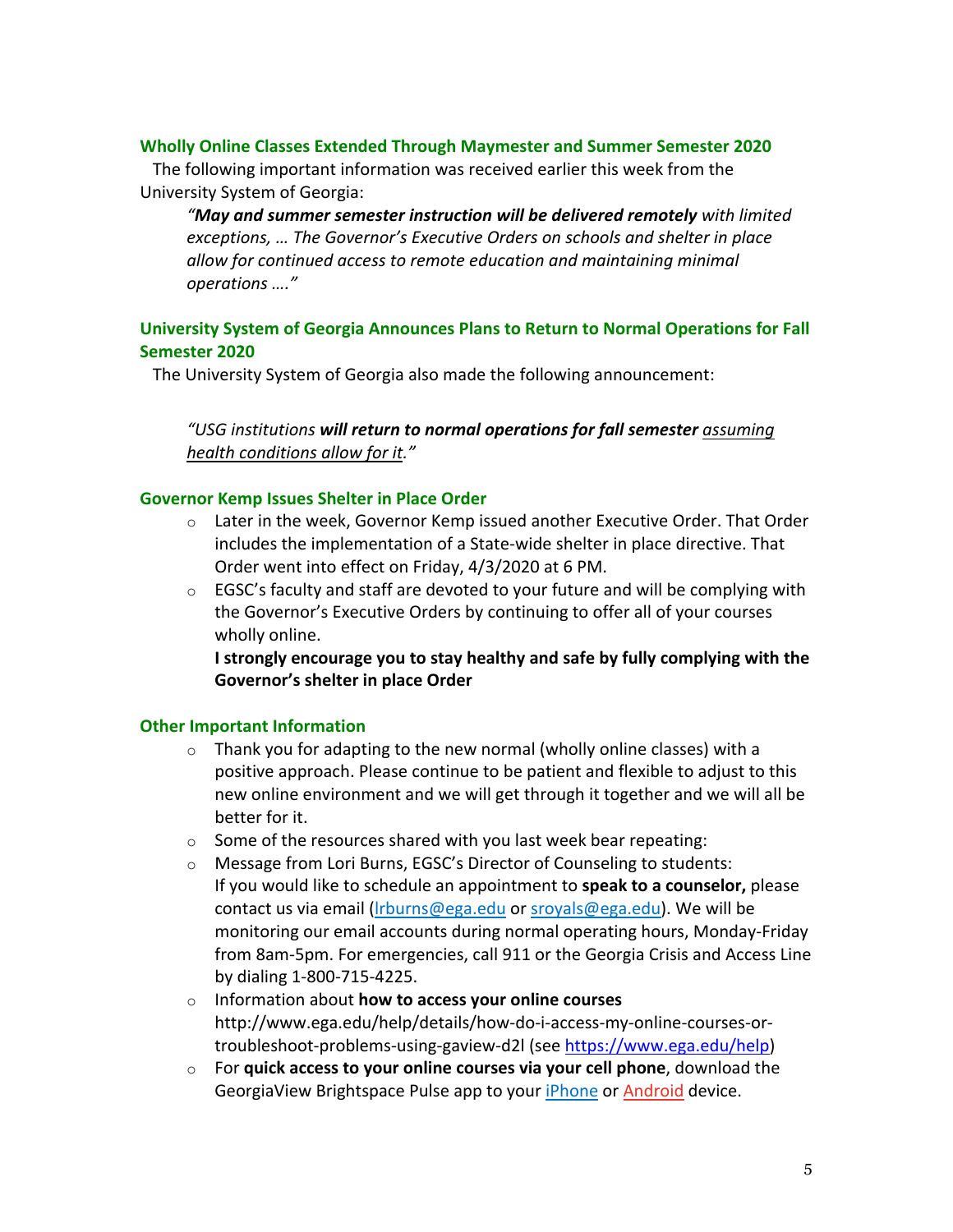### Wholly Online Classes Extended Through Maymester and Summer Semester 2020

The following important information was received earlier this week from the University System of Georgia:

> *"**May and summer semester instruction will be delivered remotely** with limited exceptions, … The Governor's Executive Orders on schools and shelter in place allow for continued access to remote education and maintaining minimal operations …."*

### University System of Georgia Announces Plans to Return to Normal Operations for Fall Semester 2020

The University System of Georgia also made the following announcement:

> *"USG institutions **will return to normal operations for fall semester** <u>assuming health conditions allow for it</u>."*

### Governor Kemp Issues Shelter in Place Order

- Later in the week, Governor Kemp issued another Executive Order. That Order includes the implementation of a State-wide shelter in place directive. That Order went into effect on Friday, 4/3/2020 at 6 PM.
- EGSC's faculty and staff are devoted to your future and will be complying with the Governor's Executive Orders by continuing to offer all of your courses wholly online.

  **I strongly encourage you to stay healthy and safe by fully complying with the Governor's shelter in place Order**

### Other Important Information

- Thank you for adapting to the new normal (wholly online classes) with a positive approach. Please continue to be patient and flexible to adjust to this new online environment and we will get through it together and we will all be better for it.
- Some of the resources shared with you last week bear repeating:
- Message from Lori Burns, EGSC's Director of Counseling to students: If you would like to schedule an appointment to **speak to a counselor,** please contact us via email (lrburns@ega.edu or sroyals@ega.edu). We will be monitoring our email accounts during normal operating hours, Monday-Friday from 8am-5pm. For emergencies, call 911 or the Georgia Crisis and Access Line by dialing 1-800-715-4225.
- Information about **how to access your online courses** http://www.ega.edu/help/details/how-do-i-access-my-online-courses-or-troubleshoot-problems-using-gaview-d2l (see https://www.ega.edu/help)
- For **quick access to your online courses via your cell phone**, download the GeorgiaView Brightspace Pulse app to your iPhone or Android device.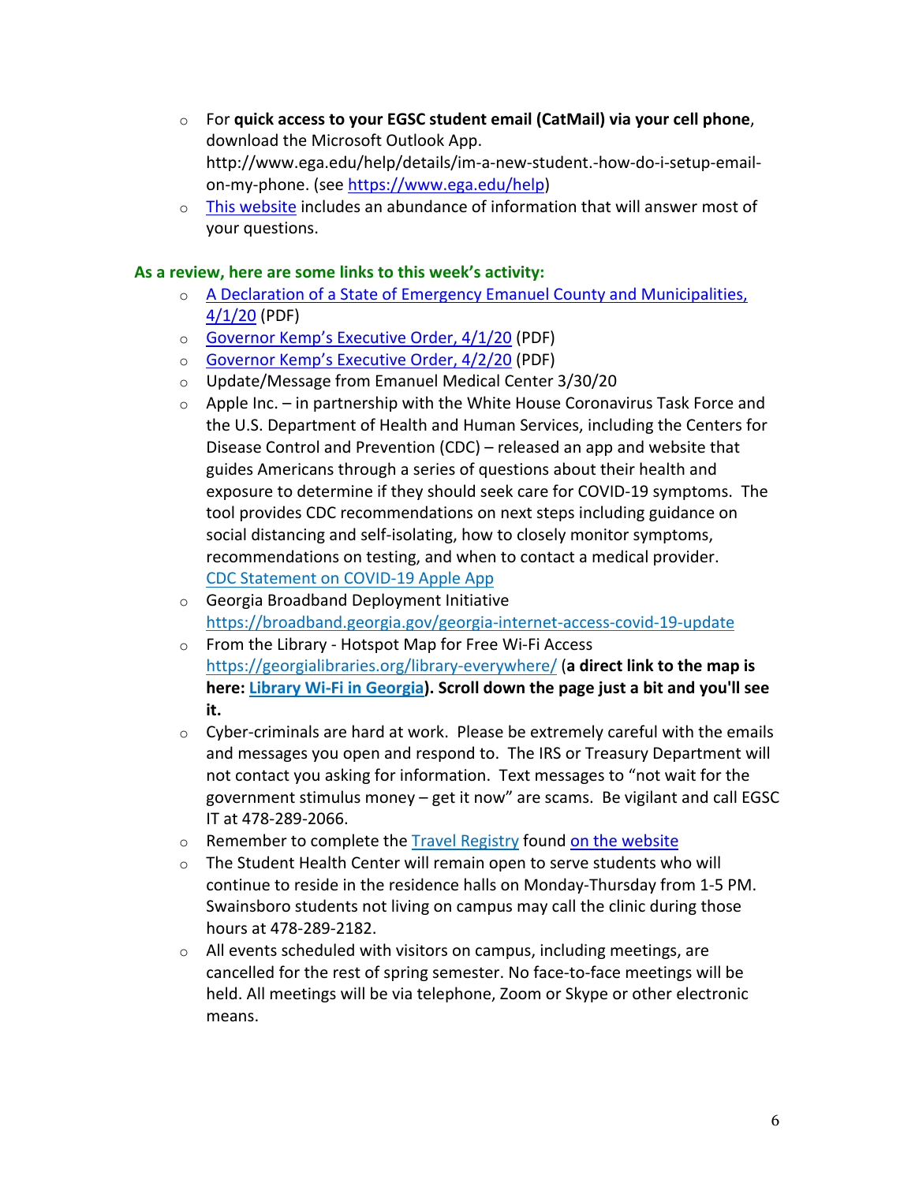- For **quick access to your EGSC student email (CatMail) via your cell phone**, download the Microsoft Outlook App. http://www.ega.edu/help/details/im-a-new-student.-how-do-i-setup-email-on-my-phone. (see https://www.ega.edu/help)
- This website includes an abundance of information that will answer most of your questions.

**As a review, here are some links to this week's activity:**

- A Declaration of a State of Emergency Emanuel County and Municipalities, 4/1/20 (PDF)
- Governor Kemp's Executive Order, 4/1/20 (PDF)
- Governor Kemp's Executive Order, 4/2/20 (PDF)
- Update/Message from Emanuel Medical Center 3/30/20
- Apple Inc. – in partnership with the White House Coronavirus Task Force and the U.S. Department of Health and Human Services, including the Centers for Disease Control and Prevention (CDC) – released an app and website that guides Americans through a series of questions about their health and exposure to determine if they should seek care for COVID-19 symptoms. The tool provides CDC recommendations on next steps including guidance on social distancing and self-isolating, how to closely monitor symptoms, recommendations on testing, and when to contact a medical provider. CDC Statement on COVID-19 Apple App
- Georgia Broadband Deployment Initiative https://broadband.georgia.gov/georgia-internet-access-covid-19-update
- From the Library - Hotspot Map for Free Wi-Fi Access https://georgialibraries.org/library-everywhere/ (**a direct link to the map is here: Library Wi-Fi in Georgia). Scroll down the page just a bit and you'll see it.**
- Cyber-criminals are hard at work. Please be extremely careful with the emails and messages you open and respond to. The IRS or Treasury Department will not contact you asking for information. Text messages to "not wait for the government stimulus money – get it now" are scams. Be vigilant and call EGSC IT at 478-289-2066.
- Remember to complete the Travel Registry found on the website
- The Student Health Center will remain open to serve students who will continue to reside in the residence halls on Monday-Thursday from 1-5 PM. Swainsboro students not living on campus may call the clinic during those hours at 478-289-2182.
- All events scheduled with visitors on campus, including meetings, are cancelled for the rest of spring semester. No face-to-face meetings will be held. All meetings will be via telephone, Zoom or Skype or other electronic means.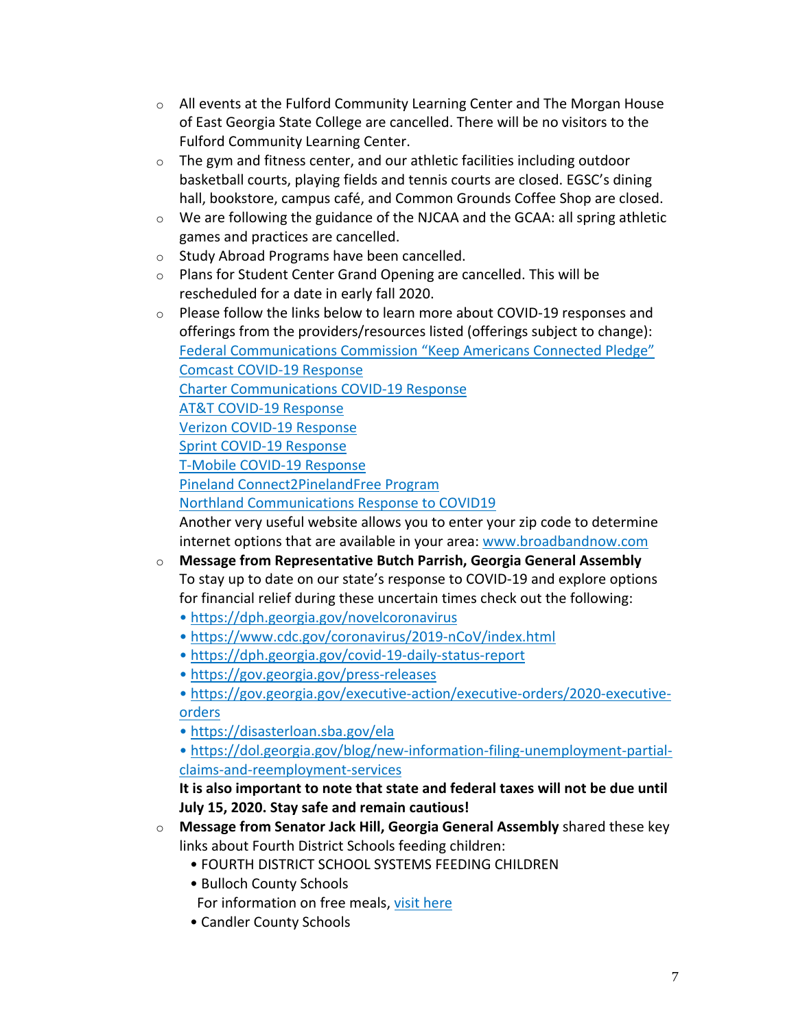- All events at the Fulford Community Learning Center and The Morgan House of East Georgia State College are cancelled. There will be no visitors to the Fulford Community Learning Center.
- The gym and fitness center, and our athletic facilities including outdoor basketball courts, playing fields and tennis courts are closed. EGSC's dining hall, bookstore, campus café, and Common Grounds Coffee Shop are closed.
- We are following the guidance of the NJCAA and the GCAA: all spring athletic games and practices are cancelled.
- Study Abroad Programs have been cancelled.
- Plans for Student Center Grand Opening are cancelled. This will be rescheduled for a date in early fall 2020.
- Please follow the links below to learn more about COVID-19 responses and offerings from the providers/resources listed (offerings subject to change):
  Federal Communications Commission "Keep Americans Connected Pledge"
  Comcast COVID-19 Response
  Charter Communications COVID-19 Response
  AT&T COVID-19 Response
  Verizon COVID-19 Response
  Sprint COVID-19 Response
  T-Mobile COVID-19 Response
  Pineland Connect2PinelandFree Program
  Northland Communications Response to COVID19
  Another very useful website allows you to enter your zip code to determine internet options that are available in your area: www.broadbandnow.com
- **Message from Representative Butch Parrish, Georgia General Assembly**
  To stay up to date on our state's response to COVID-19 and explore options for financial relief during these uncertain times check out the following:
  - https://dph.georgia.gov/novelcoronavirus
  - https://www.cdc.gov/coronavirus/2019-nCoV/index.html
  - https://dph.georgia.gov/covid-19-daily-status-report
  - https://gov.georgia.gov/press-releases
  - https://gov.georgia.gov/executive-action/executive-orders/2020-executive-orders
  - https://disasterloan.sba.gov/ela
  - https://dol.georgia.gov/blog/new-information-filing-unemployment-partial-claims-and-reemployment-services

  **It is also important to note that state and federal taxes will not be due until July 15, 2020. Stay safe and remain cautious!**
- **Message from Senator Jack Hill, Georgia General Assembly** shared these key links about Fourth District Schools feeding children:
  - FOURTH DISTRICT SCHOOL SYSTEMS FEEDING CHILDREN
  - Bulloch County Schools
    For information on free meals, visit here
  - Candler County Schools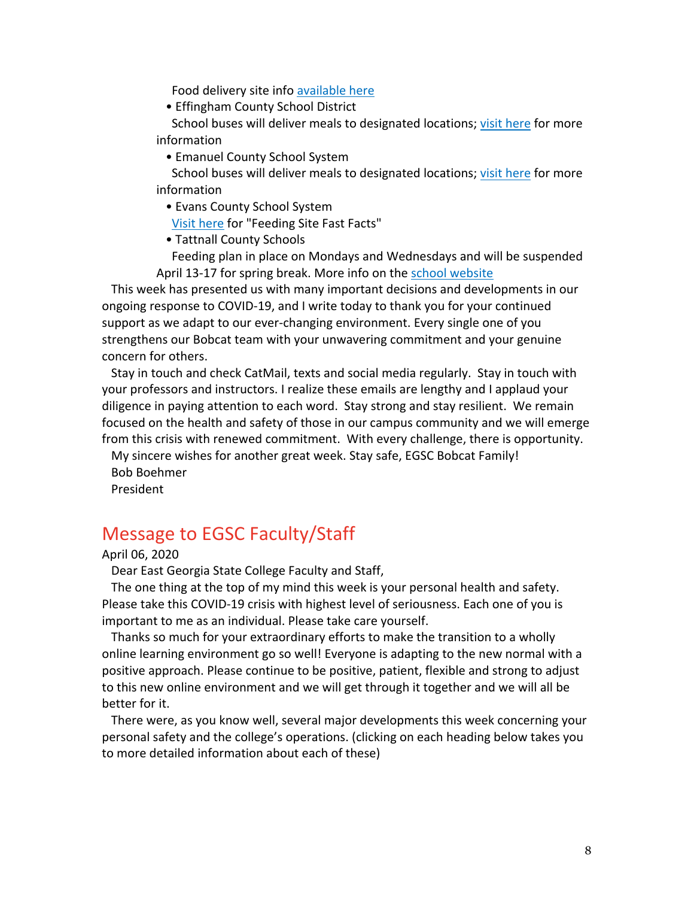Food delivery site info available here

- Effingham County School District
  School buses will deliver meals to designated locations; visit here for more information
- Emanuel County School System
  School buses will deliver meals to designated locations; visit here for more information
- Evans County School System
  Visit here for "Feeding Site Fast Facts"
- Tattnall County Schools
  Feeding plan in place on Mondays and Wednesdays and will be suspended April 13-17 for spring break. More info on the school website

This week has presented us with many important decisions and developments in our ongoing response to COVID-19, and I write today to thank you for your continued support as we adapt to our ever-changing environment. Every single one of you strengthens our Bobcat team with your unwavering commitment and your genuine concern for others.

Stay in touch and check CatMail, texts and social media regularly. Stay in touch with your professors and instructors. I realize these emails are lengthy and I applaud your diligence in paying attention to each word. Stay strong and stay resilient. We remain focused on the health and safety of those in our campus community and we will emerge from this crisis with renewed commitment. With every challenge, there is opportunity.

My sincere wishes for another great week. Stay safe, EGSC Bobcat Family!

Bob Boehmer

President

## Message to EGSC Faculty/Staff

April 06, 2020

Dear East Georgia State College Faculty and Staff,

The one thing at the top of my mind this week is your personal health and safety. Please take this COVID-19 crisis with highest level of seriousness. Each one of you is important to me as an individual. Please take care yourself.

Thanks so much for your extraordinary efforts to make the transition to a wholly online learning environment go so well! Everyone is adapting to the new normal with a positive approach. Please continue to be positive, patient, flexible and strong to adjust to this new online environment and we will get through it together and we will all be better for it.

There were, as you know well, several major developments this week concerning your personal safety and the college's operations. (clicking on each heading below takes you to more detailed information about each of these)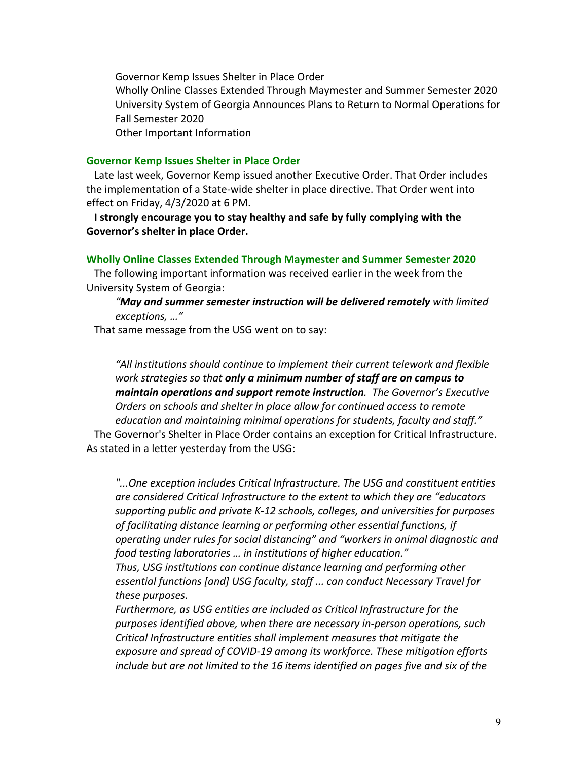Governor Kemp Issues Shelter in Place Order
Wholly Online Classes Extended Through Maymester and Summer Semester 2020
University System of Georgia Announces Plans to Return to Normal Operations for Fall Semester 2020
Other Important Information

### Governor Kemp Issues Shelter in Place Order

Late last week, Governor Kemp issued another Executive Order. That Order includes the implementation of a State-wide shelter in place directive. That Order went into effect on Friday, 4/3/2020 at 6 PM.

**I strongly encourage you to stay healthy and safe by fully complying with the Governor's shelter in place Order.**

### Wholly Online Classes Extended Through Maymester and Summer Semester 2020

The following important information was received earlier in the week from the University System of Georgia:

> *"**May and summer semester instruction will be delivered remotely** with limited exceptions, …"*

That same message from the USG went on to say:

> *"All institutions should continue to implement their current telework and flexible work strategies so that **only a minimum number of staff are on campus to maintain operations and support remote instruction**. The Governor's Executive Orders on schools and shelter in place allow for continued access to remote education and maintaining minimal operations for students, faculty and staff."*

The Governor's Shelter in Place Order contains an exception for Critical Infrastructure. As stated in a letter yesterday from the USG:

> *"...One exception includes Critical Infrastructure. The USG and constituent entities are considered Critical Infrastructure to the extent to which they are "educators supporting public and private K-12 schools, colleges, and universities for purposes of facilitating distance learning or performing other essential functions, if operating under rules for social distancing" and "workers in animal diagnostic and food testing laboratories … in institutions of higher education."*
>
> *Thus, USG institutions can continue distance learning and performing other essential functions [and] USG faculty, staff ... can conduct Necessary Travel for these purposes.*
>
> *Furthermore, as USG entities are included as Critical Infrastructure for the purposes identified above, when there are necessary in-person operations, such Critical Infrastructure entities shall implement measures that mitigate the exposure and spread of COVID-19 among its workforce. These mitigation efforts include but are not limited to the 16 items identified on pages five and six of the*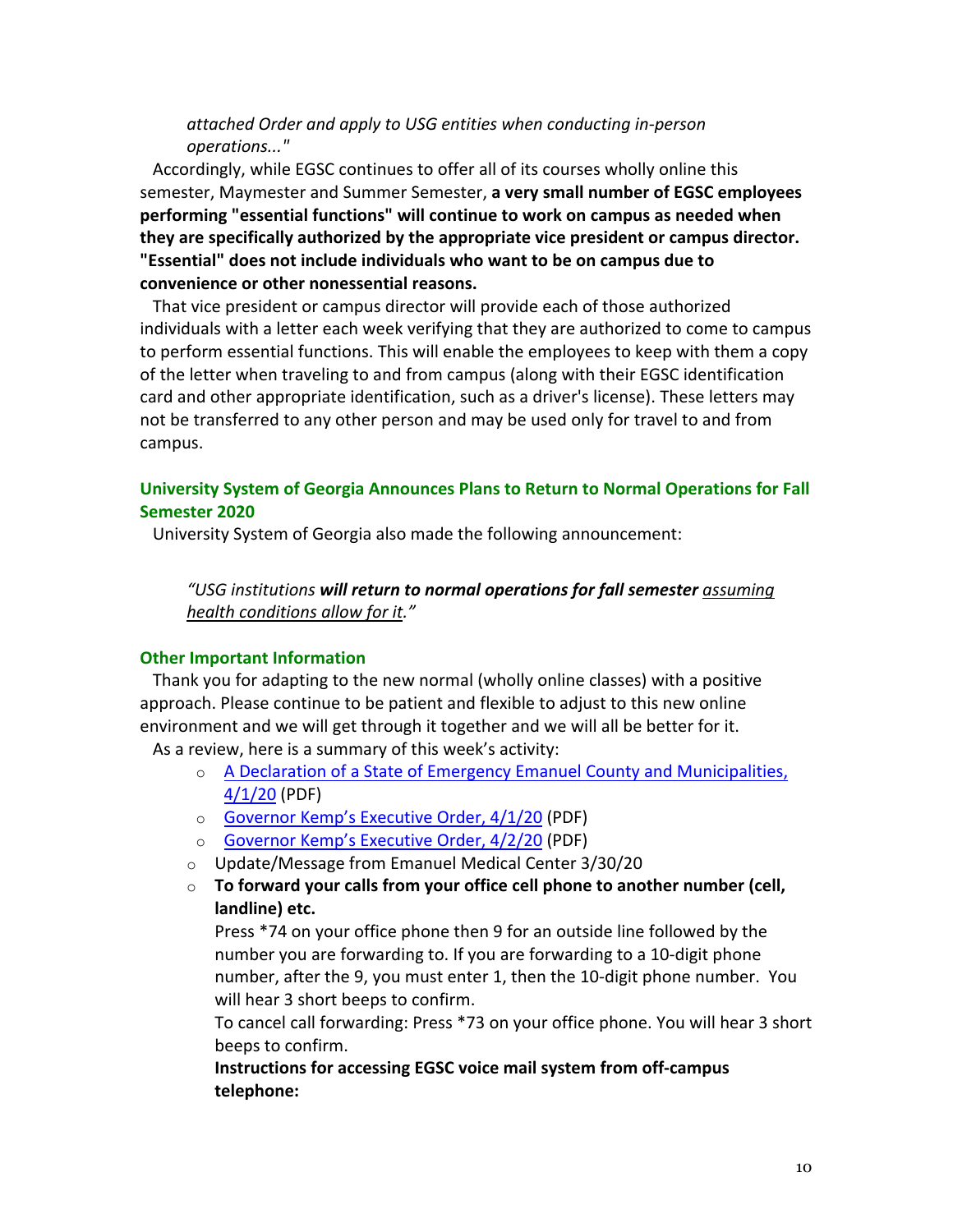*attached Order and apply to USG entities when conducting in-person operations..."*

Accordingly, while EGSC continues to offer all of its courses wholly online this semester, Maymester and Summer Semester, **a very small number of EGSC employees performing "essential functions" will continue to work on campus as needed when they are specifically authorized by the appropriate vice president or campus director. "Essential" does not include individuals who want to be on campus due to convenience or other nonessential reasons.**

That vice president or campus director will provide each of those authorized individuals with a letter each week verifying that they are authorized to come to campus to perform essential functions. This will enable the employees to keep with them a copy of the letter when traveling to and from campus (along with their EGSC identification card and other appropriate identification, such as a driver's license). These letters may not be transferred to any other person and may be used only for travel to and from campus.

### University System of Georgia Announces Plans to Return to Normal Operations for Fall Semester 2020

University System of Georgia also made the following announcement:

> *"USG institutions **will return to normal operations for fall semester** <u>assuming health conditions allow for it</u>."*

### Other Important Information

Thank you for adapting to the new normal (wholly online classes) with a positive approach. Please continue to be patient and flexible to adjust to this new online environment and we will get through it together and we will all be better for it.

As a review, here is a summary of this week's activity:

- A Declaration of a State of Emergency Emanuel County and Municipalities, 4/1/20 (PDF)
- Governor Kemp's Executive Order, 4/1/20 (PDF)
- Governor Kemp's Executive Order, 4/2/20 (PDF)
- Update/Message from Emanuel Medical Center 3/30/20
- **To forward your calls from your office cell phone to another number (cell, landline) etc.**

  Press *74 on your office phone then 9 for an outside line followed by the number you are forwarding to. If you are forwarding to a 10-digit phone number, after the 9, you must enter 1, then the 10-digit phone number. You will hear 3 short beeps to confirm.

  To cancel call forwarding: Press *73 on your office phone. You will hear 3 short beeps to confirm.

  **Instructions for accessing EGSC voice mail system from off-campus telephone:**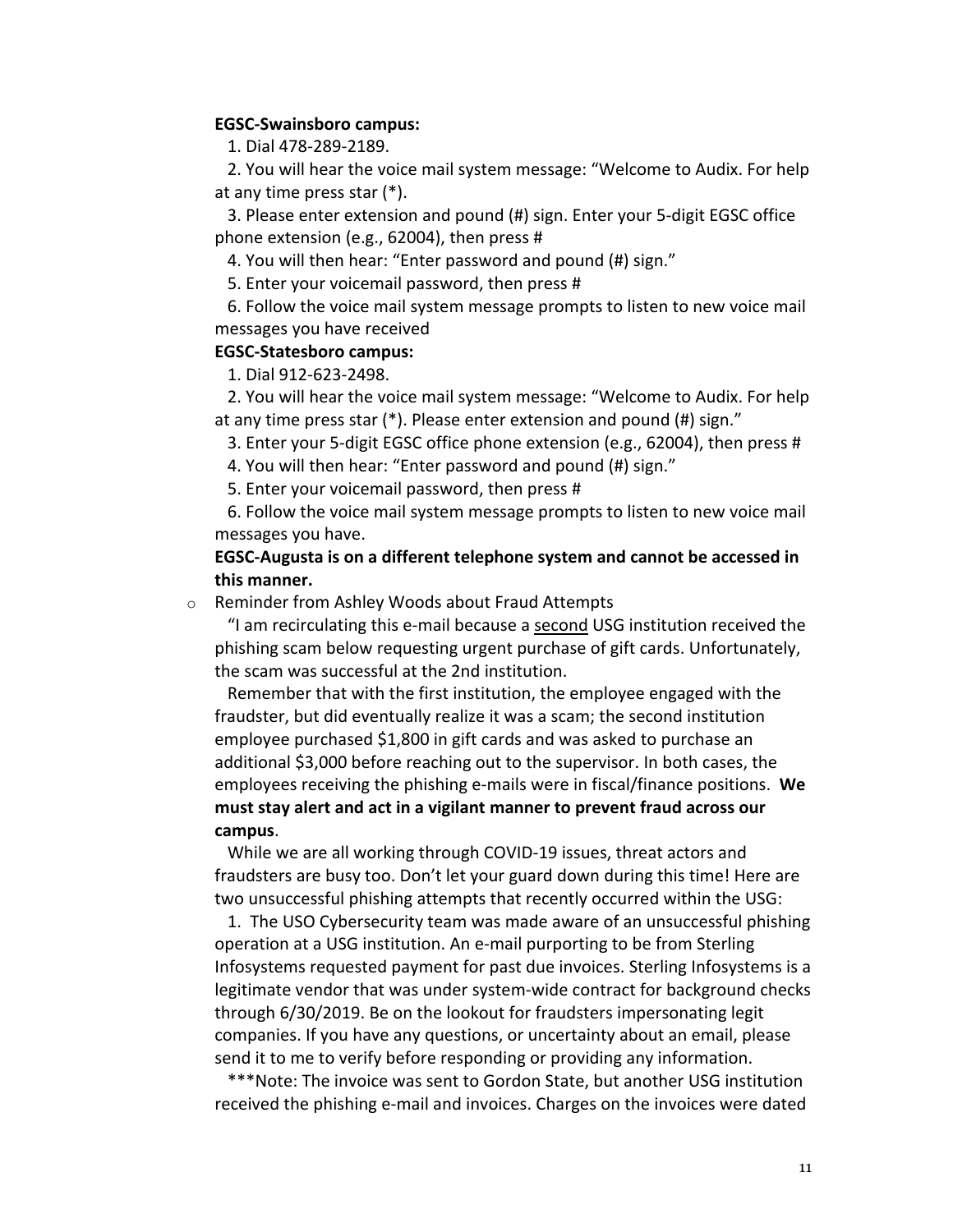**EGSC-Swainsboro campus:**

1. Dial 478-289-2189.
2. You will hear the voice mail system message: "Welcome to Audix. For help at any time press star (*).
3. Please enter extension and pound (#) sign. Enter your 5-digit EGSC office phone extension (e.g., 62004), then press #
4. You will then hear: "Enter password and pound (#) sign."
5. Enter your voicemail password, then press #
6. Follow the voice mail system message prompts to listen to new voice mail messages you have received

**EGSC-Statesboro campus:**

1. Dial 912-623-2498.
2. You will hear the voice mail system message: "Welcome to Audix. For help at any time press star (*). Please enter extension and pound (#) sign."
3. Enter your 5-digit EGSC office phone extension (e.g., 62004), then press #
4. You will then hear: "Enter password and pound (#) sign."
5. Enter your voicemail password, then press #
6. Follow the voice mail system message prompts to listen to new voice mail messages you have.

**EGSC-Augusta is on a different telephone system and cannot be accessed in this manner.**

- Reminder from Ashley Woods about Fraud Attempts

  "I am recirculating this e-mail because a second USG institution received the phishing scam below requesting urgent purchase of gift cards. Unfortunately, the scam was successful at the 2nd institution.

  Remember that with the first institution, the employee engaged with the fraudster, but did eventually realize it was a scam; the second institution employee purchased $1,800 in gift cards and was asked to purchase an additional $3,000 before reaching out to the supervisor. In both cases, the employees receiving the phishing e-mails were in fiscal/finance positions. **We must stay alert and act in a vigilant manner to prevent fraud across our campus**.

  While we are all working through COVID-19 issues, threat actors and fraudsters are busy too. Don't let your guard down during this time! Here are two unsuccessful phishing attempts that recently occurred within the USG:

  1. The USO Cybersecurity team was made aware of an unsuccessful phishing operation at a USG institution. An e-mail purporting to be from Sterling Infosystems requested payment for past due invoices. Sterling Infosystems is a legitimate vendor that was under system-wide contract for background checks through 6/30/2019. Be on the lookout for fraudsters impersonating legit companies. If you have any questions, or uncertainty about an email, please send it to me to verify before responding or providing any information.

  ***Note: The invoice was sent to Gordon State, but another USG institution received the phishing e-mail and invoices. Charges on the invoices were dated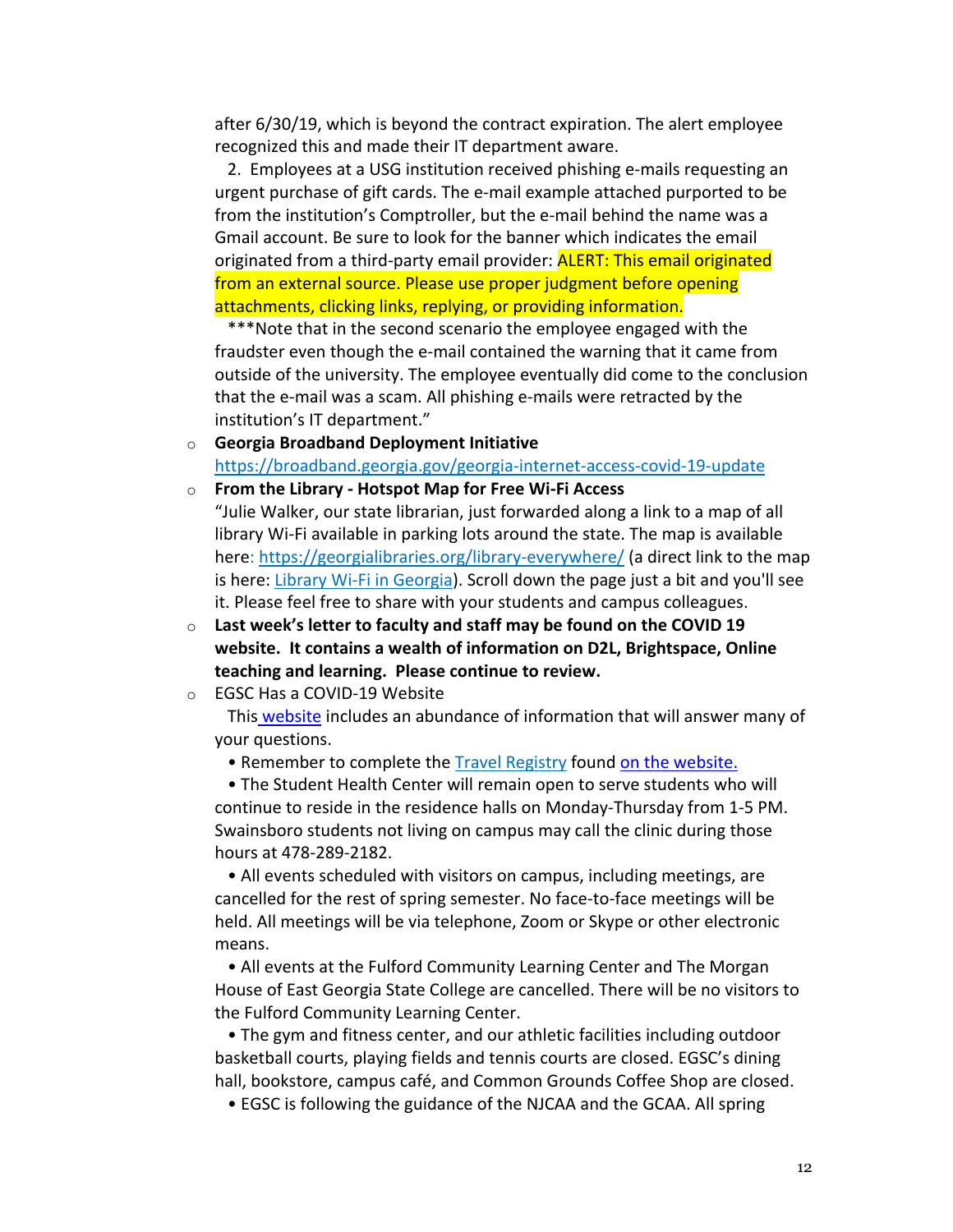after 6/30/19, which is beyond the contract expiration. The alert employee recognized this and made their IT department aware.

2. Employees at a USG institution received phishing e-mails requesting an urgent purchase of gift cards. The e-mail example attached purported to be from the institution's Comptroller, but the e-mail behind the name was a Gmail account. Be sure to look for the banner which indicates the email originated from a third-party email provider: ALERT: This email originated from an external source. Please use proper judgment before opening attachments, clicking links, replying, or providing information.

***Note that in the second scenario the employee engaged with the fraudster even though the e-mail contained the warning that it came from outside of the university. The employee eventually did come to the conclusion that the e-mail was a scam. All phishing e-mails were retracted by the institution's IT department."

- **Georgia Broadband Deployment Initiative**
  https://broadband.georgia.gov/georgia-internet-access-covid-19-update
- **From the Library - Hotspot Map for Free Wi-Fi Access**
  "Julie Walker, our state librarian, just forwarded along a link to a map of all library Wi-Fi available in parking lots around the state. The map is available here: https://georgialibraries.org/library-everywhere/ (a direct link to the map is here: Library Wi-Fi in Georgia). Scroll down the page just a bit and you'll see it. Please feel free to share with your students and campus colleagues.
- **Last week's letter to faculty and staff may be found on the COVID 19 website. It contains a wealth of information on D2L, Brightspace, Online teaching and learning. Please continue to review.**
- EGSC Has a COVID-19 Website
  This website includes an abundance of information that will answer many of your questions.
  - Remember to complete the Travel Registry found on the website.
  - The Student Health Center will remain open to serve students who will continue to reside in the residence halls on Monday-Thursday from 1-5 PM. Swainsboro students not living on campus may call the clinic during those hours at 478-289-2182.
  - All events scheduled with visitors on campus, including meetings, are cancelled for the rest of spring semester. No face-to-face meetings will be held. All meetings will be via telephone, Zoom or Skype or other electronic means.
  - All events at the Fulford Community Learning Center and The Morgan House of East Georgia State College are cancelled. There will be no visitors to the Fulford Community Learning Center.
  - The gym and fitness center, and our athletic facilities including outdoor basketball courts, playing fields and tennis courts are closed. EGSC's dining hall, bookstore, campus café, and Common Grounds Coffee Shop are closed.
  - EGSC is following the guidance of the NJCAA and the GCAA. All spring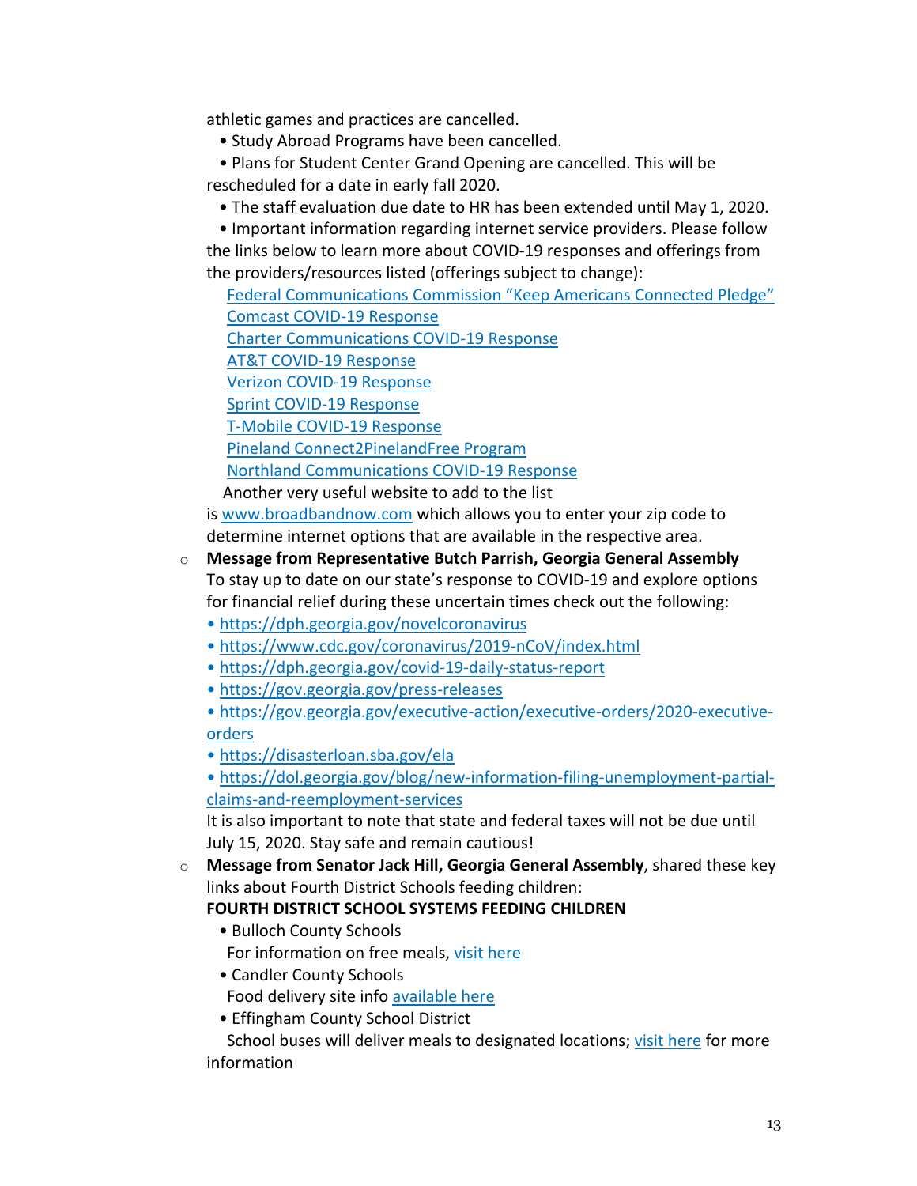athletic games and practices are cancelled.

- Study Abroad Programs have been cancelled.
- Plans for Student Center Grand Opening are cancelled. This will be rescheduled for a date in early fall 2020.
- The staff evaluation due date to HR has been extended until May 1, 2020.
- Important information regarding internet service providers. Please follow the links below to learn more about COVID-19 responses and offerings from the providers/resources listed (offerings subject to change):

  Federal Communications Commission "Keep Americans Connected Pledge"
  Comcast COVID-19 Response
  Charter Communications COVID-19 Response
  AT&T COVID-19 Response
  Verizon COVID-19 Response
  Sprint COVID-19 Response
  T-Mobile COVID-19 Response
  Pineland Connect2PinelandFree Program
  Northland Communications COVID-19 Response

  Another very useful website to add to the list is www.broadbandnow.com which allows you to enter your zip code to determine internet options that are available in the respective area.

- **Message from Representative Butch Parrish, Georgia General Assembly**
  To stay up to date on our state's response to COVID-19 and explore options for financial relief during these uncertain times check out the following:
  - https://dph.georgia.gov/novelcoronavirus
  - https://www.cdc.gov/coronavirus/2019-nCoV/index.html
  - https://dph.georgia.gov/covid-19-daily-status-report
  - https://gov.georgia.gov/press-releases
  - https://gov.georgia.gov/executive-action/executive-orders/2020-executive-orders
  - https://disasterloan.sba.gov/ela
  - https://dol.georgia.gov/blog/new-information-filing-unemployment-partial-claims-and-reemployment-services

  It is also important to note that state and federal taxes will not be due until July 15, 2020. Stay safe and remain cautious!

- **Message from Senator Jack Hill, Georgia General Assembly**, shared these key links about Fourth District Schools feeding children:

  **FOURTH DISTRICT SCHOOL SYSTEMS FEEDING CHILDREN**
  - Bulloch County Schools
    For information on free meals, visit here
  - Candler County Schools
    Food delivery site info available here
  - Effingham County School District
    School buses will deliver meals to designated locations; visit here for more information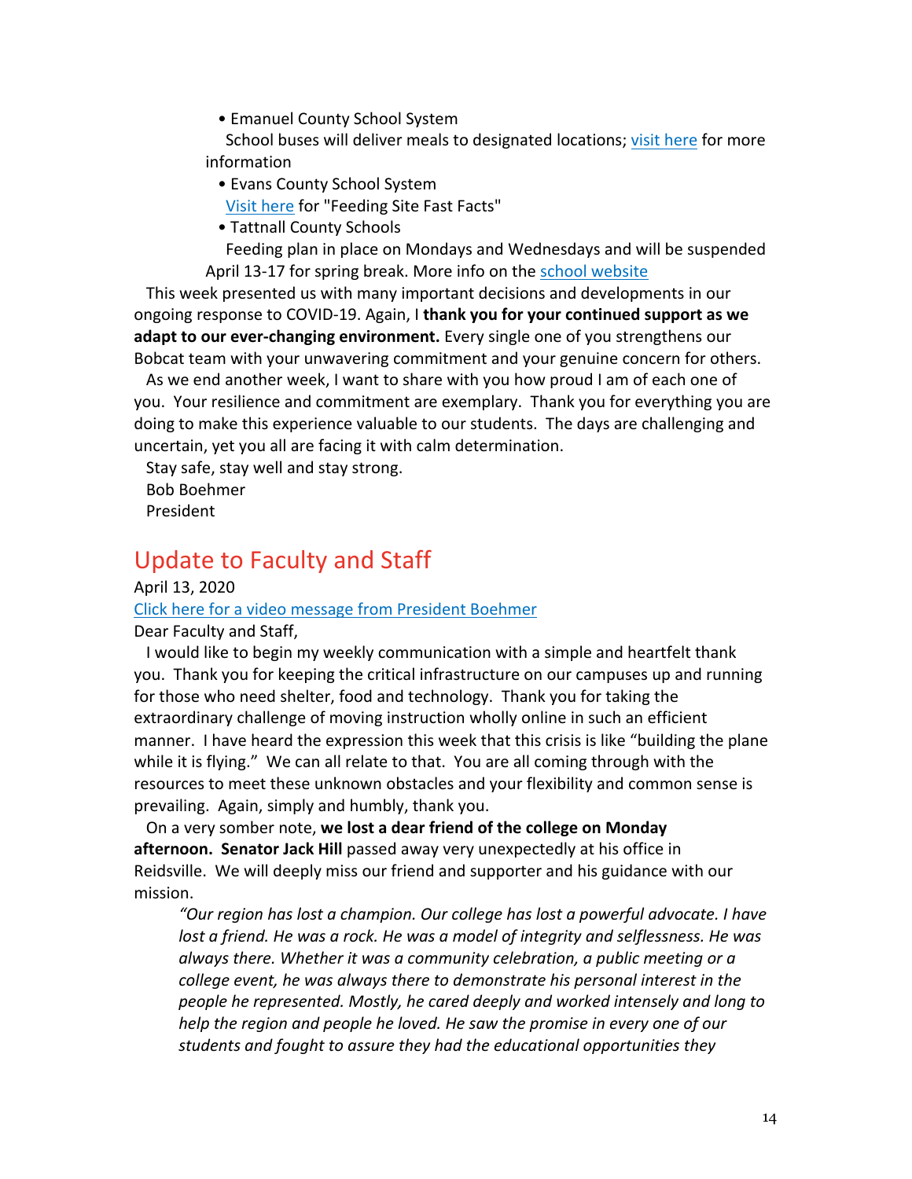- Emanuel County School System
  School buses will deliver meals to designated locations; visit here for more information
- Evans County School System
  Visit here for "Feeding Site Fast Facts"
- Tattnall County Schools
  Feeding plan in place on Mondays and Wednesdays and will be suspended April 13-17 for spring break. More info on the school website

This week presented us with many important decisions and developments in our ongoing response to COVID-19. Again, I **thank you for your continued support as we adapt to our ever-changing environment.** Every single one of you strengthens our Bobcat team with your unwavering commitment and your genuine concern for others.

As we end another week, I want to share with you how proud I am of each one of you. Your resilience and commitment are exemplary. Thank you for everything you are doing to make this experience valuable to our students. The days are challenging and uncertain, yet you all are facing it with calm determination.

Stay safe, stay well and stay strong.

Bob Boehmer
President

## Update to Faculty and Staff

April 13, 2020

Click here for a video message from President Boehmer

Dear Faculty and Staff,

I would like to begin my weekly communication with a simple and heartfelt thank you. Thank you for keeping the critical infrastructure on our campuses up and running for those who need shelter, food and technology. Thank you for taking the extraordinary challenge of moving instruction wholly online in such an efficient manner. I have heard the expression this week that this crisis is like "building the plane while it is flying." We can all relate to that. You are all coming through with the resources to meet these unknown obstacles and your flexibility and common sense is prevailing. Again, simply and humbly, thank you.

On a very somber note, **we lost a dear friend of the college on Monday afternoon. Senator Jack Hill** passed away very unexpectedly at his office in Reidsville. We will deeply miss our friend and supporter and his guidance with our mission.

> *"Our region has lost a champion. Our college has lost a powerful advocate. I have lost a friend. He was a rock. He was a model of integrity and selflessness. He was always there. Whether it was a community celebration, a public meeting or a college event, he was always there to demonstrate his personal interest in the people he represented. Mostly, he cared deeply and worked intensely and long to help the region and people he loved. He saw the promise in every one of our students and fought to assure they had the educational opportunities they*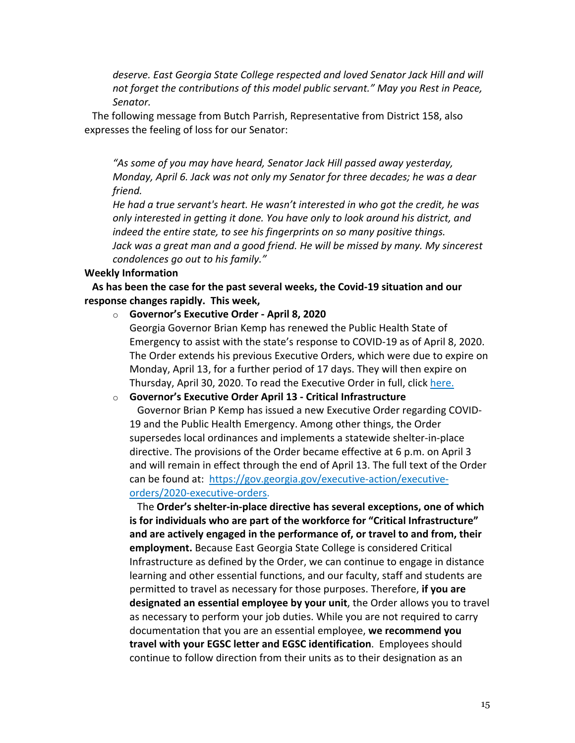*deserve. East Georgia State College respected and loved Senator Jack Hill and will not forget the contributions of this model public servant." May you Rest in Peace, Senator.*

The following message from Butch Parrish, Representative from District 158, also expresses the feeling of loss for our Senator:

*"As some of you may have heard, Senator Jack Hill passed away yesterday, Monday, April 6. Jack was not only my Senator for three decades; he was a dear friend.*
*He had a true servant's heart. He wasn't interested in who got the credit, he was only interested in getting it done. You have only to look around his district, and indeed the entire state, to see his fingerprints on so many positive things.*
*Jack was a great man and a good friend. He will be missed by many. My sincerest condolences go out to his family."*

**Weekly Information**

**As has been the case for the past several weeks, the Covid-19 situation and our response changes rapidly. This week,**

- **Governor's Executive Order - April 8, 2020**
  Georgia Governor Brian Kemp has renewed the Public Health State of Emergency to assist with the state's response to COVID-19 as of April 8, 2020. The Order extends his previous Executive Orders, which were due to expire on Monday, April 13, for a further period of 17 days. They will then expire on Thursday, April 30, 2020. To read the Executive Order in full, click [here.]()

- **Governor's Executive Order April 13 - Critical Infrastructure**
  Governor Brian P Kemp has issued a new Executive Order regarding COVID-19 and the Public Health Emergency. Among other things, the Order supersedes local ordinances and implements a statewide shelter-in-place directive. The provisions of the Order became effective at 6 p.m. on April 3 and will remain in effect through the end of April 13. The full text of the Order can be found at: [https://gov.georgia.gov/executive-action/executive-orders/2020-executive-orders](https://gov.georgia.gov/executive-action/executive-orders/2020-executive-orders).

  The **Order's shelter-in-place directive has several exceptions, one of which is for individuals who are part of the workforce for "Critical Infrastructure" and are actively engaged in the performance of, or travel to and from, their employment.** Because East Georgia State College is considered Critical Infrastructure as defined by the Order, we can continue to engage in distance learning and other essential functions, and our faculty, staff and students are permitted to travel as necessary for those purposes. Therefore, **if you are designated an essential employee by your unit**, the Order allows you to travel as necessary to perform your job duties. While you are not required to carry documentation that you are an essential employee, **we recommend you travel with your EGSC letter and EGSC identification**. Employees should continue to follow direction from their units as to their designation as an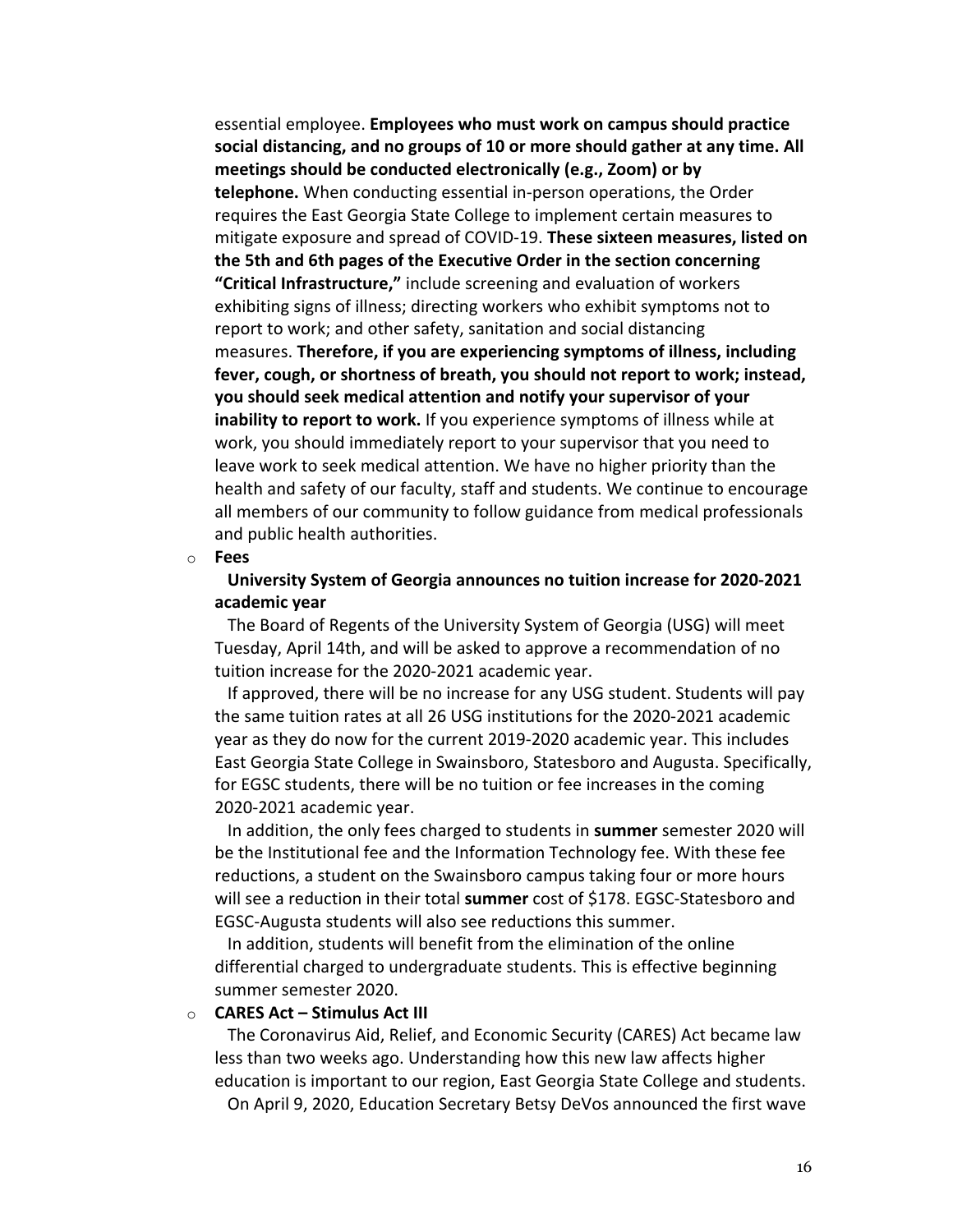essential employee. **Employees who must work on campus should practice social distancing, and no groups of 10 or more should gather at any time. All meetings should be conducted electronically (e.g., Zoom) or by telephone.** When conducting essential in-person operations, the Order requires the East Georgia State College to implement certain measures to mitigate exposure and spread of COVID-19. **These sixteen measures, listed on the 5th and 6th pages of the Executive Order in the section concerning "Critical Infrastructure,"** include screening and evaluation of workers exhibiting signs of illness; directing workers who exhibit symptoms not to report to work; and other safety, sanitation and social distancing measures. **Therefore, if you are experiencing symptoms of illness, including fever, cough, or shortness of breath, you should not report to work; instead, you should seek medical attention and notify your supervisor of your inability to report to work.** If you experience symptoms of illness while at work, you should immediately report to your supervisor that you need to leave work to seek medical attention. We have no higher priority than the health and safety of our faculty, staff and students. We continue to encourage all members of our community to follow guidance from medical professionals and public health authorities.

- **Fees**

  **University System of Georgia announces no tuition increase for 2020-2021 academic year**

  The Board of Regents of the University System of Georgia (USG) will meet Tuesday, April 14th, and will be asked to approve a recommendation of no tuition increase for the 2020-2021 academic year.

  If approved, there will be no increase for any USG student. Students will pay the same tuition rates at all 26 USG institutions for the 2020-2021 academic year as they do now for the current 2019-2020 academic year. This includes East Georgia State College in Swainsboro, Statesboro and Augusta. Specifically, for EGSC students, there will be no tuition or fee increases in the coming 2020-2021 academic year.

  In addition, the only fees charged to students in **summer** semester 2020 will be the Institutional fee and the Information Technology fee. With these fee reductions, a student on the Swainsboro campus taking four or more hours will see a reduction in their total **summer** cost of $178. EGSC-Statesboro and EGSC-Augusta students will also see reductions this summer.

  In addition, students will benefit from the elimination of the online differential charged to undergraduate students. This is effective beginning summer semester 2020.

- **CARES Act – Stimulus Act III**

  The Coronavirus Aid, Relief, and Economic Security (CARES) Act became law less than two weeks ago. Understanding how this new law affects higher education is important to our region, East Georgia State College and students.

  On April 9, 2020, Education Secretary Betsy DeVos announced the first wave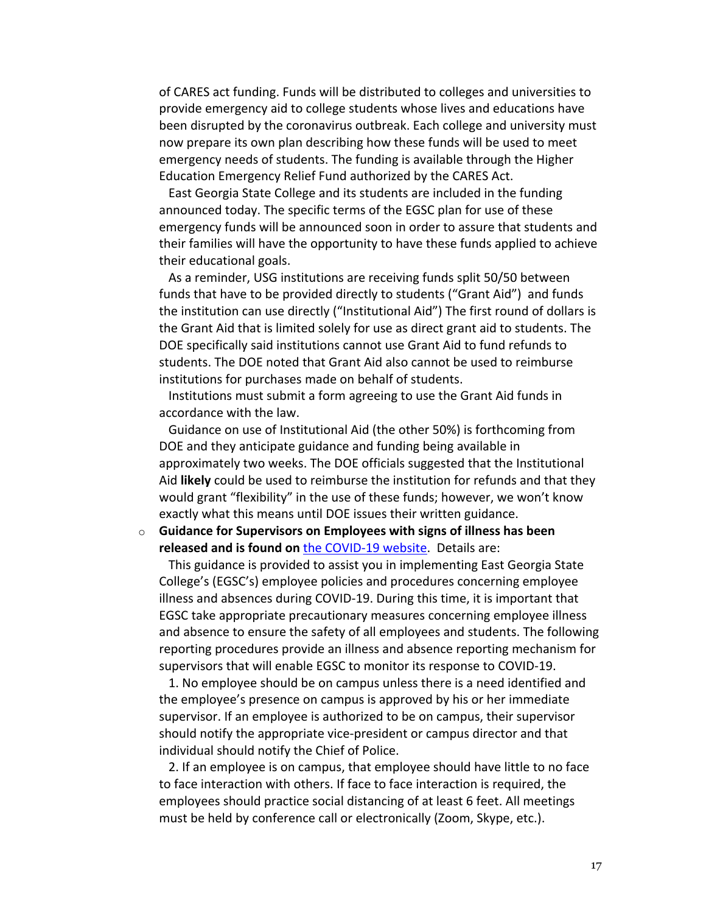of CARES act funding. Funds will be distributed to colleges and universities to provide emergency aid to college students whose lives and educations have been disrupted by the coronavirus outbreak. Each college and university must now prepare its own plan describing how these funds will be used to meet emergency needs of students. The funding is available through the Higher Education Emergency Relief Fund authorized by the CARES Act.

East Georgia State College and its students are included in the funding announced today. The specific terms of the EGSC plan for use of these emergency funds will be announced soon in order to assure that students and their families will have the opportunity to have these funds applied to achieve their educational goals.

As a reminder, USG institutions are receiving funds split 50/50 between funds that have to be provided directly to students ("Grant Aid") and funds the institution can use directly ("Institutional Aid") The first round of dollars is the Grant Aid that is limited solely for use as direct grant aid to students. The DOE specifically said institutions cannot use Grant Aid to fund refunds to students. The DOE noted that Grant Aid also cannot be used to reimburse institutions for purchases made on behalf of students.

Institutions must submit a form agreeing to use the Grant Aid funds in accordance with the law.

Guidance on use of Institutional Aid (the other 50%) is forthcoming from DOE and they anticipate guidance and funding being available in approximately two weeks. The DOE officials suggested that the Institutional Aid **likely** could be used to reimburse the institution for refunds and that they would grant "flexibility" in the use of these funds; however, we won't know exactly what this means until DOE issues their written guidance.

- **Guidance for Supervisors on Employees with signs of illness has been released and is found on** [the COVID-19 website](). Details are:

  This guidance is provided to assist you in implementing East Georgia State College's (EGSC's) employee policies and procedures concerning employee illness and absences during COVID-19. During this time, it is important that EGSC take appropriate precautionary measures concerning employee illness and absence to ensure the safety of all employees and students. The following reporting procedures provide an illness and absence reporting mechanism for supervisors that will enable EGSC to monitor its response to COVID-19.

  1. No employee should be on campus unless there is a need identified and the employee's presence on campus is approved by his or her immediate supervisor. If an employee is authorized to be on campus, their supervisor should notify the appropriate vice-president or campus director and that individual should notify the Chief of Police.

  2. If an employee is on campus, that employee should have little to no face to face interaction with others. If face to face interaction is required, the employees should practice social distancing of at least 6 feet. All meetings must be held by conference call or electronically (Zoom, Skype, etc.).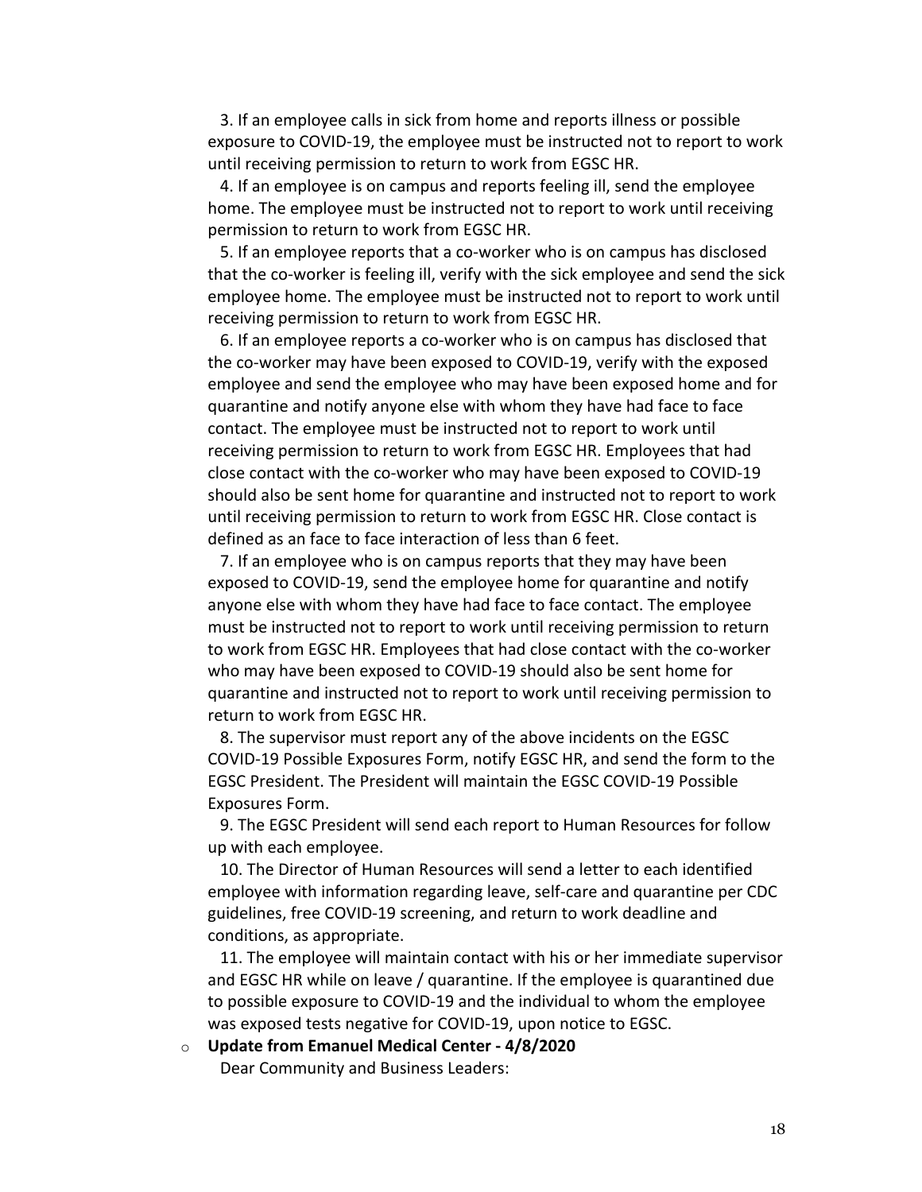3. If an employee calls in sick from home and reports illness or possible exposure to COVID-19, the employee must be instructed not to report to work until receiving permission to return to work from EGSC HR.

4. If an employee is on campus and reports feeling ill, send the employee home. The employee must be instructed not to report to work until receiving permission to return to work from EGSC HR.

5. If an employee reports that a co-worker who is on campus has disclosed that the co-worker is feeling ill, verify with the sick employee and send the sick employee home. The employee must be instructed not to report to work until receiving permission to return to work from EGSC HR.

6. If an employee reports a co-worker who is on campus has disclosed that the co-worker may have been exposed to COVID-19, verify with the exposed employee and send the employee who may have been exposed home and for quarantine and notify anyone else with whom they have had face to face contact. The employee must be instructed not to report to work until receiving permission to return to work from EGSC HR. Employees that had close contact with the co-worker who may have been exposed to COVID-19 should also be sent home for quarantine and instructed not to report to work until receiving permission to return to work from EGSC HR. Close contact is defined as an face to face interaction of less than 6 feet.

7. If an employee who is on campus reports that they may have been exposed to COVID-19, send the employee home for quarantine and notify anyone else with whom they have had face to face contact. The employee must be instructed not to report to work until receiving permission to return to work from EGSC HR. Employees that had close contact with the co-worker who may have been exposed to COVID-19 should also be sent home for quarantine and instructed not to report to work until receiving permission to return to work from EGSC HR.

8. The supervisor must report any of the above incidents on the EGSC COVID-19 Possible Exposures Form, notify EGSC HR, and send the form to the EGSC President. The President will maintain the EGSC COVID-19 Possible Exposures Form.

9. The EGSC President will send each report to Human Resources for follow up with each employee.

10. The Director of Human Resources will send a letter to each identified employee with information regarding leave, self-care and quarantine per CDC guidelines, free COVID-19 screening, and return to work deadline and conditions, as appropriate.

11. The employee will maintain contact with his or her immediate supervisor and EGSC HR while on leave / quarantine. If the employee is quarantined due to possible exposure to COVID-19 and the individual to whom the employee was exposed tests negative for COVID-19, upon notice to EGSC.

- **Update from Emanuel Medical Center - 4/8/2020**

  Dear Community and Business Leaders: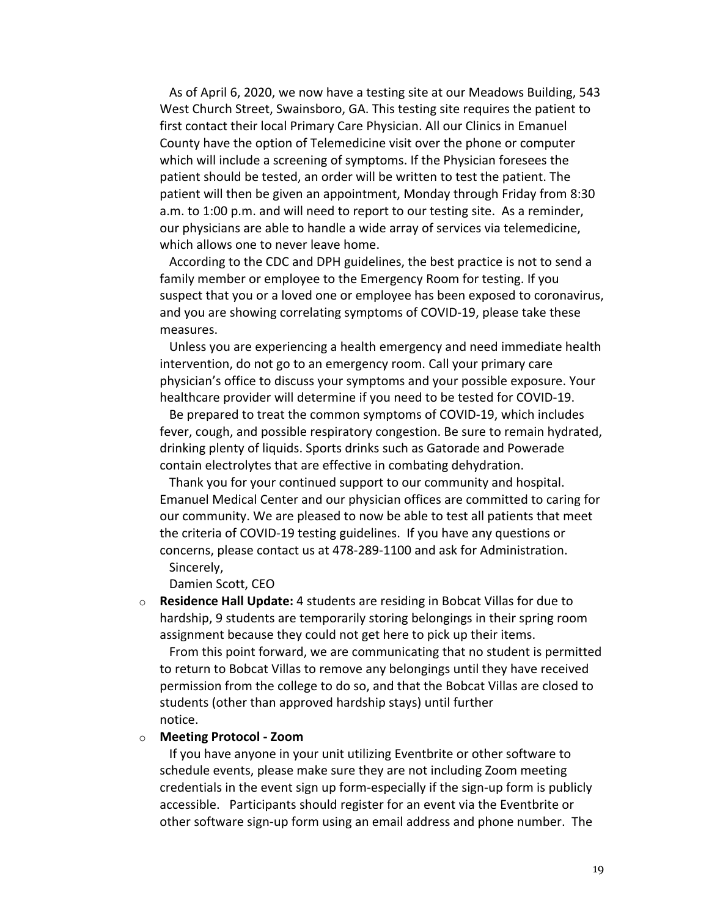As of April 6, 2020, we now have a testing site at our Meadows Building, 543 West Church Street, Swainsboro, GA. This testing site requires the patient to first contact their local Primary Care Physician. All our Clinics in Emanuel County have the option of Telemedicine visit over the phone or computer which will include a screening of symptoms. If the Physician foresees the patient should be tested, an order will be written to test the patient. The patient will then be given an appointment, Monday through Friday from 8:30 a.m. to 1:00 p.m. and will need to report to our testing site. As a reminder, our physicians are able to handle a wide array of services via telemedicine, which allows one to never leave home.

According to the CDC and DPH guidelines, the best practice is not to send a family member or employee to the Emergency Room for testing. If you suspect that you or a loved one or employee has been exposed to coronavirus, and you are showing correlating symptoms of COVID-19, please take these measures.

Unless you are experiencing a health emergency and need immediate health intervention, do not go to an emergency room. Call your primary care physician's office to discuss your symptoms and your possible exposure. Your healthcare provider will determine if you need to be tested for COVID-19.

Be prepared to treat the common symptoms of COVID-19, which includes fever, cough, and possible respiratory congestion. Be sure to remain hydrated, drinking plenty of liquids. Sports drinks such as Gatorade and Powerade contain electrolytes that are effective in combating dehydration.

Thank you for your continued support to our community and hospital. Emanuel Medical Center and our physician offices are committed to caring for our community. We are pleased to now be able to test all patients that meet the criteria of COVID-19 testing guidelines. If you have any questions or concerns, please contact us at 478-289-1100 and ask for Administration.

Sincerely,

Damien Scott, CEO

- **Residence Hall Update:** 4 students are residing in Bobcat Villas for due to hardship, 9 students are temporarily storing belongings in their spring room assignment because they could not get here to pick up their items.

  From this point forward, we are communicating that no student is permitted to return to Bobcat Villas to remove any belongings until they have received permission from the college to do so, and that the Bobcat Villas are closed to students (other than approved hardship stays) until further notice.

- **Meeting Protocol - Zoom**

  If you have anyone in your unit utilizing Eventbrite or other software to schedule events, please make sure they are not including Zoom meeting credentials in the event sign up form-especially if the sign-up form is publicly accessible. Participants should register for an event via the Eventbrite or other software sign-up form using an email address and phone number. The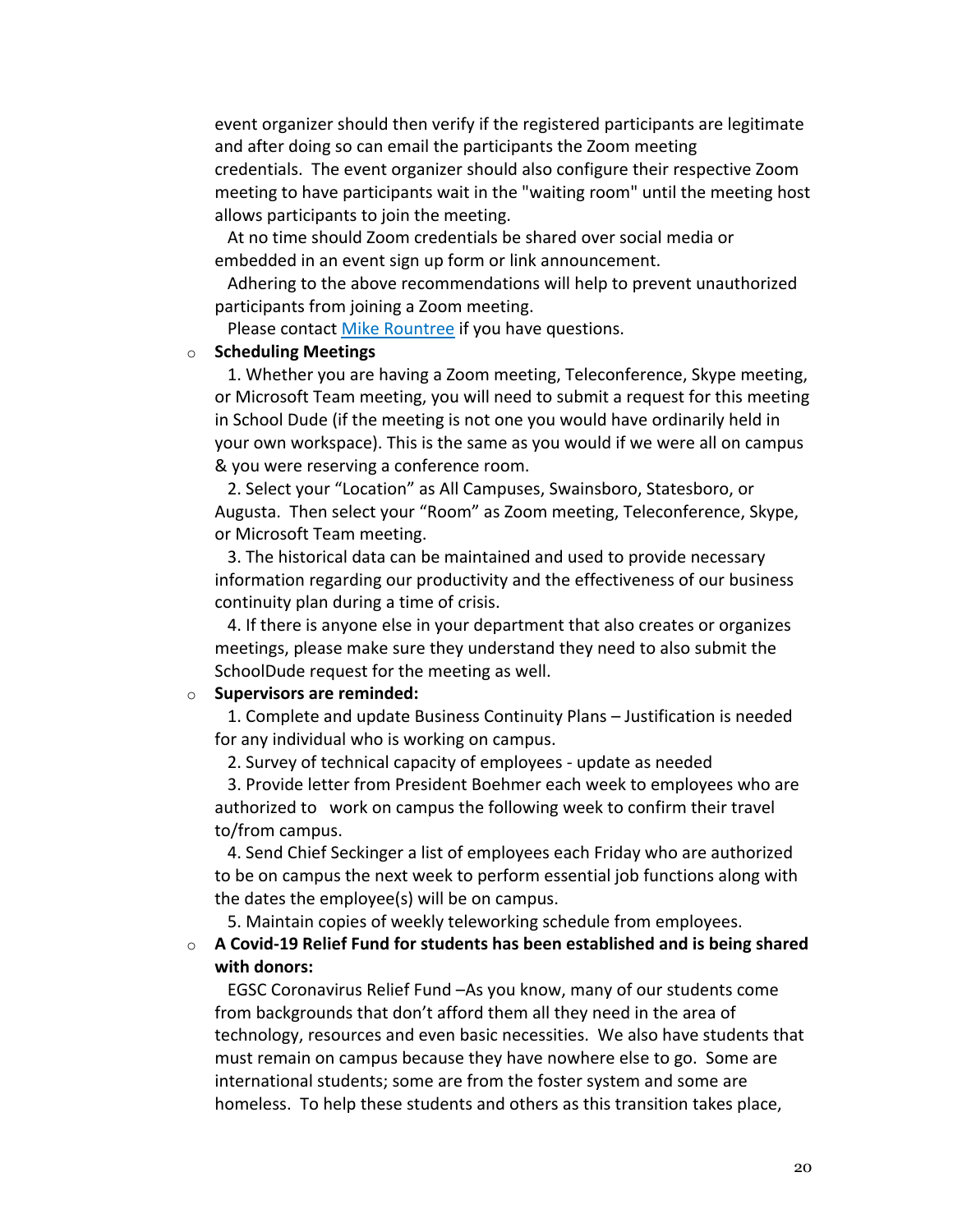event organizer should then verify if the registered participants are legitimate and after doing so can email the participants the Zoom meeting credentials. The event organizer should also configure their respective Zoom meeting to have participants wait in the "waiting room" until the meeting host allows participants to join the meeting.

At no time should Zoom credentials be shared over social media or embedded in an event sign up form or link announcement.

Adhering to the above recommendations will help to prevent unauthorized participants from joining a Zoom meeting.

Please contact Mike Rountree if you have questions.

- **Scheduling Meetings**

  1. Whether you are having a Zoom meeting, Teleconference, Skype meeting, or Microsoft Team meeting, you will need to submit a request for this meeting in School Dude (if the meeting is not one you would have ordinarily held in your own workspace). This is the same as you would if we were all on campus & you were reserving a conference room.
  2. Select your "Location" as All Campuses, Swainsboro, Statesboro, or Augusta. Then select your "Room" as Zoom meeting, Teleconference, Skype, or Microsoft Team meeting.
  3. The historical data can be maintained and used to provide necessary information regarding our productivity and the effectiveness of our business continuity plan during a time of crisis.
  4. If there is anyone else in your department that also creates or organizes meetings, please make sure they understand they need to also submit the SchoolDude request for the meeting as well.

- **Supervisors are reminded:**

  1. Complete and update Business Continuity Plans – Justification is needed for any individual who is working on campus.
  2. Survey of technical capacity of employees - update as needed
  3. Provide letter from President Boehmer each week to employees who are authorized to work on campus the following week to confirm their travel to/from campus.
  4. Send Chief Seckinger a list of employees each Friday who are authorized to be on campus the next week to perform essential job functions along with the dates the employee(s) will be on campus.
  5. Maintain copies of weekly teleworking schedule from employees.

- **A Covid-19 Relief Fund for students has been established and is being shared with donors:**

  EGSC Coronavirus Relief Fund –As you know, many of our students come from backgrounds that don't afford them all they need in the area of technology, resources and even basic necessities. We also have students that must remain on campus because they have nowhere else to go. Some are international students; some are from the foster system and some are homeless. To help these students and others as this transition takes place,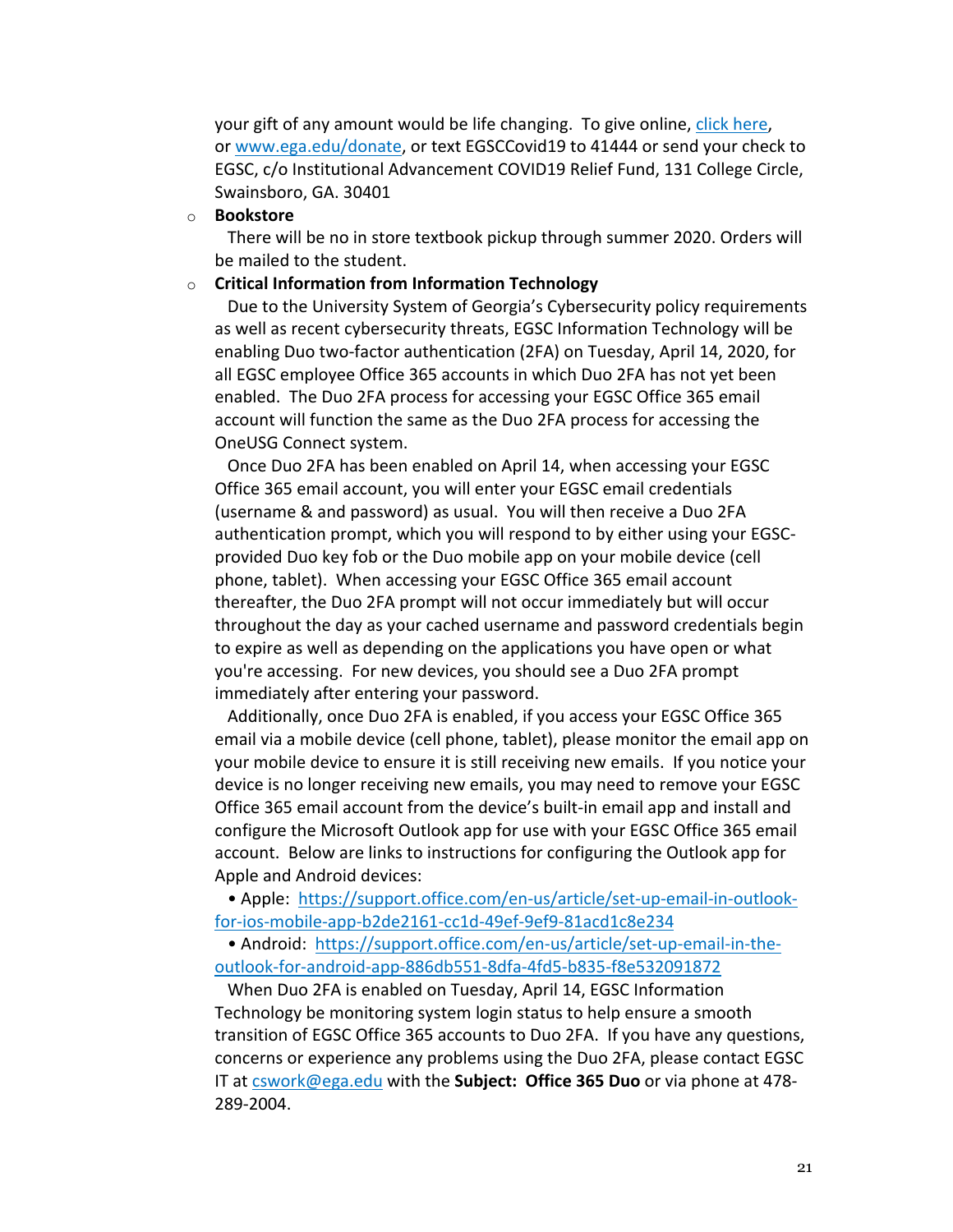your gift of any amount would be life changing. To give online, [click here](#), or [www.ega.edu/donate](http://www.ega.edu/donate), or text EGSCCovid19 to 41444 or send your check to EGSC, c/o Institutional Advancement COVID19 Relief Fund, 131 College Circle, Swainsboro, GA. 30401

- **Bookstore**

  There will be no in store textbook pickup through summer 2020. Orders will be mailed to the student.

- **Critical Information from Information Technology**

  Due to the University System of Georgia's Cybersecurity policy requirements as well as recent cybersecurity threats, EGSC Information Technology will be enabling Duo two-factor authentication (2FA) on Tuesday, April 14, 2020, for all EGSC employee Office 365 accounts in which Duo 2FA has not yet been enabled. The Duo 2FA process for accessing your EGSC Office 365 email account will function the same as the Duo 2FA process for accessing the OneUSG Connect system.

  Once Duo 2FA has been enabled on April 14, when accessing your EGSC Office 365 email account, you will enter your EGSC email credentials (username & and password) as usual. You will then receive a Duo 2FA authentication prompt, which you will respond to by either using your EGSC-provided Duo key fob or the Duo mobile app on your mobile device (cell phone, tablet). When accessing your EGSC Office 365 email account thereafter, the Duo 2FA prompt will not occur immediately but will occur throughout the day as your cached username and password credentials begin to expire as well as depending on the applications you have open or what you're accessing. For new devices, you should see a Duo 2FA prompt immediately after entering your password.

  Additionally, once Duo 2FA is enabled, if you access your EGSC Office 365 email via a mobile device (cell phone, tablet), please monitor the email app on your mobile device to ensure it is still receiving new emails. If you notice your device is no longer receiving new emails, you may need to remove your EGSC Office 365 email account from the device's built-in email app and install and configure the Microsoft Outlook app for use with your EGSC Office 365 email account. Below are links to instructions for configuring the Outlook app for Apple and Android devices:

  • Apple: [https://support.office.com/en-us/article/set-up-email-in-outlook-for-ios-mobile-app-b2de2161-cc1d-49ef-9ef9-81acd1c8e234](https://support.office.com/en-us/article/set-up-email-in-outlook-for-ios-mobile-app-b2de2161-cc1d-49ef-9ef9-81acd1c8e234)

  • Android: [https://support.office.com/en-us/article/set-up-email-in-the-outlook-for-android-app-886db551-8dfa-4fd5-b835-f8e532091872](https://support.office.com/en-us/article/set-up-email-in-the-outlook-for-android-app-886db551-8dfa-4fd5-b835-f8e532091872)

  When Duo 2FA is enabled on Tuesday, April 14, EGSC Information Technology be monitoring system login status to help ensure a smooth transition of EGSC Office 365 accounts to Duo 2FA. If you have any questions, concerns or experience any problems using the Duo 2FA, please contact EGSC IT at [cswork@ega.edu](mailto:cswork@ega.edu) with the **Subject: Office 365 Duo** or via phone at 478-289-2004.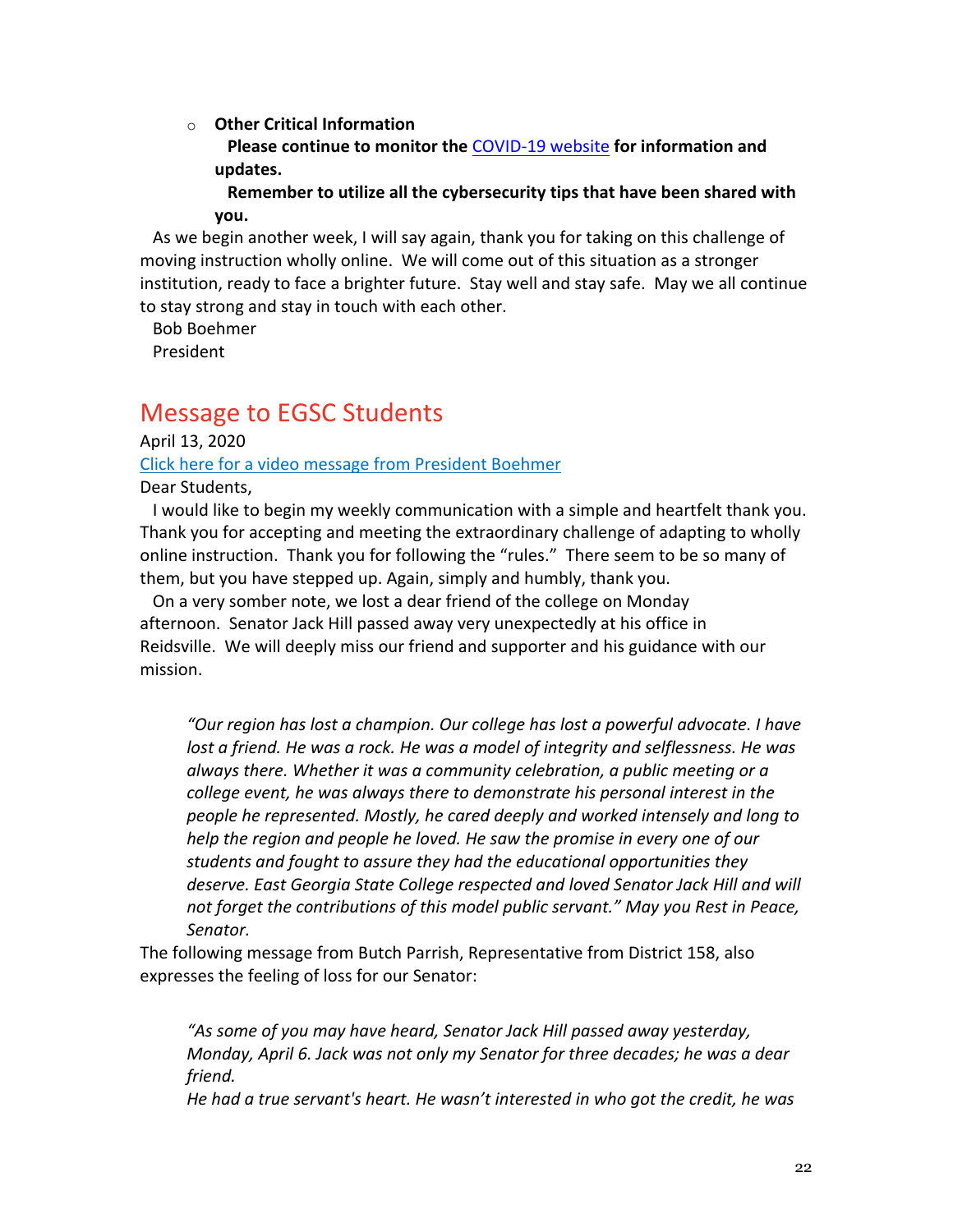- **Other Critical Information**

  **Please continue to monitor the [COVID-19 website](#) for information and updates.**

  **Remember to utilize all the cybersecurity tips that have been shared with you.**

As we begin another week, I will say again, thank you for taking on this challenge of moving instruction wholly online. We will come out of this situation as a stronger institution, ready to face a brighter future. Stay well and stay safe. May we all continue to stay strong and stay in touch with each other.

Bob Boehmer
President

## Message to EGSC Students

April 13, 2020

[Click here for a video message from President Boehmer](#)

Dear Students,

I would like to begin my weekly communication with a simple and heartfelt thank you. Thank you for accepting and meeting the extraordinary challenge of adapting to wholly online instruction. Thank you for following the "rules." There seem to be so many of them, but you have stepped up. Again, simply and humbly, thank you.

On a very somber note, we lost a dear friend of the college on Monday afternoon. Senator Jack Hill passed away very unexpectedly at his office in Reidsville. We will deeply miss our friend and supporter and his guidance with our mission.

> *"Our region has lost a champion. Our college has lost a powerful advocate. I have lost a friend. He was a rock. He was a model of integrity and selflessness. He was always there. Whether it was a community celebration, a public meeting or a college event, he was always there to demonstrate his personal interest in the people he represented. Mostly, he cared deeply and worked intensely and long to help the region and people he loved. He saw the promise in every one of our students and fought to assure they had the educational opportunities they deserve. East Georgia State College respected and loved Senator Jack Hill and will not forget the contributions of this model public servant." May you Rest in Peace, Senator.*

The following message from Butch Parrish, Representative from District 158, also expresses the feeling of loss for our Senator:

> *"As some of you may have heard, Senator Jack Hill passed away yesterday, Monday, April 6. Jack was not only my Senator for three decades; he was a dear friend.*
>
> *He had a true servant's heart. He wasn't interested in who got the credit, he was*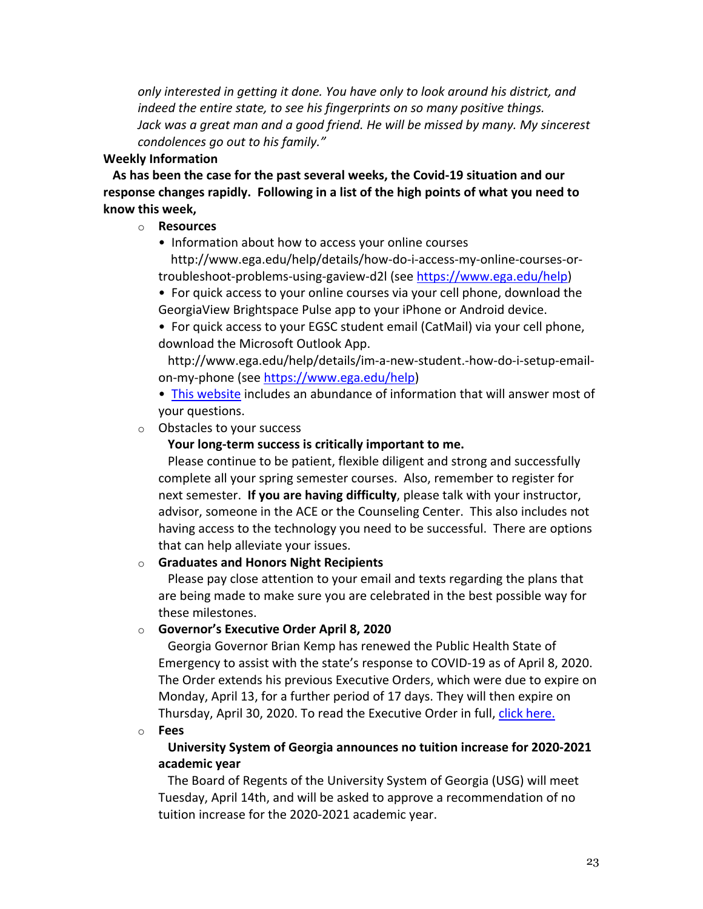*only interested in getting it done. You have only to look around his district, and indeed the entire state, to see his fingerprints on so many positive things. Jack was a great man and a good friend. He will be missed by many. My sincerest condolences go out to his family."*

**Weekly Information**

**As has been the case for the past several weeks, the Covid-19 situation and our response changes rapidly. Following in a list of the high points of what you need to know this week,**

- **Resources**
  - Information about how to access your online courses http://www.ega.edu/help/details/how-do-i-access-my-online-courses-or-troubleshoot-problems-using-gaview-d2l (see https://www.ega.edu/help)
  - For quick access to your online courses via your cell phone, download the GeorgiaView Brightspace Pulse app to your iPhone or Android device.
  - For quick access to your EGSC student email (CatMail) via your cell phone, download the Microsoft Outlook App. http://www.ega.edu/help/details/im-a-new-student.-how-do-i-setup-email-on-my-phone (see https://www.ega.edu/help)
  - This website includes an abundance of information that will answer most of your questions.
- Obstacles to your success

  **Your long-term success is critically important to me.**

  Please continue to be patient, flexible diligent and strong and successfully complete all your spring semester courses. Also, remember to register for next semester. **If you are having difficulty**, please talk with your instructor, advisor, someone in the ACE or the Counseling Center. This also includes not having access to the technology you need to be successful. There are options that can help alleviate your issues.
- **Graduates and Honors Night Recipients**

  Please pay close attention to your email and texts regarding the plans that are being made to make sure you are celebrated in the best possible way for these milestones.
- **Governor's Executive Order April 8, 2020**

  Georgia Governor Brian Kemp has renewed the Public Health State of Emergency to assist with the state's response to COVID-19 as of April 8, 2020. The Order extends his previous Executive Orders, which were due to expire on Monday, April 13, for a further period of 17 days. They will then expire on Thursday, April 30, 2020. To read the Executive Order in full, click here.
- **Fees**

  **University System of Georgia announces no tuition increase for 2020-2021 academic year**

  The Board of Regents of the University System of Georgia (USG) will meet Tuesday, April 14th, and will be asked to approve a recommendation of no tuition increase for the 2020-2021 academic year.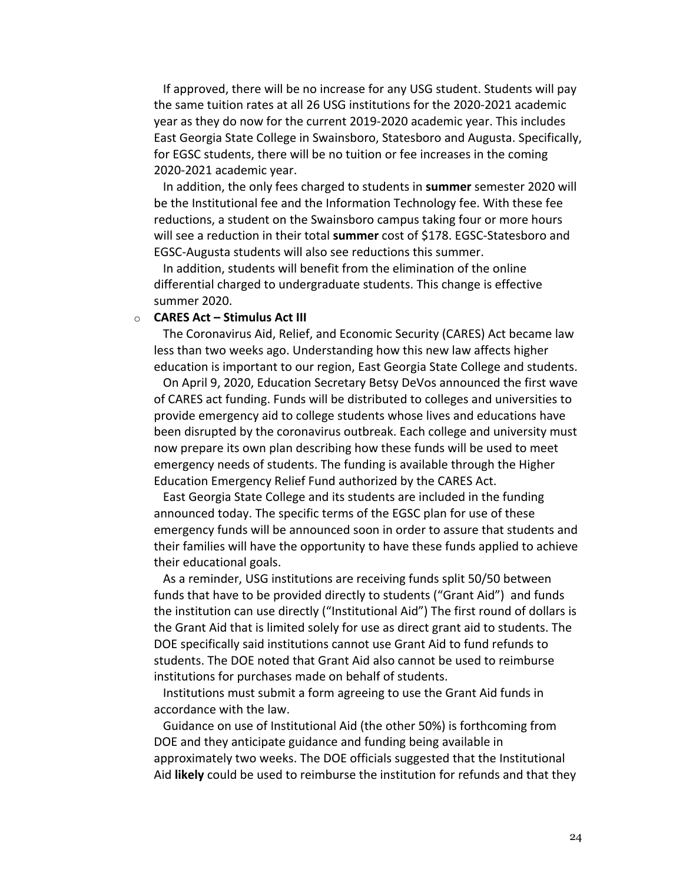If approved, there will be no increase for any USG student. Students will pay the same tuition rates at all 26 USG institutions for the 2020-2021 academic year as they do now for the current 2019-2020 academic year. This includes East Georgia State College in Swainsboro, Statesboro and Augusta. Specifically, for EGSC students, there will be no tuition or fee increases in the coming 2020-2021 academic year.

In addition, the only fees charged to students in **summer** semester 2020 will be the Institutional fee and the Information Technology fee. With these fee reductions, a student on the Swainsboro campus taking four or more hours will see a reduction in their total **summer** cost of $178. EGSC-Statesboro and EGSC-Augusta students will also see reductions this summer.

In addition, students will benefit from the elimination of the online differential charged to undergraduate students. This change is effective summer 2020.

- **CARES Act – Stimulus Act III**

  The Coronavirus Aid, Relief, and Economic Security (CARES) Act became law less than two weeks ago. Understanding how this new law affects higher education is important to our region, East Georgia State College and students.

  On April 9, 2020, Education Secretary Betsy DeVos announced the first wave of CARES act funding. Funds will be distributed to colleges and universities to provide emergency aid to college students whose lives and educations have been disrupted by the coronavirus outbreak. Each college and university must now prepare its own plan describing how these funds will be used to meet emergency needs of students. The funding is available through the Higher Education Emergency Relief Fund authorized by the CARES Act.

  East Georgia State College and its students are included in the funding announced today. The specific terms of the EGSC plan for use of these emergency funds will be announced soon in order to assure that students and their families will have the opportunity to have these funds applied to achieve their educational goals.

  As a reminder, USG institutions are receiving funds split 50/50 between funds that have to be provided directly to students ("Grant Aid") and funds the institution can use directly ("Institutional Aid") The first round of dollars is the Grant Aid that is limited solely for use as direct grant aid to students. The DOE specifically said institutions cannot use Grant Aid to fund refunds to students. The DOE noted that Grant Aid also cannot be used to reimburse institutions for purchases made on behalf of students.

  Institutions must submit a form agreeing to use the Grant Aid funds in accordance with the law.

  Guidance on use of Institutional Aid (the other 50%) is forthcoming from DOE and they anticipate guidance and funding being available in approximately two weeks. The DOE officials suggested that the Institutional Aid **likely** could be used to reimburse the institution for refunds and that they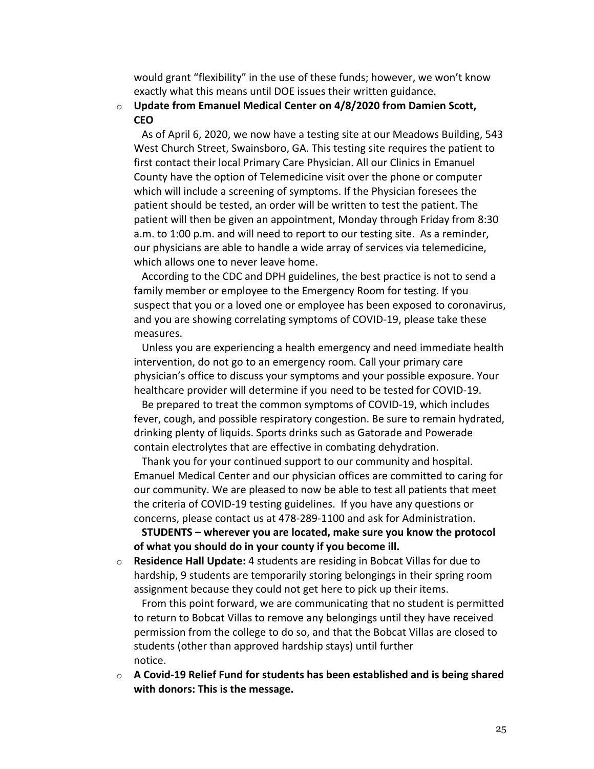would grant "flexibility" in the use of these funds; however, we won't know exactly what this means until DOE issues their written guidance.

- **Update from Emanuel Medical Center on 4/8/2020 from Damien Scott, CEO**

  As of April 6, 2020, we now have a testing site at our Meadows Building, 543 West Church Street, Swainsboro, GA. This testing site requires the patient to first contact their local Primary Care Physician. All our Clinics in Emanuel County have the option of Telemedicine visit over the phone or computer which will include a screening of symptoms. If the Physician foresees the patient should be tested, an order will be written to test the patient. The patient will then be given an appointment, Monday through Friday from 8:30 a.m. to 1:00 p.m. and will need to report to our testing site. As a reminder, our physicians are able to handle a wide array of services via telemedicine, which allows one to never leave home.

  According to the CDC and DPH guidelines, the best practice is not to send a family member or employee to the Emergency Room for testing. If you suspect that you or a loved one or employee has been exposed to coronavirus, and you are showing correlating symptoms of COVID-19, please take these measures.

  Unless you are experiencing a health emergency and need immediate health intervention, do not go to an emergency room. Call your primary care physician's office to discuss your symptoms and your possible exposure. Your healthcare provider will determine if you need to be tested for COVID-19.

  Be prepared to treat the common symptoms of COVID-19, which includes fever, cough, and possible respiratory congestion. Be sure to remain hydrated, drinking plenty of liquids. Sports drinks such as Gatorade and Powerade contain electrolytes that are effective in combating dehydration.

  Thank you for your continued support to our community and hospital. Emanuel Medical Center and our physician offices are committed to caring for our community. We are pleased to now be able to test all patients that meet the criteria of COVID-19 testing guidelines. If you have any questions or concerns, please contact us at 478-289-1100 and ask for Administration.

  **STUDENTS – wherever you are located, make sure you know the protocol of what you should do in your county if you become ill.**

- **Residence Hall Update:** 4 students are residing in Bobcat Villas for due to hardship, 9 students are temporarily storing belongings in their spring room assignment because they could not get here to pick up their items.

  From this point forward, we are communicating that no student is permitted to return to Bobcat Villas to remove any belongings until they have received permission from the college to do so, and that the Bobcat Villas are closed to students (other than approved hardship stays) until further notice.

- **A Covid-19 Relief Fund for students has been established and is being shared with donors: This is the message.**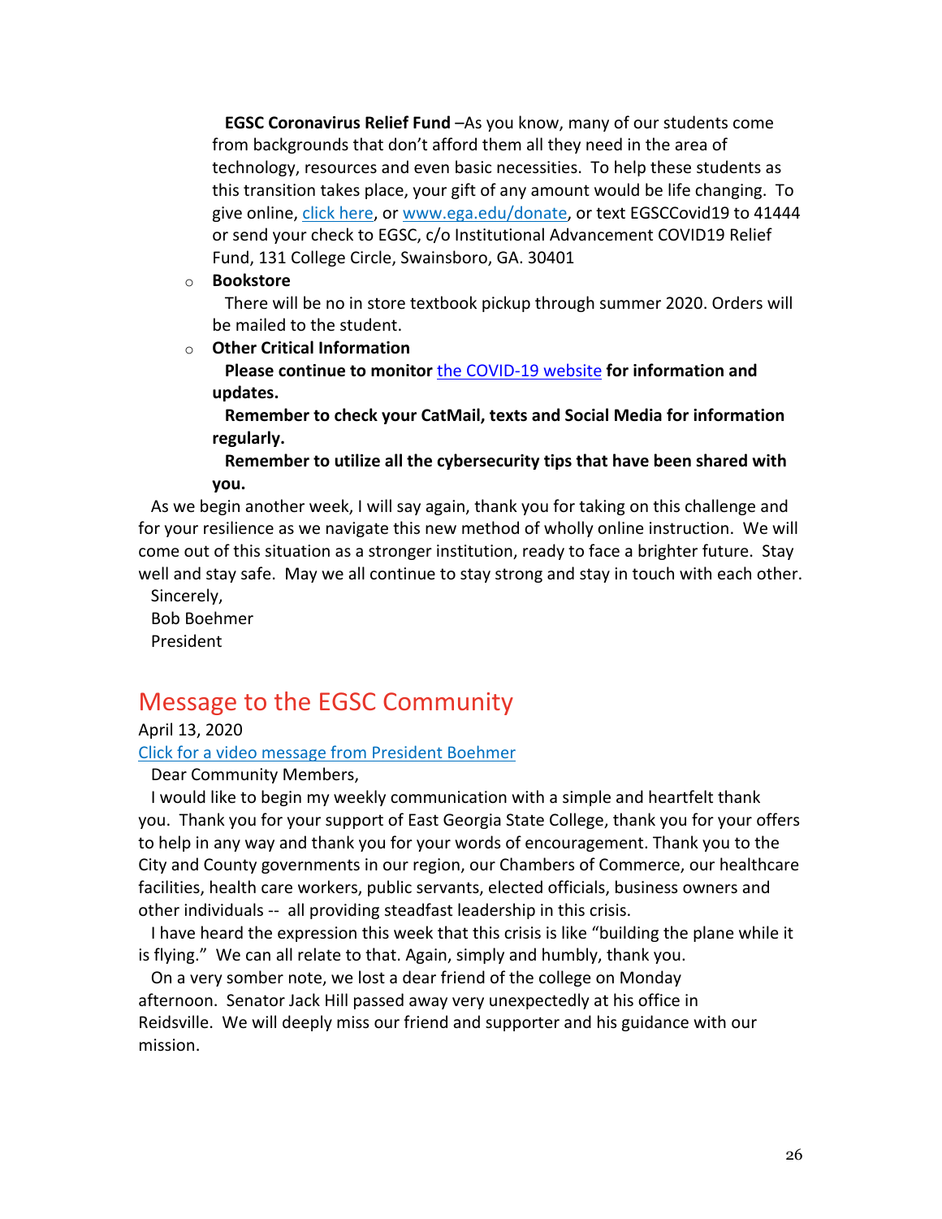**EGSC Coronavirus Relief Fund** –As you know, many of our students come from backgrounds that don't afford them all they need in the area of technology, resources and even basic necessities. To help these students as this transition takes place, your gift of any amount would be life changing. To give online, click here, or www.ega.edu/donate, or text EGSCCovid19 to 41444 or send your check to EGSC, c/o Institutional Advancement COVID19 Relief Fund, 131 College Circle, Swainsboro, GA. 30401

- **Bookstore**

  There will be no in store textbook pickup through summer 2020. Orders will be mailed to the student.

- **Other Critical Information**

  **Please continue to monitor** the COVID-19 website **for information and updates.**

  **Remember to check your CatMail, texts and Social Media for information regularly.**

  **Remember to utilize all the cybersecurity tips that have been shared with you.**

As we begin another week, I will say again, thank you for taking on this challenge and for your resilience as we navigate this new method of wholly online instruction. We will come out of this situation as a stronger institution, ready to face a brighter future. Stay well and stay safe. May we all continue to stay strong and stay in touch with each other.

Sincerely,
Bob Boehmer
President

## Message to the EGSC Community

April 13, 2020

Click for a video message from President Boehmer

Dear Community Members,

I would like to begin my weekly communication with a simple and heartfelt thank you. Thank you for your support of East Georgia State College, thank you for your offers to help in any way and thank you for your words of encouragement. Thank you to the City and County governments in our region, our Chambers of Commerce, our healthcare facilities, health care workers, public servants, elected officials, business owners and other individuals -- all providing steadfast leadership in this crisis.

I have heard the expression this week that this crisis is like "building the plane while it is flying." We can all relate to that. Again, simply and humbly, thank you.

On a very somber note, we lost a dear friend of the college on Monday afternoon. Senator Jack Hill passed away very unexpectedly at his office in Reidsville. We will deeply miss our friend and supporter and his guidance with our mission.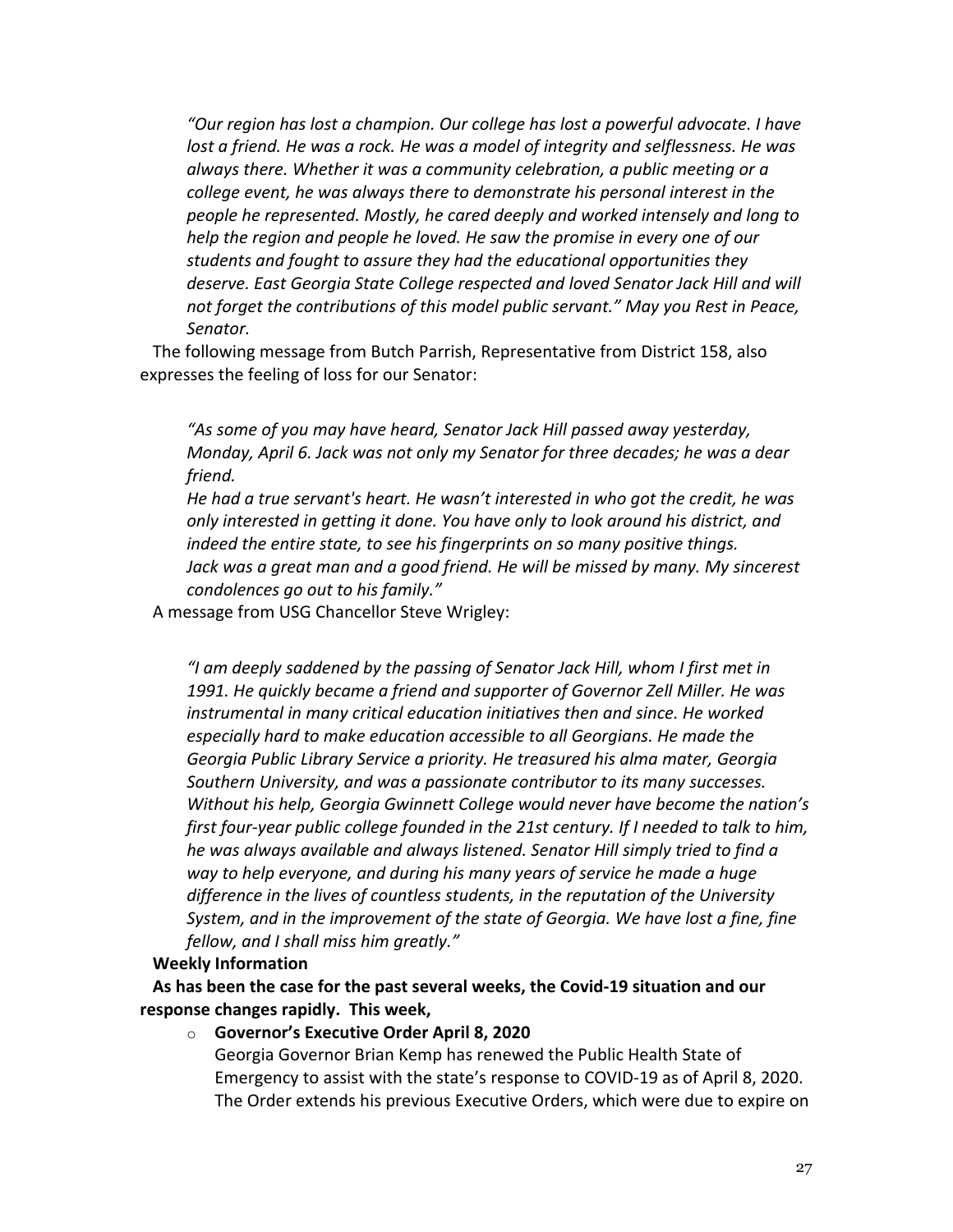*"Our region has lost a champion. Our college has lost a powerful advocate. I have lost a friend. He was a rock. He was a model of integrity and selflessness. He was always there. Whether it was a community celebration, a public meeting or a college event, he was always there to demonstrate his personal interest in the people he represented. Mostly, he cared deeply and worked intensely and long to help the region and people he loved. He saw the promise in every one of our students and fought to assure they had the educational opportunities they deserve. East Georgia State College respected and loved Senator Jack Hill and will not forget the contributions of this model public servant." May you Rest in Peace, Senator.*

The following message from Butch Parrish, Representative from District 158, also expresses the feeling of loss for our Senator:

*"As some of you may have heard, Senator Jack Hill passed away yesterday, Monday, April 6. Jack was not only my Senator for three decades; he was a dear friend.*
*He had a true servant's heart. He wasn't interested in who got the credit, he was only interested in getting it done. You have only to look around his district, and indeed the entire state, to see his fingerprints on so many positive things.*
*Jack was a great man and a good friend. He will be missed by many. My sincerest condolences go out to his family."*

A message from USG Chancellor Steve Wrigley:

*"I am deeply saddened by the passing of Senator Jack Hill, whom I first met in 1991. He quickly became a friend and supporter of Governor Zell Miller. He was instrumental in many critical education initiatives then and since. He worked especially hard to make education accessible to all Georgians. He made the Georgia Public Library Service a priority. He treasured his alma mater, Georgia Southern University, and was a passionate contributor to its many successes. Without his help, Georgia Gwinnett College would never have become the nation's first four-year public college founded in the 21st century. If I needed to talk to him, he was always available and always listened. Senator Hill simply tried to find a way to help everyone, and during his many years of service he made a huge difference in the lives of countless students, in the reputation of the University System, and in the improvement of the state of Georgia. We have lost a fine, fine fellow, and I shall miss him greatly."*

**Weekly Information**

**As has been the case for the past several weeks, the Covid-19 situation and our response changes rapidly. This week,**

- **Governor's Executive Order April 8, 2020**
  Georgia Governor Brian Kemp has renewed the Public Health State of Emergency to assist with the state's response to COVID-19 as of April 8, 2020. The Order extends his previous Executive Orders, which were due to expire on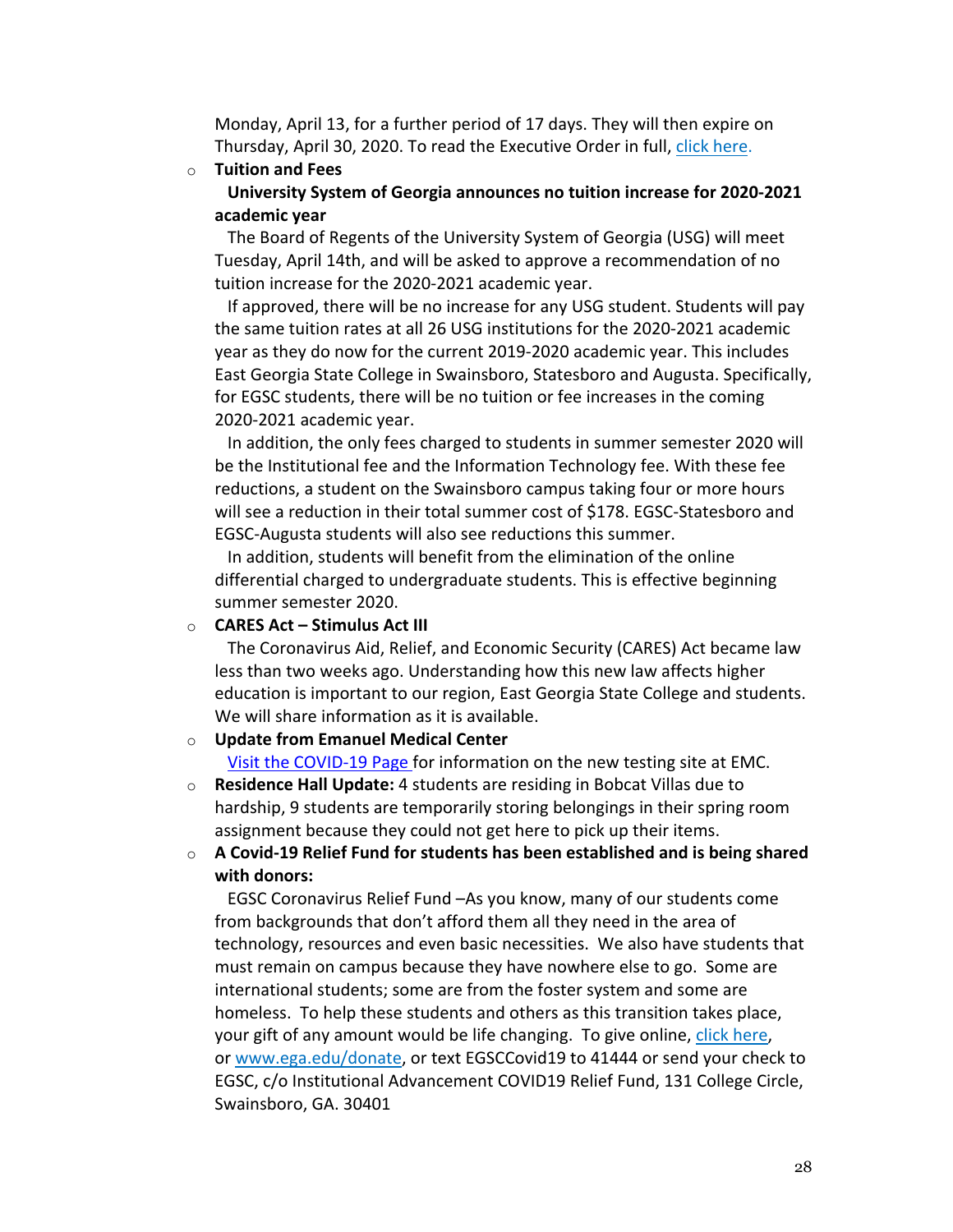Monday, April 13, for a further period of 17 days. They will then expire on Thursday, April 30, 2020. To read the Executive Order in full, click here.

- **Tuition and Fees**

  **University System of Georgia announces no tuition increase for 2020-2021 academic year**

  The Board of Regents of the University System of Georgia (USG) will meet Tuesday, April 14th, and will be asked to approve a recommendation of no tuition increase for the 2020-2021 academic year.

  If approved, there will be no increase for any USG student. Students will pay the same tuition rates at all 26 USG institutions for the 2020-2021 academic year as they do now for the current 2019-2020 academic year. This includes East Georgia State College in Swainsboro, Statesboro and Augusta. Specifically, for EGSC students, there will be no tuition or fee increases in the coming 2020-2021 academic year.

  In addition, the only fees charged to students in summer semester 2020 will be the Institutional fee and the Information Technology fee. With these fee reductions, a student on the Swainsboro campus taking four or more hours will see a reduction in their total summer cost of $178. EGSC-Statesboro and EGSC-Augusta students will also see reductions this summer.

  In addition, students will benefit from the elimination of the online differential charged to undergraduate students. This is effective beginning summer semester 2020.

- **CARES Act – Stimulus Act III**

  The Coronavirus Aid, Relief, and Economic Security (CARES) Act became law less than two weeks ago. Understanding how this new law affects higher education is important to our region, East Georgia State College and students. We will share information as it is available.

- **Update from Emanuel Medical Center**

  Visit the COVID-19 Page for information on the new testing site at EMC.

- **Residence Hall Update:** 4 students are residing in Bobcat Villas due to hardship, 9 students are temporarily storing belongings in their spring room assignment because they could not get here to pick up their items.

- **A Covid-19 Relief Fund for students has been established and is being shared with donors:**

  EGSC Coronavirus Relief Fund –As you know, many of our students come from backgrounds that don't afford them all they need in the area of technology, resources and even basic necessities. We also have students that must remain on campus because they have nowhere else to go. Some are international students; some are from the foster system and some are homeless. To help these students and others as this transition takes place, your gift of any amount would be life changing. To give online, click here, or www.ega.edu/donate, or text EGSCCovid19 to 41444 or send your check to EGSC, c/o Institutional Advancement COVID19 Relief Fund, 131 College Circle, Swainsboro, GA. 30401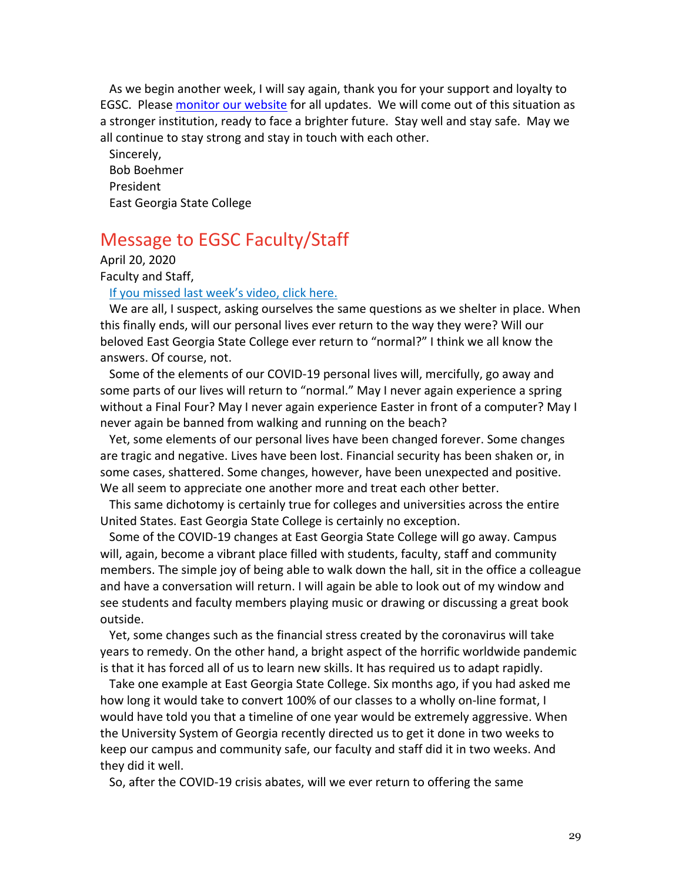As we begin another week, I will say again, thank you for your support and loyalty to EGSC. Please [monitor our website] for all updates. We will come out of this situation as a stronger institution, ready to face a brighter future. Stay well and stay safe. May we all continue to stay strong and stay in touch with each other.

Sincerely,
Bob Boehmer
President
East Georgia State College

## Message to EGSC Faculty/Staff

April 20, 2020

Faculty and Staff,

If you missed last week's video, click here.

We are all, I suspect, asking ourselves the same questions as we shelter in place. When this finally ends, will our personal lives ever return to the way they were? Will our beloved East Georgia State College ever return to "normal?" I think we all know the answers. Of course, not.

Some of the elements of our COVID-19 personal lives will, mercifully, go away and some parts of our lives will return to "normal." May I never again experience a spring without a Final Four? May I never again experience Easter in front of a computer? May I never again be banned from walking and running on the beach?

Yet, some elements of our personal lives have been changed forever. Some changes are tragic and negative. Lives have been lost. Financial security has been shaken or, in some cases, shattered. Some changes, however, have been unexpected and positive. We all seem to appreciate one another more and treat each other better.

This same dichotomy is certainly true for colleges and universities across the entire United States. East Georgia State College is certainly no exception.

Some of the COVID-19 changes at East Georgia State College will go away. Campus will, again, become a vibrant place filled with students, faculty, staff and community members. The simple joy of being able to walk down the hall, sit in the office a colleague and have a conversation will return. I will again be able to look out of my window and see students and faculty members playing music or drawing or discussing a great book outside.

Yet, some changes such as the financial stress created by the coronavirus will take years to remedy. On the other hand, a bright aspect of the horrific worldwide pandemic is that it has forced all of us to learn new skills. It has required us to adapt rapidly.

Take one example at East Georgia State College. Six months ago, if you had asked me how long it would take to convert 100% of our classes to a wholly on-line format, I would have told you that a timeline of one year would be extremely aggressive. When the University System of Georgia recently directed us to get it done in two weeks to keep our campus and community safe, our faculty and staff did it in two weeks. And they did it well.

So, after the COVID-19 crisis abates, will we ever return to offering the same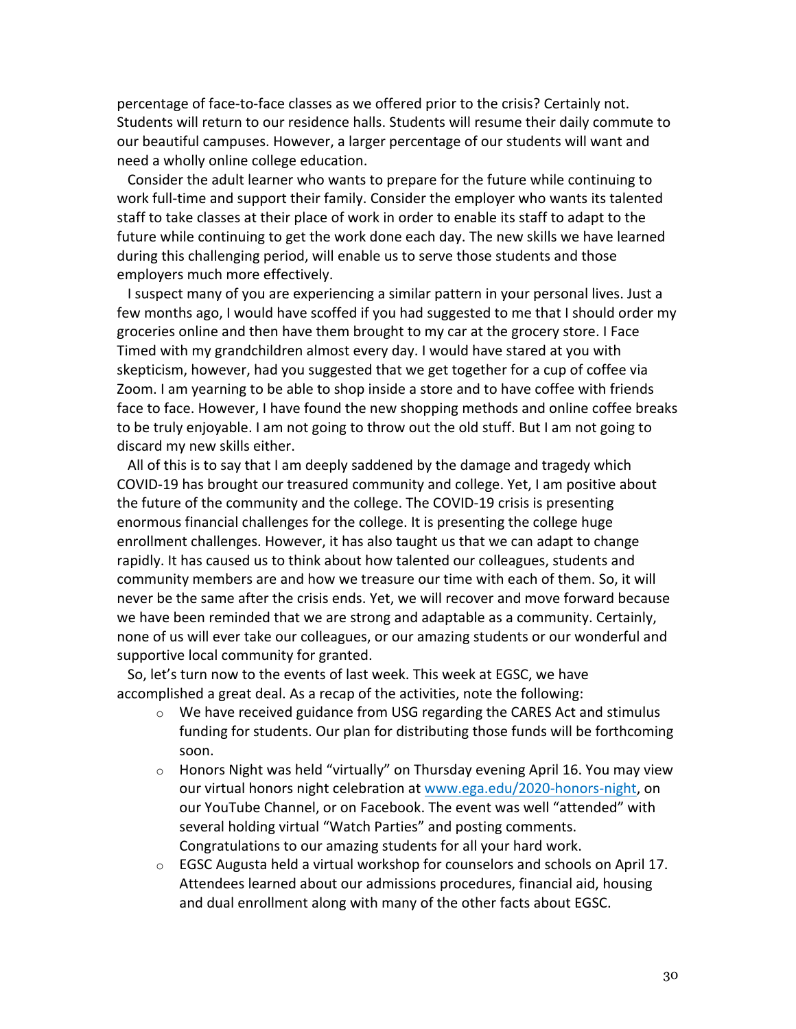percentage of face-to-face classes as we offered prior to the crisis? Certainly not. Students will return to our residence halls. Students will resume their daily commute to our beautiful campuses. However, a larger percentage of our students will want and need a wholly online college education.

Consider the adult learner who wants to prepare for the future while continuing to work full-time and support their family. Consider the employer who wants its talented staff to take classes at their place of work in order to enable its staff to adapt to the future while continuing to get the work done each day. The new skills we have learned during this challenging period, will enable us to serve those students and those employers much more effectively.

I suspect many of you are experiencing a similar pattern in your personal lives. Just a few months ago, I would have scoffed if you had suggested to me that I should order my groceries online and then have them brought to my car at the grocery store. I Face Timed with my grandchildren almost every day. I would have stared at you with skepticism, however, had you suggested that we get together for a cup of coffee via Zoom. I am yearning to be able to shop inside a store and to have coffee with friends face to face. However, I have found the new shopping methods and online coffee breaks to be truly enjoyable. I am not going to throw out the old stuff. But I am not going to discard my new skills either.

All of this is to say that I am deeply saddened by the damage and tragedy which COVID-19 has brought our treasured community and college. Yet, I am positive about the future of the community and the college. The COVID-19 crisis is presenting enormous financial challenges for the college. It is presenting the college huge enrollment challenges. However, it has also taught us that we can adapt to change rapidly. It has caused us to think about how talented our colleagues, students and community members are and how we treasure our time with each of them. So, it will never be the same after the crisis ends. Yet, we will recover and move forward because we have been reminded that we are strong and adaptable as a community. Certainly, none of us will ever take our colleagues, or our amazing students or our wonderful and supportive local community for granted.

So, let's turn now to the events of last week. This week at EGSC, we have accomplished a great deal. As a recap of the activities, note the following:

- We have received guidance from USG regarding the CARES Act and stimulus funding for students. Our plan for distributing those funds will be forthcoming soon.
- Honors Night was held "virtually" on Thursday evening April 16. You may view our virtual honors night celebration at [www.ega.edu/2020-honors-night](www.ega.edu/2020-honors-night), on our YouTube Channel, or on Facebook. The event was well "attended" with several holding virtual "Watch Parties" and posting comments. Congratulations to our amazing students for all your hard work.
- EGSC Augusta held a virtual workshop for counselors and schools on April 17. Attendees learned about our admissions procedures, financial aid, housing and dual enrollment along with many of the other facts about EGSC.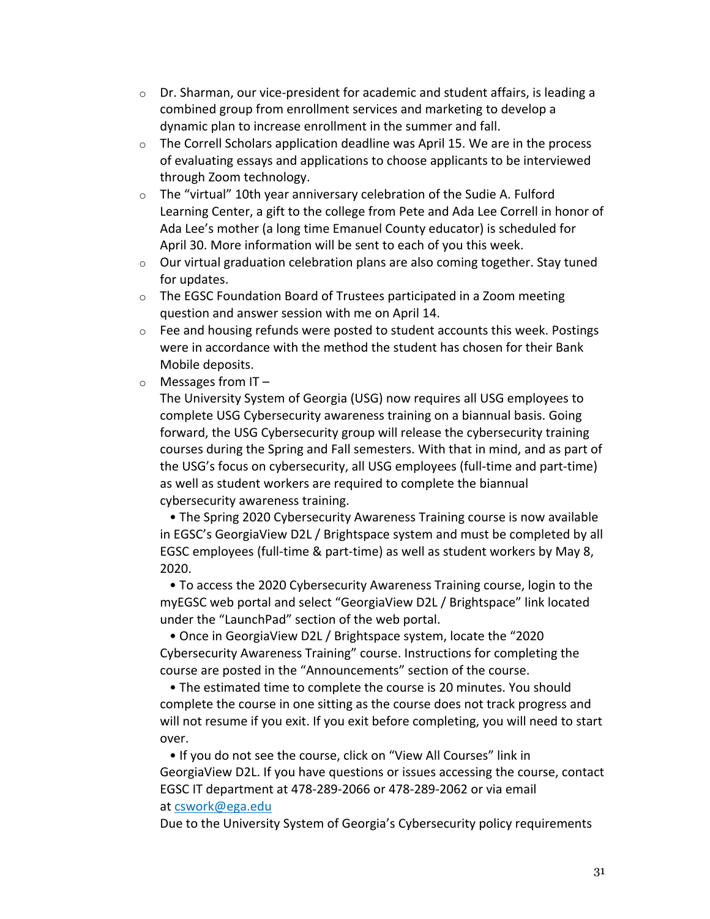- Dr. Sharman, our vice-president for academic and student affairs, is leading a combined group from enrollment services and marketing to develop a dynamic plan to increase enrollment in the summer and fall.
- The Correll Scholars application deadline was April 15. We are in the process of evaluating essays and applications to choose applicants to be interviewed through Zoom technology.
- The "virtual" 10th year anniversary celebration of the Sudie A. Fulford Learning Center, a gift to the college from Pete and Ada Lee Correll in honor of Ada Lee's mother (a long time Emanuel County educator) is scheduled for April 30. More information will be sent to each of you this week.
- Our virtual graduation celebration plans are also coming together. Stay tuned for updates.
- The EGSC Foundation Board of Trustees participated in a Zoom meeting question and answer session with me on April 14.
- Fee and housing refunds were posted to student accounts this week. Postings were in accordance with the method the student has chosen for their Bank Mobile deposits.
- Messages from IT –
  The University System of Georgia (USG) now requires all USG employees to complete USG Cybersecurity awareness training on a biannual basis. Going forward, the USG Cybersecurity group will release the cybersecurity training courses during the Spring and Fall semesters. With that in mind, and as part of the USG's focus on cybersecurity, all USG employees (full-time and part-time) as well as student workers are required to complete the biannual cybersecurity awareness training.
  - The Spring 2020 Cybersecurity Awareness Training course is now available in EGSC's GeorgiaView D2L / Brightspace system and must be completed by all EGSC employees (full-time & part-time) as well as student workers by May 8, 2020.
  - To access the 2020 Cybersecurity Awareness Training course, login to the myEGSC web portal and select "GeorgiaView D2L / Brightspace" link located under the "LaunchPad" section of the web portal.
  - Once in GeorgiaView D2L / Brightspace system, locate the "2020 Cybersecurity Awareness Training" course. Instructions for completing the course are posted in the "Announcements" section of the course.
  - The estimated time to complete the course is 20 minutes. You should complete the course in one sitting as the course does not track progress and will not resume if you exit. If you exit before completing, you will need to start over.
  - If you do not see the course, click on "View All Courses" link in GeorgiaView D2L. If you have questions or issues accessing the course, contact EGSC IT department at 478-289-2066 or 478-289-2062 or via email at cswork@ega.edu

  Due to the University System of Georgia's Cybersecurity policy requirements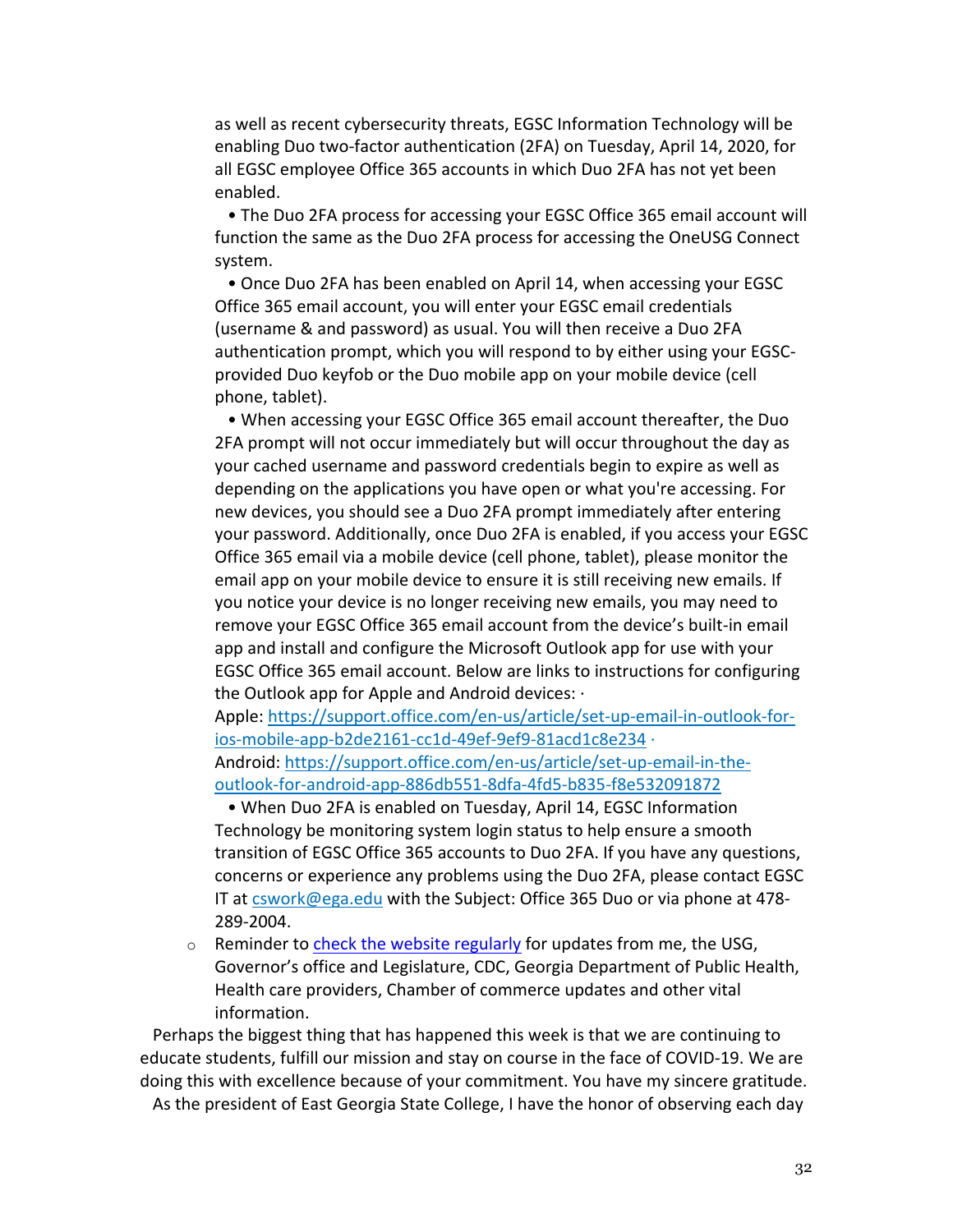as well as recent cybersecurity threats, EGSC Information Technology will be enabling Duo two-factor authentication (2FA) on Tuesday, April 14, 2020, for all EGSC employee Office 365 accounts in which Duo 2FA has not yet been enabled.

• The Duo 2FA process for accessing your EGSC Office 365 email account will function the same as the Duo 2FA process for accessing the OneUSG Connect system.

• Once Duo 2FA has been enabled on April 14, when accessing your EGSC Office 365 email account, you will enter your EGSC email credentials (username & and password) as usual. You will then receive a Duo 2FA authentication prompt, which you will respond to by either using your EGSC-provided Duo keyfob or the Duo mobile app on your mobile device (cell phone, tablet).

• When accessing your EGSC Office 365 email account thereafter, the Duo 2FA prompt will not occur immediately but will occur throughout the day as your cached username and password credentials begin to expire as well as depending on the applications you have open or what you're accessing. For new devices, you should see a Duo 2FA prompt immediately after entering your password. Additionally, once Duo 2FA is enabled, if you access your EGSC Office 365 email via a mobile device (cell phone, tablet), please monitor the email app on your mobile device to ensure it is still receiving new emails. If you notice your device is no longer receiving new emails, you may need to remove your EGSC Office 365 email account from the device's built-in email app and install and configure the Microsoft Outlook app for use with your EGSC Office 365 email account. Below are links to instructions for configuring the Outlook app for Apple and Android devices: ·
Apple: [https://support.office.com/en-us/article/set-up-email-in-outlook-for-ios-mobile-app-b2de2161-cc1d-49ef-9ef9-81acd1c8e234](https://support.office.com/en-us/article/set-up-email-in-outlook-for-ios-mobile-app-b2de2161-cc1d-49ef-9ef9-81acd1c8e234) ·
Android: [https://support.office.com/en-us/article/set-up-email-in-the-outlook-for-android-app-886db551-8dfa-4fd5-b835-f8e532091872](https://support.office.com/en-us/article/set-up-email-in-the-outlook-for-android-app-886db551-8dfa-4fd5-b835-f8e532091872)

• When Duo 2FA is enabled on Tuesday, April 14, EGSC Information Technology be monitoring system login status to help ensure a smooth transition of EGSC Office 365 accounts to Duo 2FA. If you have any questions, concerns or experience any problems using the Duo 2FA, please contact EGSC IT at cswork@ega.edu with the Subject: Office 365 Duo or via phone at 478-289-2004.

- Reminder to check the website regularly for updates from me, the USG, Governor's office and Legislature, CDC, Georgia Department of Public Health, Health care providers, Chamber of commerce updates and other vital information.

Perhaps the biggest thing that has happened this week is that we are continuing to educate students, fulfill our mission and stay on course in the face of COVID-19. We are doing this with excellence because of your commitment. You have my sincere gratitude.

As the president of East Georgia State College, I have the honor of observing each day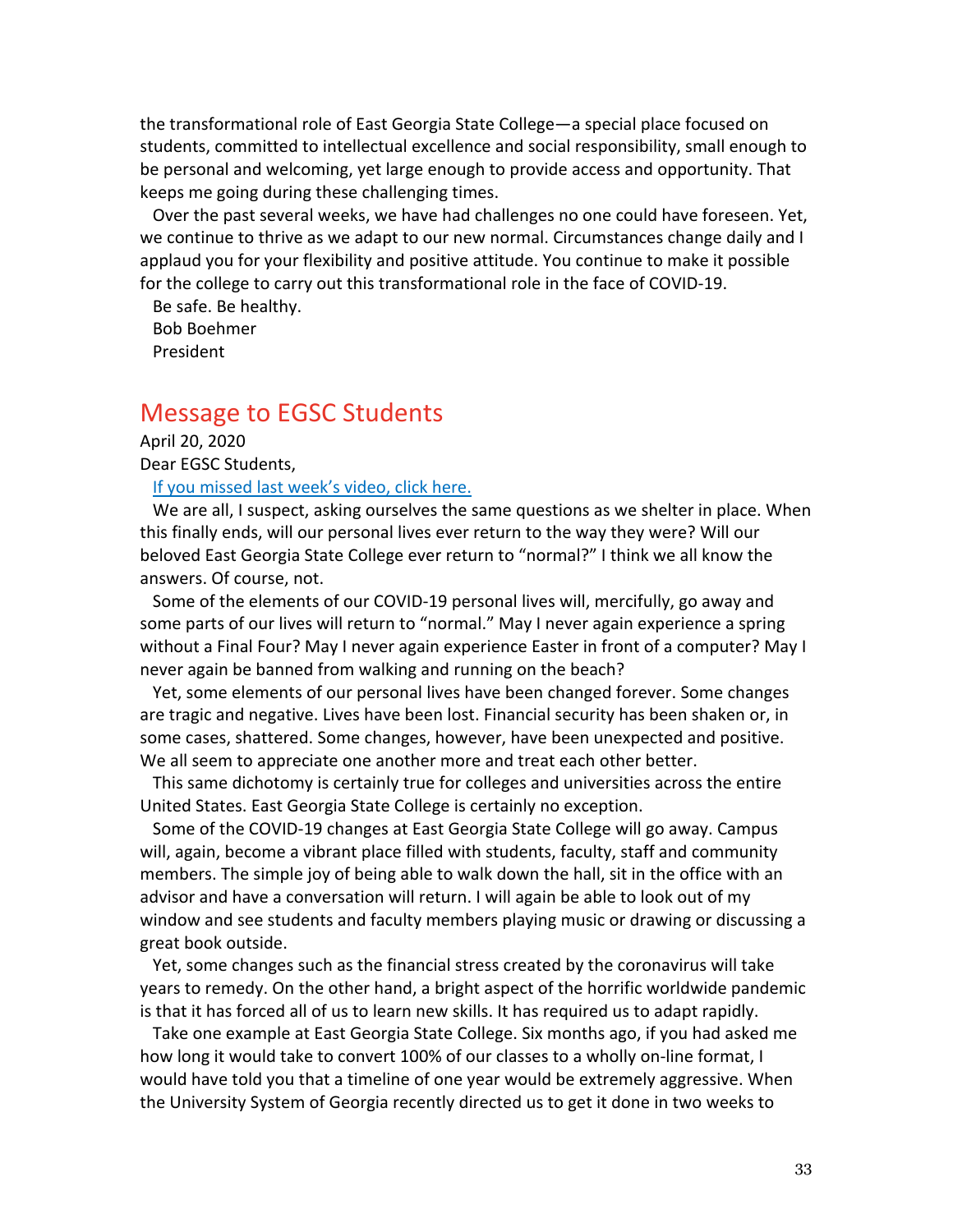the transformational role of East Georgia State College—a special place focused on students, committed to intellectual excellence and social responsibility, small enough to be personal and welcoming, yet large enough to provide access and opportunity. That keeps me going during these challenging times.

Over the past several weeks, we have had challenges no one could have foreseen. Yet, we continue to thrive as we adapt to our new normal. Circumstances change daily and I applaud you for your flexibility and positive attitude. You continue to make it possible for the college to carry out this transformational role in the face of COVID-19.

Be safe. Be healthy.
Bob Boehmer
President

## Message to EGSC Students

April 20, 2020

Dear EGSC Students,

If you missed last week's video, click here.

We are all, I suspect, asking ourselves the same questions as we shelter in place. When this finally ends, will our personal lives ever return to the way they were? Will our beloved East Georgia State College ever return to "normal?" I think we all know the answers. Of course, not.

Some of the elements of our COVID-19 personal lives will, mercifully, go away and some parts of our lives will return to "normal." May I never again experience a spring without a Final Four? May I never again experience Easter in front of a computer? May I never again be banned from walking and running on the beach?

Yet, some elements of our personal lives have been changed forever. Some changes are tragic and negative. Lives have been lost. Financial security has been shaken or, in some cases, shattered. Some changes, however, have been unexpected and positive. We all seem to appreciate one another more and treat each other better.

This same dichotomy is certainly true for colleges and universities across the entire United States. East Georgia State College is certainly no exception.

Some of the COVID-19 changes at East Georgia State College will go away. Campus will, again, become a vibrant place filled with students, faculty, staff and community members. The simple joy of being able to walk down the hall, sit in the office with an advisor and have a conversation will return. I will again be able to look out of my window and see students and faculty members playing music or drawing or discussing a great book outside.

Yet, some changes such as the financial stress created by the coronavirus will take years to remedy. On the other hand, a bright aspect of the horrific worldwide pandemic is that it has forced all of us to learn new skills. It has required us to adapt rapidly.

Take one example at East Georgia State College. Six months ago, if you had asked me how long it would take to convert 100% of our classes to a wholly on-line format, I would have told you that a timeline of one year would be extremely aggressive. When the University System of Georgia recently directed us to get it done in two weeks to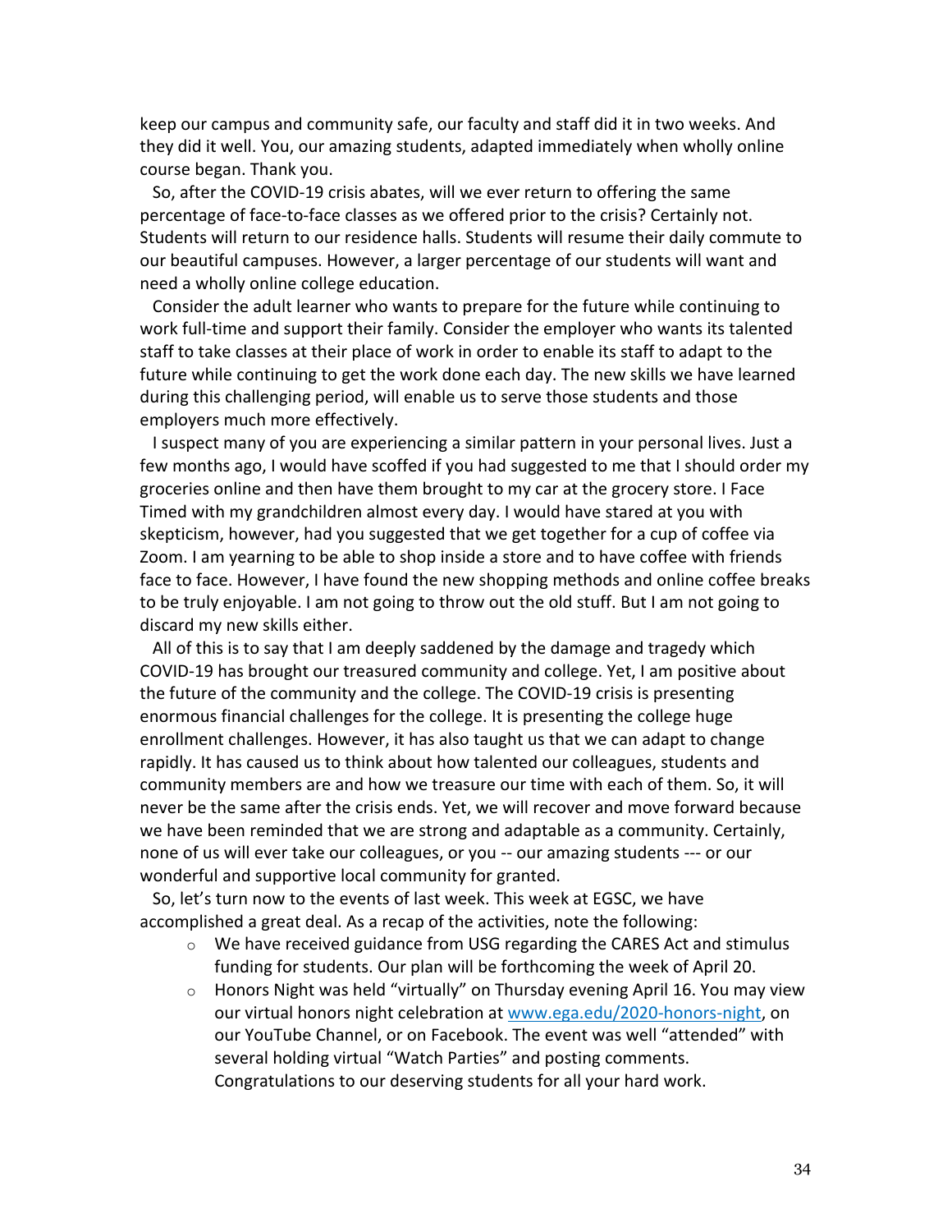keep our campus and community safe, our faculty and staff did it in two weeks. And they did it well. You, our amazing students, adapted immediately when wholly online course began. Thank you.

So, after the COVID-19 crisis abates, will we ever return to offering the same percentage of face-to-face classes as we offered prior to the crisis? Certainly not. Students will return to our residence halls. Students will resume their daily commute to our beautiful campuses. However, a larger percentage of our students will want and need a wholly online college education.

Consider the adult learner who wants to prepare for the future while continuing to work full-time and support their family. Consider the employer who wants its talented staff to take classes at their place of work in order to enable its staff to adapt to the future while continuing to get the work done each day. The new skills we have learned during this challenging period, will enable us to serve those students and those employers much more effectively.

I suspect many of you are experiencing a similar pattern in your personal lives. Just a few months ago, I would have scoffed if you had suggested to me that I should order my groceries online and then have them brought to my car at the grocery store. I Face Timed with my grandchildren almost every day. I would have stared at you with skepticism, however, had you suggested that we get together for a cup of coffee via Zoom. I am yearning to be able to shop inside a store and to have coffee with friends face to face. However, I have found the new shopping methods and online coffee breaks to be truly enjoyable. I am not going to throw out the old stuff. But I am not going to discard my new skills either.

All of this is to say that I am deeply saddened by the damage and tragedy which COVID-19 has brought our treasured community and college. Yet, I am positive about the future of the community and the college. The COVID-19 crisis is presenting enormous financial challenges for the college. It is presenting the college huge enrollment challenges. However, it has also taught us that we can adapt to change rapidly. It has caused us to think about how talented our colleagues, students and community members are and how we treasure our time with each of them. So, it will never be the same after the crisis ends. Yet, we will recover and move forward because we have been reminded that we are strong and adaptable as a community. Certainly, none of us will ever take our colleagues, or you -- our amazing students --- or our wonderful and supportive local community for granted.

So, let's turn now to the events of last week. This week at EGSC, we have accomplished a great deal. As a recap of the activities, note the following:

- We have received guidance from USG regarding the CARES Act and stimulus funding for students. Our plan will be forthcoming the week of April 20.
- Honors Night was held "virtually" on Thursday evening April 16. You may view our virtual honors night celebration at [www.ega.edu/2020-honors-night](www.ega.edu/2020-honors-night), on our YouTube Channel, or on Facebook. The event was well "attended" with several holding virtual "Watch Parties" and posting comments. Congratulations to our deserving students for all your hard work.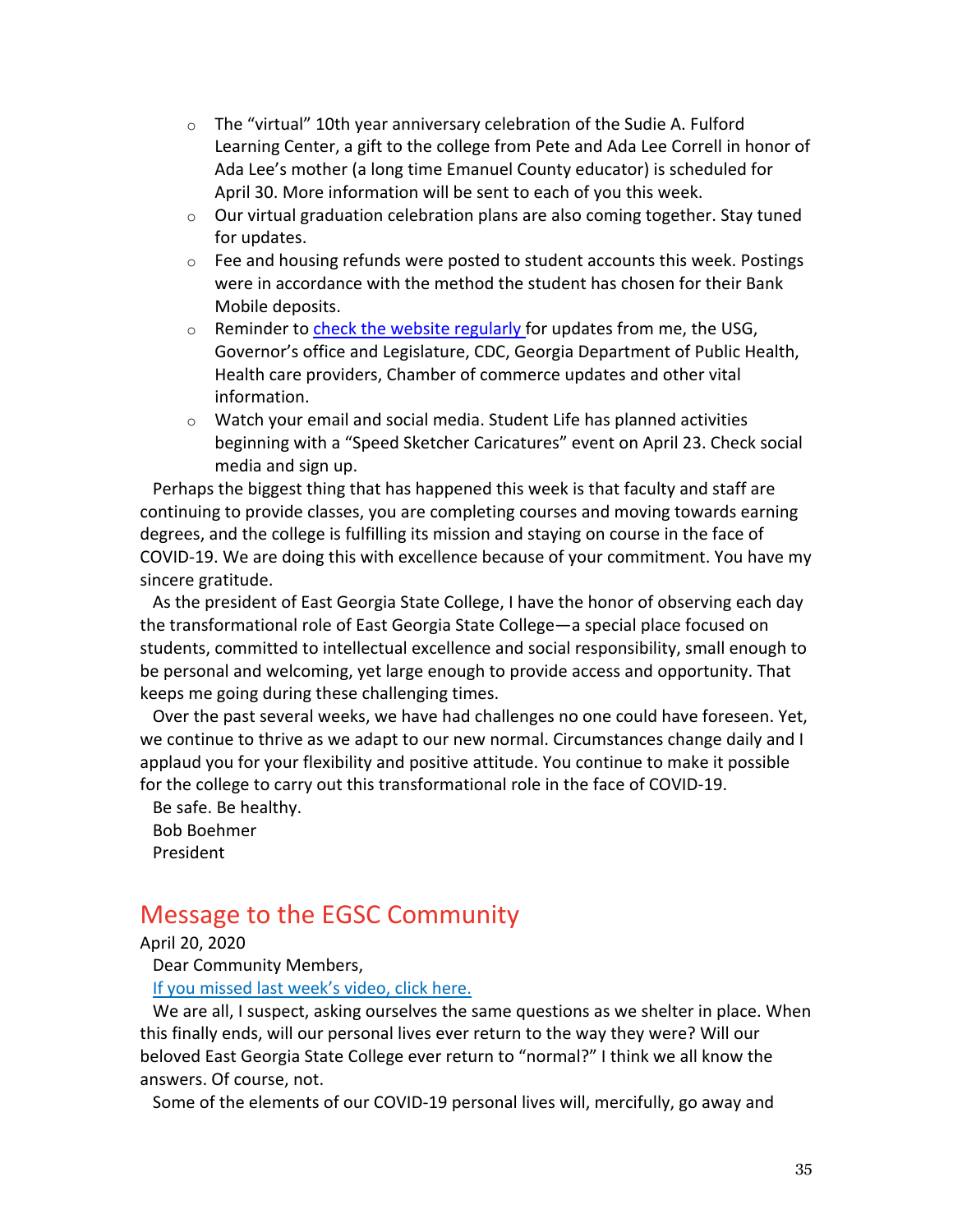- The "virtual" 10th year anniversary celebration of the Sudie A. Fulford Learning Center, a gift to the college from Pete and Ada Lee Correll in honor of Ada Lee's mother (a long time Emanuel County educator) is scheduled for April 30. More information will be sent to each of you this week.
- Our virtual graduation celebration plans are also coming together. Stay tuned for updates.
- Fee and housing refunds were posted to student accounts this week. Postings were in accordance with the method the student has chosen for their Bank Mobile deposits.
- Reminder to [check the website regularly](#) for updates from me, the USG, Governor's office and Legislature, CDC, Georgia Department of Public Health, Health care providers, Chamber of commerce updates and other vital information.
- Watch your email and social media. Student Life has planned activities beginning with a "Speed Sketcher Caricatures" event on April 23. Check social media and sign up.

Perhaps the biggest thing that has happened this week is that faculty and staff are continuing to provide classes, you are completing courses and moving towards earning degrees, and the college is fulfilling its mission and staying on course in the face of COVID-19. We are doing this with excellence because of your commitment. You have my sincere gratitude.

As the president of East Georgia State College, I have the honor of observing each day the transformational role of East Georgia State College—a special place focused on students, committed to intellectual excellence and social responsibility, small enough to be personal and welcoming, yet large enough to provide access and opportunity. That keeps me going during these challenging times.

Over the past several weeks, we have had challenges no one could have foreseen. Yet, we continue to thrive as we adapt to our new normal. Circumstances change daily and I applaud you for your flexibility and positive attitude. You continue to make it possible for the college to carry out this transformational role in the face of COVID-19.

Be safe. Be healthy.

Bob Boehmer

President

## Message to the EGSC Community

April 20, 2020

Dear Community Members,

[If you missed last week's video, click here.](#)

We are all, I suspect, asking ourselves the same questions as we shelter in place. When this finally ends, will our personal lives ever return to the way they were? Will our beloved East Georgia State College ever return to "normal?" I think we all know the answers. Of course, not.

Some of the elements of our COVID-19 personal lives will, mercifully, go away and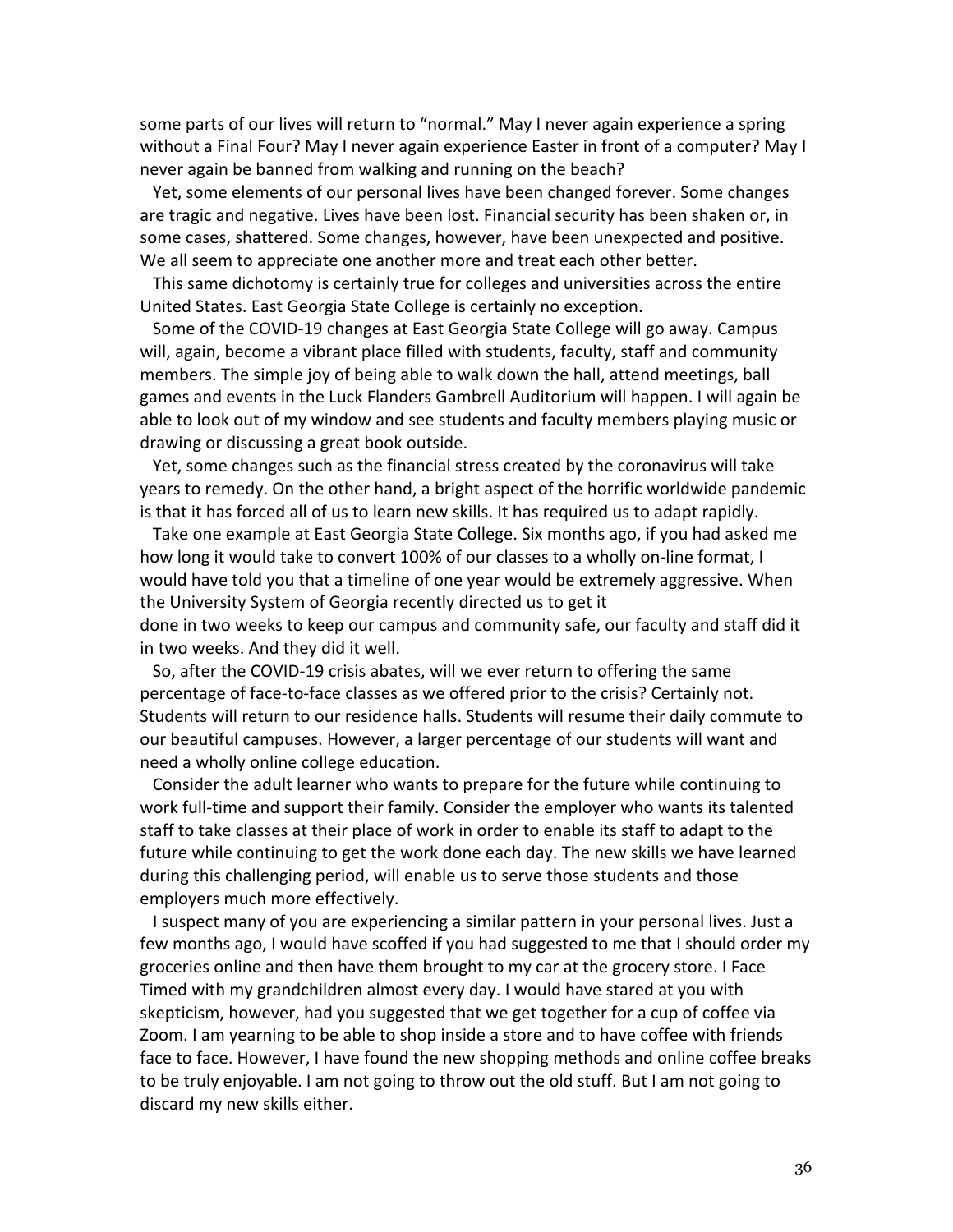some parts of our lives will return to "normal." May I never again experience a spring without a Final Four? May I never again experience Easter in front of a computer? May I never again be banned from walking and running on the beach?

Yet, some elements of our personal lives have been changed forever. Some changes are tragic and negative. Lives have been lost. Financial security has been shaken or, in some cases, shattered. Some changes, however, have been unexpected and positive. We all seem to appreciate one another more and treat each other better.

This same dichotomy is certainly true for colleges and universities across the entire United States. East Georgia State College is certainly no exception.

Some of the COVID-19 changes at East Georgia State College will go away. Campus will, again, become a vibrant place filled with students, faculty, staff and community members. The simple joy of being able to walk down the hall, attend meetings, ball games and events in the Luck Flanders Gambrell Auditorium will happen. I will again be able to look out of my window and see students and faculty members playing music or drawing or discussing a great book outside.

Yet, some changes such as the financial stress created by the coronavirus will take years to remedy. On the other hand, a bright aspect of the horrific worldwide pandemic is that it has forced all of us to learn new skills. It has required us to adapt rapidly.

Take one example at East Georgia State College. Six months ago, if you had asked me how long it would take to convert 100% of our classes to a wholly on-line format, I would have told you that a timeline of one year would be extremely aggressive. When the University System of Georgia recently directed us to get it done in two weeks to keep our campus and community safe, our faculty and staff did it in two weeks. And they did it well.

So, after the COVID-19 crisis abates, will we ever return to offering the same percentage of face-to-face classes as we offered prior to the crisis? Certainly not. Students will return to our residence halls. Students will resume their daily commute to our beautiful campuses. However, a larger percentage of our students will want and need a wholly online college education.

Consider the adult learner who wants to prepare for the future while continuing to work full-time and support their family. Consider the employer who wants its talented staff to take classes at their place of work in order to enable its staff to adapt to the future while continuing to get the work done each day. The new skills we have learned during this challenging period, will enable us to serve those students and those employers much more effectively.

I suspect many of you are experiencing a similar pattern in your personal lives. Just a few months ago, I would have scoffed if you had suggested to me that I should order my groceries online and then have them brought to my car at the grocery store. I Face Timed with my grandchildren almost every day. I would have stared at you with skepticism, however, had you suggested that we get together for a cup of coffee via Zoom. I am yearning to be able to shop inside a store and to have coffee with friends face to face. However, I have found the new shopping methods and online coffee breaks to be truly enjoyable. I am not going to throw out the old stuff. But I am not going to discard my new skills either.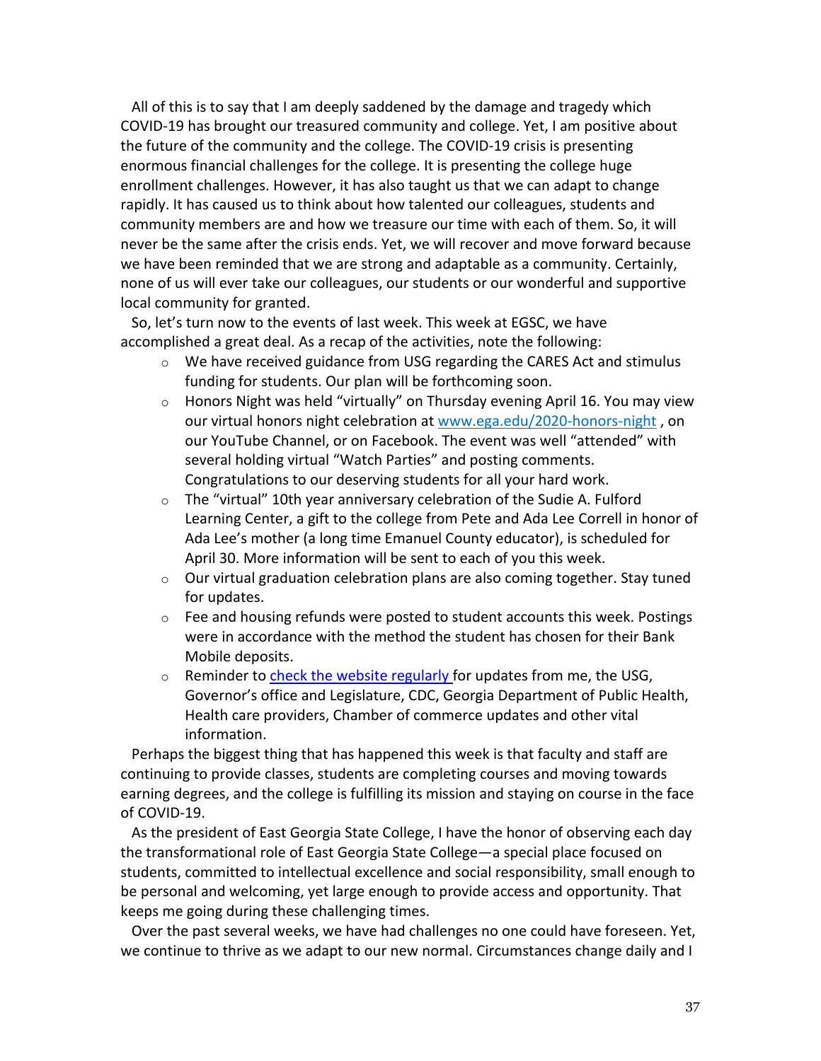All of this is to say that I am deeply saddened by the damage and tragedy which COVID-19 has brought our treasured community and college. Yet, I am positive about the future of the community and the college. The COVID-19 crisis is presenting enormous financial challenges for the college. It is presenting the college huge enrollment challenges. However, it has also taught us that we can adapt to change rapidly. It has caused us to think about how talented our colleagues, students and community members are and how we treasure our time with each of them. So, it will never be the same after the crisis ends. Yet, we will recover and move forward because we have been reminded that we are strong and adaptable as a community. Certainly, none of us will ever take our colleagues, our students or our wonderful and supportive local community for granted.

So, let's turn now to the events of last week. This week at EGSC, we have accomplished a great deal. As a recap of the activities, note the following:

- We have received guidance from USG regarding the CARES Act and stimulus funding for students. Our plan will be forthcoming soon.
- Honors Night was held "virtually" on Thursday evening April 16. You may view our virtual honors night celebration at [www.ega.edu/2020-honors-night](www.ega.edu/2020-honors-night) , on our YouTube Channel, or on Facebook. The event was well "attended" with several holding virtual "Watch Parties" and posting comments. Congratulations to our deserving students for all your hard work.
- The "virtual" 10th year anniversary celebration of the Sudie A. Fulford Learning Center, a gift to the college from Pete and Ada Lee Correll in honor of Ada Lee's mother (a long time Emanuel County educator), is scheduled for April 30. More information will be sent to each of you this week.
- Our virtual graduation celebration plans are also coming together. Stay tuned for updates.
- Fee and housing refunds were posted to student accounts this week. Postings were in accordance with the method the student has chosen for their Bank Mobile deposits.
- Reminder to check the website regularly for updates from me, the USG, Governor's office and Legislature, CDC, Georgia Department of Public Health, Health care providers, Chamber of commerce updates and other vital information.

Perhaps the biggest thing that has happened this week is that faculty and staff are continuing to provide classes, students are completing courses and moving towards earning degrees, and the college is fulfilling its mission and staying on course in the face of COVID-19.

As the president of East Georgia State College, I have the honor of observing each day the transformational role of East Georgia State College—a special place focused on students, committed to intellectual excellence and social responsibility, small enough to be personal and welcoming, yet large enough to provide access and opportunity. That keeps me going during these challenging times.

Over the past several weeks, we have had challenges no one could have foreseen. Yet, we continue to thrive as we adapt to our new normal. Circumstances change daily and I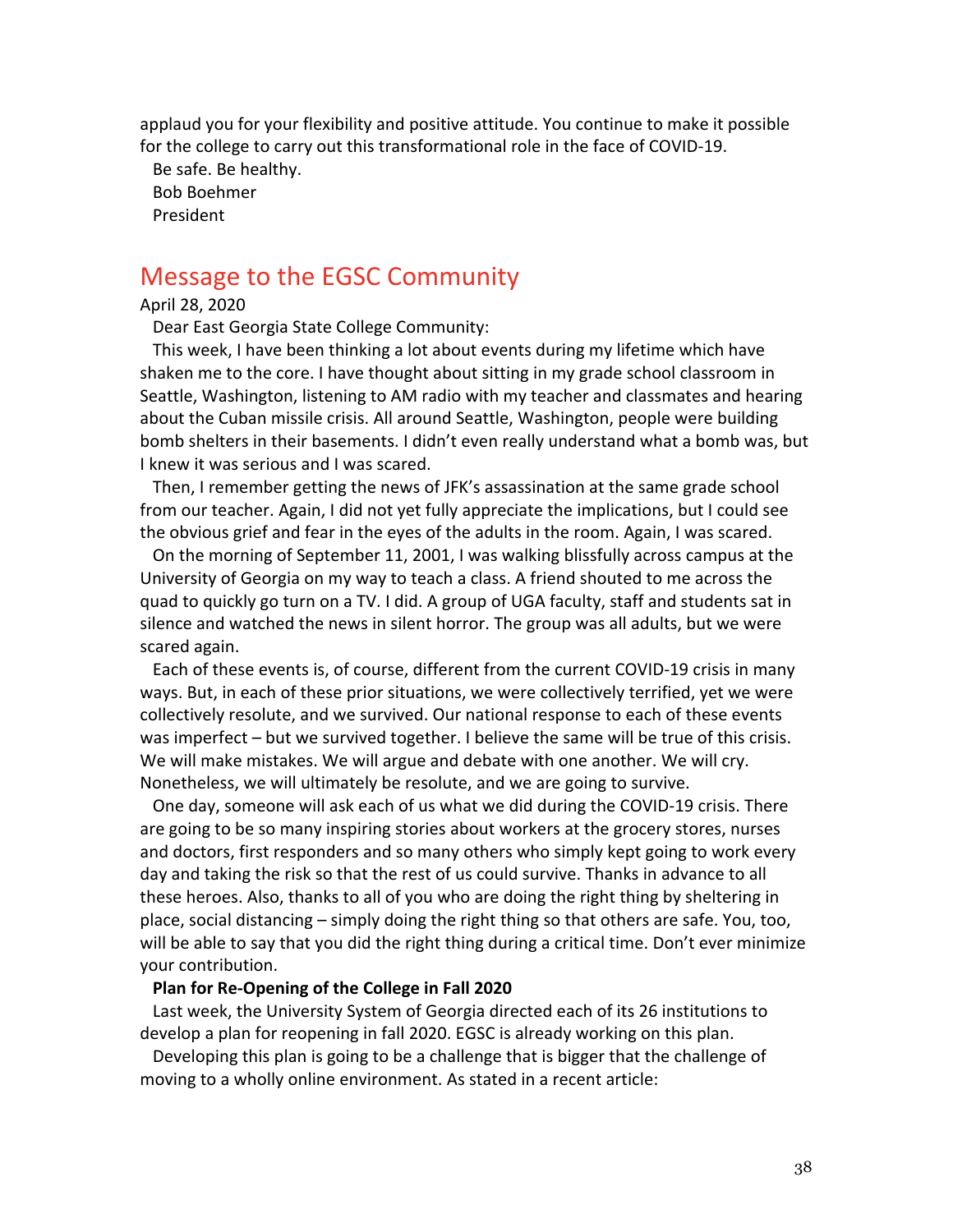applaud you for your flexibility and positive attitude. You continue to make it possible for the college to carry out this transformational role in the face of COVID-19.

Be safe. Be healthy.

Bob Boehmer

President

## Message to the EGSC Community

April 28, 2020

Dear East Georgia State College Community:

This week, I have been thinking a lot about events during my lifetime which have shaken me to the core. I have thought about sitting in my grade school classroom in Seattle, Washington, listening to AM radio with my teacher and classmates and hearing about the Cuban missile crisis. All around Seattle, Washington, people were building bomb shelters in their basements. I didn't even really understand what a bomb was, but I knew it was serious and I was scared.

Then, I remember getting the news of JFK's assassination at the same grade school from our teacher. Again, I did not yet fully appreciate the implications, but I could see the obvious grief and fear in the eyes of the adults in the room. Again, I was scared.

On the morning of September 11, 2001, I was walking blissfully across campus at the University of Georgia on my way to teach a class. A friend shouted to me across the quad to quickly go turn on a TV. I did. A group of UGA faculty, staff and students sat in silence and watched the news in silent horror. The group was all adults, but we were scared again.

Each of these events is, of course, different from the current COVID-19 crisis in many ways. But, in each of these prior situations, we were collectively terrified, yet we were collectively resolute, and we survived. Our national response to each of these events was imperfect – but we survived together. I believe the same will be true of this crisis. We will make mistakes. We will argue and debate with one another. We will cry. Nonetheless, we will ultimately be resolute, and we are going to survive.

One day, someone will ask each of us what we did during the COVID-19 crisis. There are going to be so many inspiring stories about workers at the grocery stores, nurses and doctors, first responders and so many others who simply kept going to work every day and taking the risk so that the rest of us could survive. Thanks in advance to all these heroes. Also, thanks to all of you who are doing the right thing by sheltering in place, social distancing – simply doing the right thing so that others are safe. You, too, will be able to say that you did the right thing during a critical time. Don't ever minimize your contribution.

**Plan for Re-Opening of the College in Fall 2020**

Last week, the University System of Georgia directed each of its 26 institutions to develop a plan for reopening in fall 2020. EGSC is already working on this plan.

Developing this plan is going to be a challenge that is bigger that the challenge of moving to a wholly online environment. As stated in a recent article: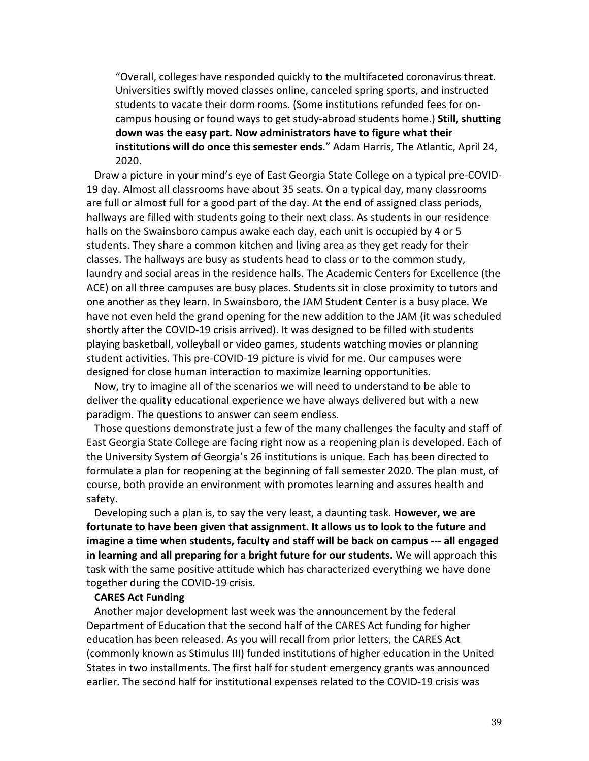> "Overall, colleges have responded quickly to the multifaceted coronavirus threat. Universities swiftly moved classes online, canceled spring sports, and instructed students to vacate their dorm rooms. (Some institutions refunded fees for on-campus housing or found ways to get study-abroad students home.) **Still, shutting down was the easy part. Now administrators have to figure what their institutions will do once this semester ends**." Adam Harris, The Atlantic, April 24, 2020.

Draw a picture in your mind's eye of East Georgia State College on a typical pre-COVID-19 day. Almost all classrooms have about 35 seats. On a typical day, many classrooms are full or almost full for a good part of the day. At the end of assigned class periods, hallways are filled with students going to their next class. As students in our residence halls on the Swainsboro campus awake each day, each unit is occupied by 4 or 5 students. They share a common kitchen and living area as they get ready for their classes. The hallways are busy as students head to class or to the common study, laundry and social areas in the residence halls. The Academic Centers for Excellence (the ACE) on all three campuses are busy places. Students sit in close proximity to tutors and one another as they learn. In Swainsboro, the JAM Student Center is a busy place. We have not even held the grand opening for the new addition to the JAM (it was scheduled shortly after the COVID-19 crisis arrived). It was designed to be filled with students playing basketball, volleyball or video games, students watching movies or planning student activities. This pre-COVID-19 picture is vivid for me. Our campuses were designed for close human interaction to maximize learning opportunities.

Now, try to imagine all of the scenarios we will need to understand to be able to deliver the quality educational experience we have always delivered but with a new paradigm. The questions to answer can seem endless.

Those questions demonstrate just a few of the many challenges the faculty and staff of East Georgia State College are facing right now as a reopening plan is developed. Each of the University System of Georgia's 26 institutions is unique. Each has been directed to formulate a plan for reopening at the beginning of fall semester 2020. The plan must, of course, both provide an environment with promotes learning and assures health and safety.

Developing such a plan is, to say the very least, a daunting task. **However, we are fortunate to have been given that assignment. It allows us to look to the future and imagine a time when students, faculty and staff will be back on campus --- all engaged in learning and all preparing for a bright future for our students.** We will approach this task with the same positive attitude which has characterized everything we have done together during the COVID-19 crisis.

**CARES Act Funding**

Another major development last week was the announcement by the federal Department of Education that the second half of the CARES Act funding for higher education has been released. As you will recall from prior letters, the CARES Act (commonly known as Stimulus III) funded institutions of higher education in the United States in two installments. The first half for student emergency grants was announced earlier. The second half for institutional expenses related to the COVID-19 crisis was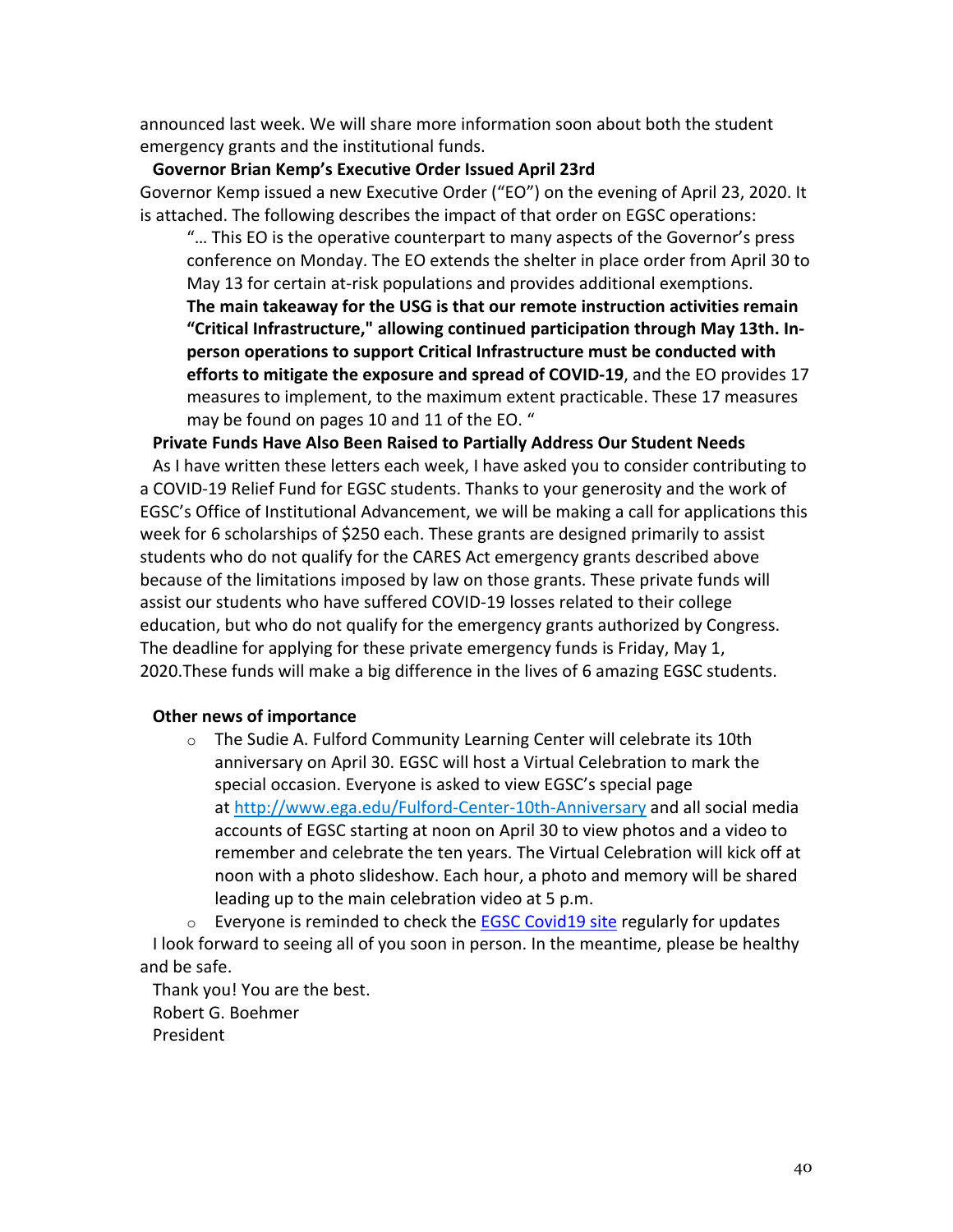announced last week. We will share more information soon about both the student emergency grants and the institutional funds.

**Governor Brian Kemp's Executive Order Issued April 23rd**

Governor Kemp issued a new Executive Order ("EO") on the evening of April 23, 2020. It is attached. The following describes the impact of that order on EGSC operations:

> "… This EO is the operative counterpart to many aspects of the Governor's press conference on Monday. The EO extends the shelter in place order from April 30 to May 13 for certain at-risk populations and provides additional exemptions. **The main takeaway for the USG is that our remote instruction activities remain "Critical Infrastructure," allowing continued participation through May 13th. In-person operations to support Critical Infrastructure must be conducted with efforts to mitigate the exposure and spread of COVID-19**, and the EO provides 17 measures to implement, to the maximum extent practicable. These 17 measures may be found on pages 10 and 11 of the EO. "

**Private Funds Have Also Been Raised to Partially Address Our Student Needs**

As I have written these letters each week, I have asked you to consider contributing to a COVID-19 Relief Fund for EGSC students. Thanks to your generosity and the work of EGSC's Office of Institutional Advancement, we will be making a call for applications this week for 6 scholarships of $250 each. These grants are designed primarily to assist students who do not qualify for the CARES Act emergency grants described above because of the limitations imposed by law on those grants. These private funds will assist our students who have suffered COVID-19 losses related to their college education, but who do not qualify for the emergency grants authorized by Congress. The deadline for applying for these private emergency funds is Friday, May 1, 2020.These funds will make a big difference in the lives of 6 amazing EGSC students.

**Other news of importance**

- The Sudie A. Fulford Community Learning Center will celebrate its 10th anniversary on April 30. EGSC will host a Virtual Celebration to mark the special occasion. Everyone is asked to view EGSC's special page at http://www.ega.edu/Fulford-Center-10th-Anniversary and all social media accounts of EGSC starting at noon on April 30 to view photos and a video to remember and celebrate the ten years. The Virtual Celebration will kick off at noon with a photo slideshow. Each hour, a photo and memory will be shared leading up to the main celebration video at 5 p.m.
- Everyone is reminded to check the EGSC Covid19 site regularly for updates

I look forward to seeing all of you soon in person. In the meantime, please be healthy and be safe.

Thank you! You are the best.
Robert G. Boehmer
President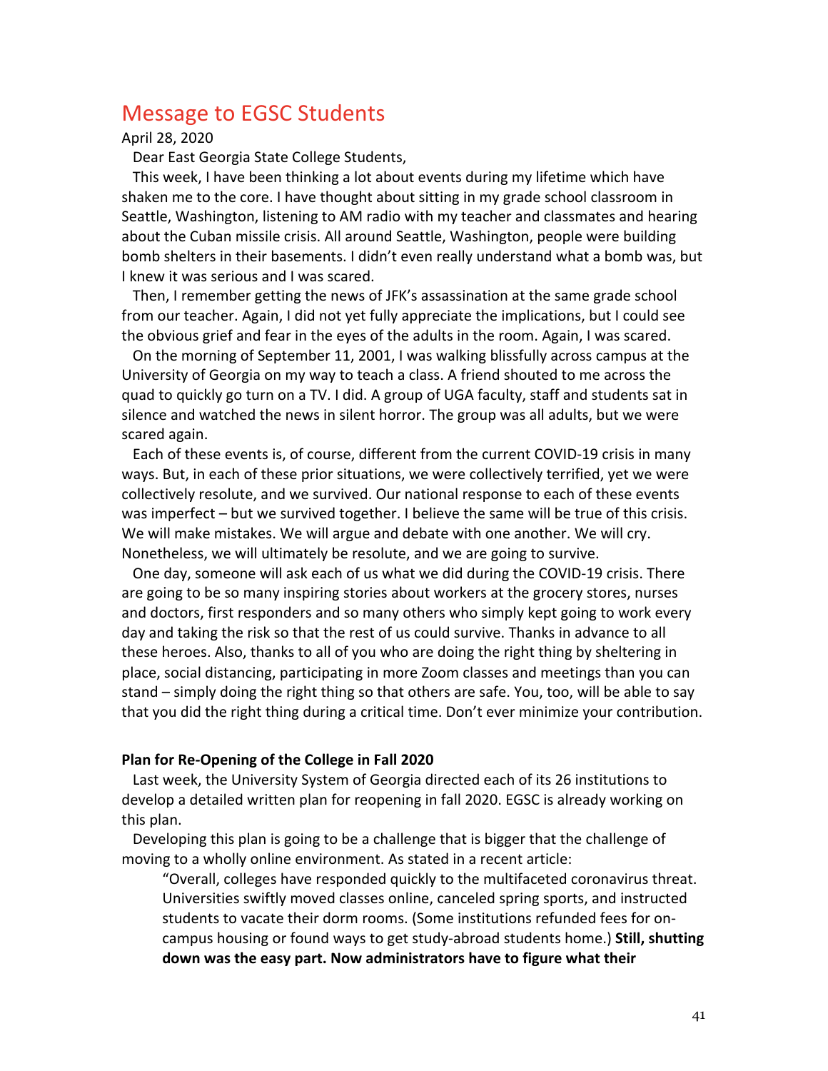## Message to EGSC Students

April 28, 2020

Dear East Georgia State College Students,

This week, I have been thinking a lot about events during my lifetime which have shaken me to the core. I have thought about sitting in my grade school classroom in Seattle, Washington, listening to AM radio with my teacher and classmates and hearing about the Cuban missile crisis. All around Seattle, Washington, people were building bomb shelters in their basements. I didn't even really understand what a bomb was, but I knew it was serious and I was scared.

Then, I remember getting the news of JFK's assassination at the same grade school from our teacher. Again, I did not yet fully appreciate the implications, but I could see the obvious grief and fear in the eyes of the adults in the room. Again, I was scared.

On the morning of September 11, 2001, I was walking blissfully across campus at the University of Georgia on my way to teach a class. A friend shouted to me across the quad to quickly go turn on a TV. I did. A group of UGA faculty, staff and students sat in silence and watched the news in silent horror. The group was all adults, but we were scared again.

Each of these events is, of course, different from the current COVID-19 crisis in many ways. But, in each of these prior situations, we were collectively terrified, yet we were collectively resolute, and we survived. Our national response to each of these events was imperfect – but we survived together. I believe the same will be true of this crisis. We will make mistakes. We will argue and debate with one another. We will cry. Nonetheless, we will ultimately be resolute, and we are going to survive.

One day, someone will ask each of us what we did during the COVID-19 crisis. There are going to be so many inspiring stories about workers at the grocery stores, nurses and doctors, first responders and so many others who simply kept going to work every day and taking the risk so that the rest of us could survive. Thanks in advance to all these heroes. Also, thanks to all of you who are doing the right thing by sheltering in place, social distancing, participating in more Zoom classes and meetings than you can stand – simply doing the right thing so that others are safe. You, too, will be able to say that you did the right thing during a critical time. Don't ever minimize your contribution.

**Plan for Re-Opening of the College in Fall 2020**

Last week, the University System of Georgia directed each of its 26 institutions to develop a detailed written plan for reopening in fall 2020. EGSC is already working on this plan.

Developing this plan is going to be a challenge that is bigger that the challenge of moving to a wholly online environment. As stated in a recent article:

> "Overall, colleges have responded quickly to the multifaceted coronavirus threat. Universities swiftly moved classes online, canceled spring sports, and instructed students to vacate their dorm rooms. (Some institutions refunded fees for on-campus housing or found ways to get study-abroad students home.) **Still, shutting down was the easy part. Now administrators have to figure what their**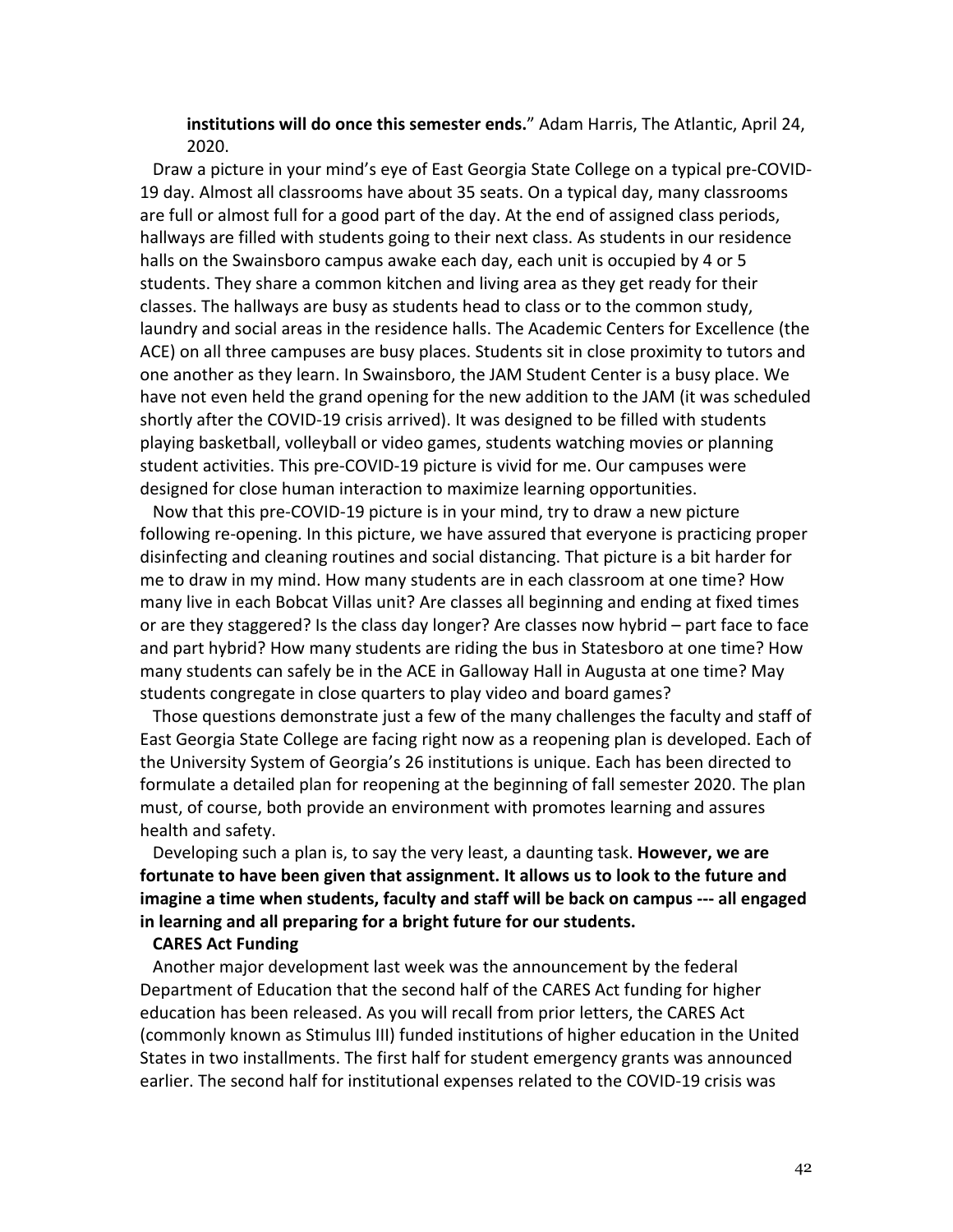**institutions will do once this semester ends.**" Adam Harris, The Atlantic, April 24, 2020.

Draw a picture in your mind's eye of East Georgia State College on a typical pre-COVID-19 day. Almost all classrooms have about 35 seats. On a typical day, many classrooms are full or almost full for a good part of the day. At the end of assigned class periods, hallways are filled with students going to their next class. As students in our residence halls on the Swainsboro campus awake each day, each unit is occupied by 4 or 5 students. They share a common kitchen and living area as they get ready for their classes. The hallways are busy as students head to class or to the common study, laundry and social areas in the residence halls. The Academic Centers for Excellence (the ACE) on all three campuses are busy places. Students sit in close proximity to tutors and one another as they learn. In Swainsboro, the JAM Student Center is a busy place. We have not even held the grand opening for the new addition to the JAM (it was scheduled shortly after the COVID-19 crisis arrived). It was designed to be filled with students playing basketball, volleyball or video games, students watching movies or planning student activities. This pre-COVID-19 picture is vivid for me. Our campuses were designed for close human interaction to maximize learning opportunities.

Now that this pre-COVID-19 picture is in your mind, try to draw a new picture following re-opening. In this picture, we have assured that everyone is practicing proper disinfecting and cleaning routines and social distancing. That picture is a bit harder for me to draw in my mind. How many students are in each classroom at one time? How many live in each Bobcat Villas unit? Are classes all beginning and ending at fixed times or are they staggered? Is the class day longer? Are classes now hybrid – part face to face and part hybrid? How many students are riding the bus in Statesboro at one time? How many students can safely be in the ACE in Galloway Hall in Augusta at one time? May students congregate in close quarters to play video and board games?

Those questions demonstrate just a few of the many challenges the faculty and staff of East Georgia State College are facing right now as a reopening plan is developed. Each of the University System of Georgia's 26 institutions is unique. Each has been directed to formulate a detailed plan for reopening at the beginning of fall semester 2020. The plan must, of course, both provide an environment with promotes learning and assures health and safety.

Developing such a plan is, to say the very least, a daunting task. **However, we are fortunate to have been given that assignment. It allows us to look to the future and imagine a time when students, faculty and staff will be back on campus --- all engaged in learning and all preparing for a bright future for our students.**

**CARES Act Funding**

Another major development last week was the announcement by the federal Department of Education that the second half of the CARES Act funding for higher education has been released. As you will recall from prior letters, the CARES Act (commonly known as Stimulus III) funded institutions of higher education in the United States in two installments. The first half for student emergency grants was announced earlier. The second half for institutional expenses related to the COVID-19 crisis was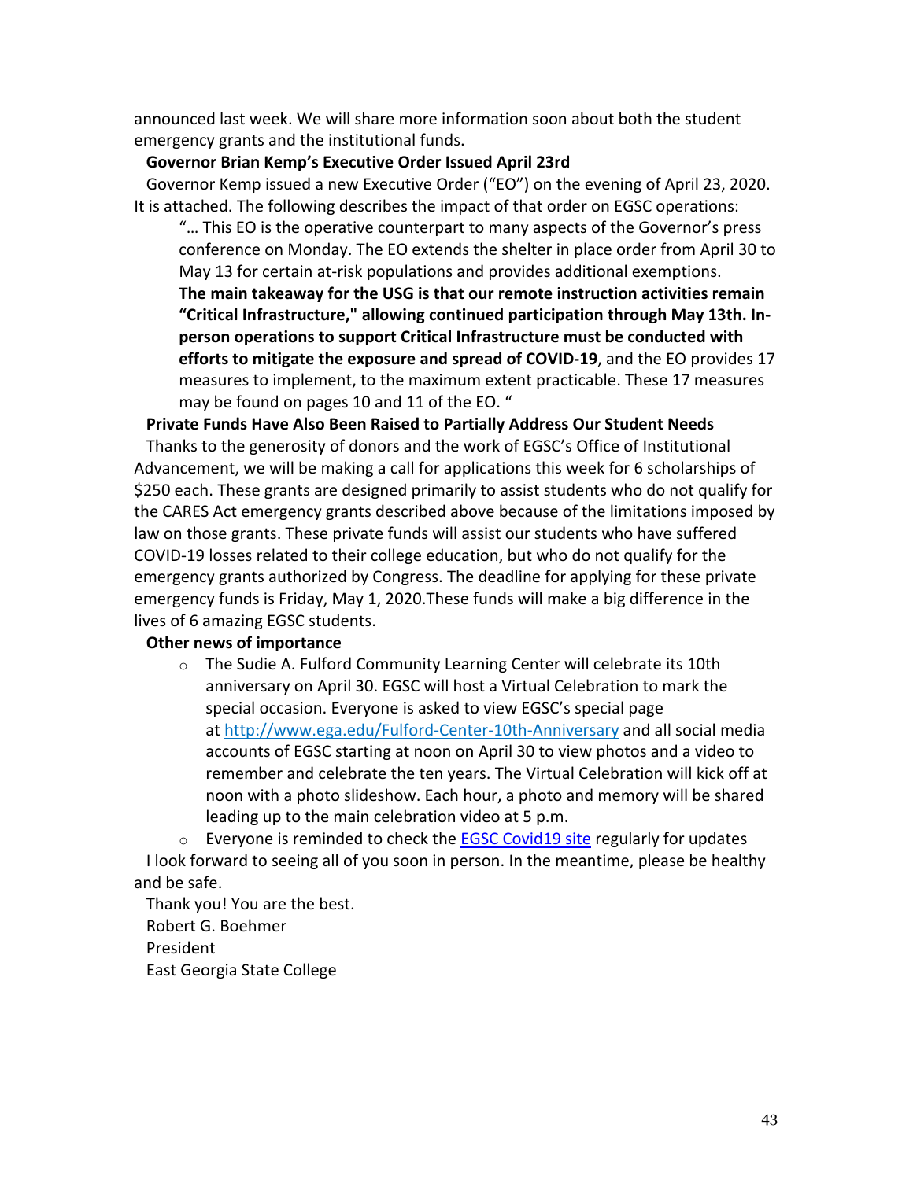announced last week. We will share more information soon about both the student emergency grants and the institutional funds.

**Governor Brian Kemp's Executive Order Issued April 23rd**

Governor Kemp issued a new Executive Order ("EO") on the evening of April 23, 2020. It is attached. The following describes the impact of that order on EGSC operations:

> "… This EO is the operative counterpart to many aspects of the Governor's press conference on Monday. The EO extends the shelter in place order from April 30 to May 13 for certain at-risk populations and provides additional exemptions. **The main takeaway for the USG is that our remote instruction activities remain "Critical Infrastructure," allowing continued participation through May 13th. In-person operations to support Critical Infrastructure must be conducted with efforts to mitigate the exposure and spread of COVID-19**, and the EO provides 17 measures to implement, to the maximum extent practicable. These 17 measures may be found on pages 10 and 11 of the EO. "

**Private Funds Have Also Been Raised to Partially Address Our Student Needs**

Thanks to the generosity of donors and the work of EGSC's Office of Institutional Advancement, we will be making a call for applications this week for 6 scholarships of $250 each. These grants are designed primarily to assist students who do not qualify for the CARES Act emergency grants described above because of the limitations imposed by law on those grants. These private funds will assist our students who have suffered COVID-19 losses related to their college education, but who do not qualify for the emergency grants authorized by Congress. The deadline for applying for these private emergency funds is Friday, May 1, 2020.These funds will make a big difference in the lives of 6 amazing EGSC students.

**Other news of importance**

- The Sudie A. Fulford Community Learning Center will celebrate its 10th anniversary on April 30. EGSC will host a Virtual Celebration to mark the special occasion. Everyone is asked to view EGSC's special page at [http://www.ega.edu/Fulford-Center-10th-Anniversary](http://www.ega.edu/Fulford-Center-10th-Anniversary) and all social media accounts of EGSC starting at noon on April 30 to view photos and a video to remember and celebrate the ten years. The Virtual Celebration will kick off at noon with a photo slideshow. Each hour, a photo and memory will be shared leading up to the main celebration video at 5 p.m.
- Everyone is reminded to check the EGSC Covid19 site regularly for updates

I look forward to seeing all of you soon in person. In the meantime, please be healthy and be safe.

Thank you! You are the best.

Robert G. Boehmer
President
East Georgia State College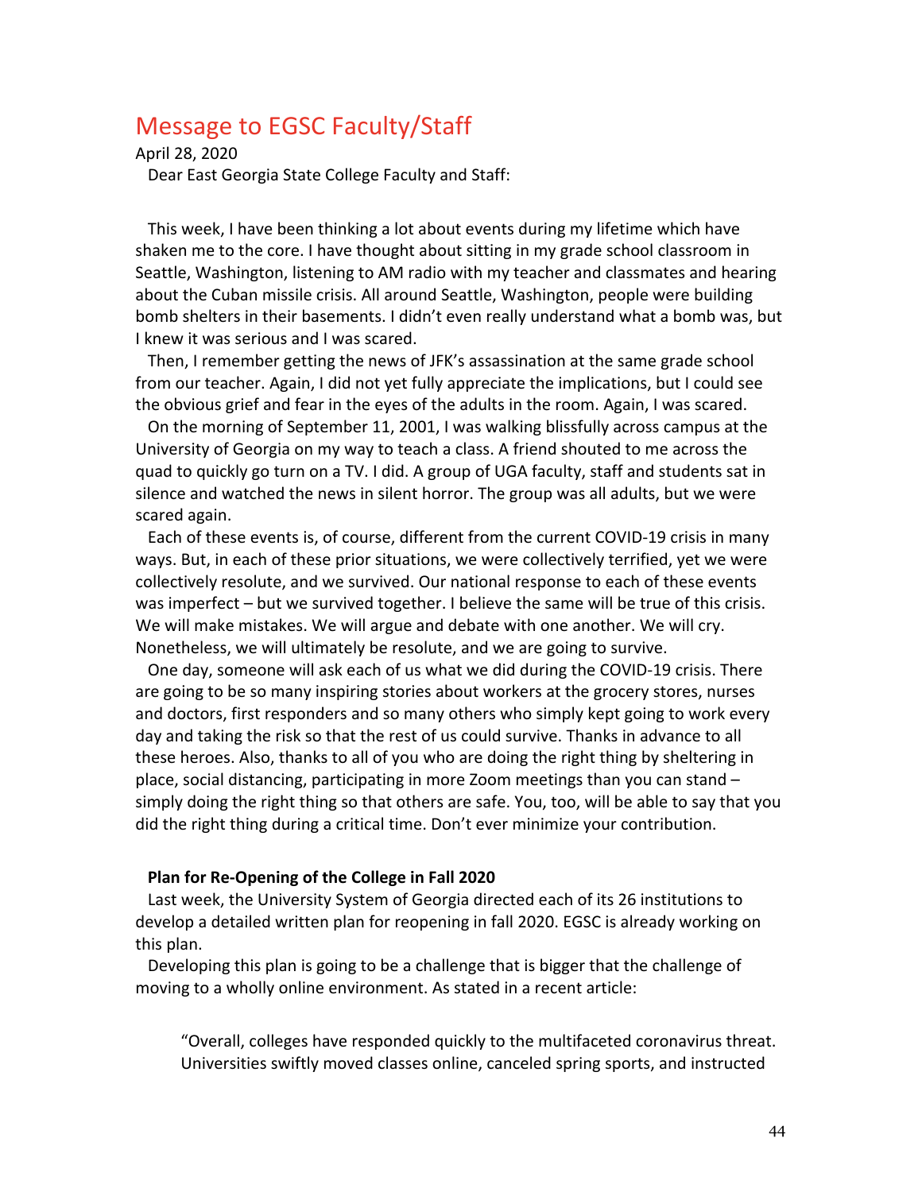## Message to EGSC Faculty/Staff

April 28, 2020

Dear East Georgia State College Faculty and Staff:

This week, I have been thinking a lot about events during my lifetime which have shaken me to the core. I have thought about sitting in my grade school classroom in Seattle, Washington, listening to AM radio with my teacher and classmates and hearing about the Cuban missile crisis. All around Seattle, Washington, people were building bomb shelters in their basements. I didn't even really understand what a bomb was, but I knew it was serious and I was scared.

Then, I remember getting the news of JFK's assassination at the same grade school from our teacher. Again, I did not yet fully appreciate the implications, but I could see the obvious grief and fear in the eyes of the adults in the room. Again, I was scared.

On the morning of September 11, 2001, I was walking blissfully across campus at the University of Georgia on my way to teach a class. A friend shouted to me across the quad to quickly go turn on a TV. I did. A group of UGA faculty, staff and students sat in silence and watched the news in silent horror. The group was all adults, but we were scared again.

Each of these events is, of course, different from the current COVID-19 crisis in many ways. But, in each of these prior situations, we were collectively terrified, yet we were collectively resolute, and we survived. Our national response to each of these events was imperfect – but we survived together. I believe the same will be true of this crisis. We will make mistakes. We will argue and debate with one another. We will cry. Nonetheless, we will ultimately be resolute, and we are going to survive.

One day, someone will ask each of us what we did during the COVID-19 crisis. There are going to be so many inspiring stories about workers at the grocery stores, nurses and doctors, first responders and so many others who simply kept going to work every day and taking the risk so that the rest of us could survive. Thanks in advance to all these heroes. Also, thanks to all of you who are doing the right thing by sheltering in place, social distancing, participating in more Zoom meetings than you can stand – simply doing the right thing so that others are safe. You, too, will be able to say that you did the right thing during a critical time. Don't ever minimize your contribution.

**Plan for Re-Opening of the College in Fall 2020**

Last week, the University System of Georgia directed each of its 26 institutions to develop a detailed written plan for reopening in fall 2020. EGSC is already working on this plan.

Developing this plan is going to be a challenge that is bigger that the challenge of moving to a wholly online environment. As stated in a recent article:

> "Overall, colleges have responded quickly to the multifaceted coronavirus threat. Universities swiftly moved classes online, canceled spring sports, and instructed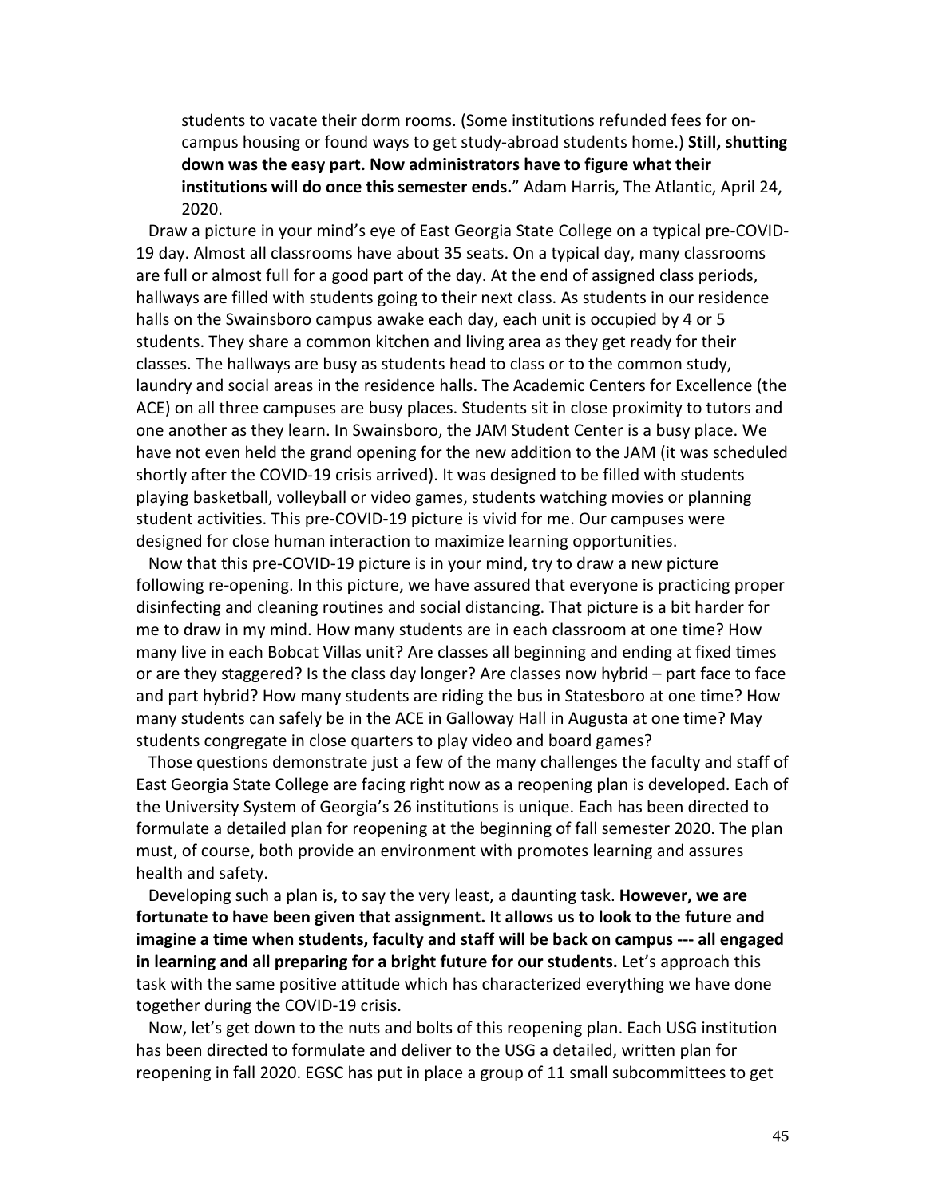students to vacate their dorm rooms. (Some institutions refunded fees for on-campus housing or found ways to get study-abroad students home.) **Still, shutting down was the easy part. Now administrators have to figure what their institutions will do once this semester ends.**" Adam Harris, The Atlantic, April 24, 2020.

Draw a picture in your mind's eye of East Georgia State College on a typical pre-COVID-19 day. Almost all classrooms have about 35 seats. On a typical day, many classrooms are full or almost full for a good part of the day. At the end of assigned class periods, hallways are filled with students going to their next class. As students in our residence halls on the Swainsboro campus awake each day, each unit is occupied by 4 or 5 students. They share a common kitchen and living area as they get ready for their classes. The hallways are busy as students head to class or to the common study, laundry and social areas in the residence halls. The Academic Centers for Excellence (the ACE) on all three campuses are busy places. Students sit in close proximity to tutors and one another as they learn. In Swainsboro, the JAM Student Center is a busy place. We have not even held the grand opening for the new addition to the JAM (it was scheduled shortly after the COVID-19 crisis arrived). It was designed to be filled with students playing basketball, volleyball or video games, students watching movies or planning student activities. This pre-COVID-19 picture is vivid for me. Our campuses were designed for close human interaction to maximize learning opportunities.

Now that this pre-COVID-19 picture is in your mind, try to draw a new picture following re-opening. In this picture, we have assured that everyone is practicing proper disinfecting and cleaning routines and social distancing. That picture is a bit harder for me to draw in my mind. How many students are in each classroom at one time? How many live in each Bobcat Villas unit? Are classes all beginning and ending at fixed times or are they staggered? Is the class day longer? Are classes now hybrid – part face to face and part hybrid? How many students are riding the bus in Statesboro at one time? How many students can safely be in the ACE in Galloway Hall in Augusta at one time? May students congregate in close quarters to play video and board games?

Those questions demonstrate just a few of the many challenges the faculty and staff of East Georgia State College are facing right now as a reopening plan is developed. Each of the University System of Georgia's 26 institutions is unique. Each has been directed to formulate a detailed plan for reopening at the beginning of fall semester 2020. The plan must, of course, both provide an environment with promotes learning and assures health and safety.

Developing such a plan is, to say the very least, a daunting task. **However, we are fortunate to have been given that assignment. It allows us to look to the future and imagine a time when students, faculty and staff will be back on campus --- all engaged in learning and all preparing for a bright future for our students.** Let's approach this task with the same positive attitude which has characterized everything we have done together during the COVID-19 crisis.

Now, let's get down to the nuts and bolts of this reopening plan. Each USG institution has been directed to formulate and deliver to the USG a detailed, written plan for reopening in fall 2020. EGSC has put in place a group of 11 small subcommittees to get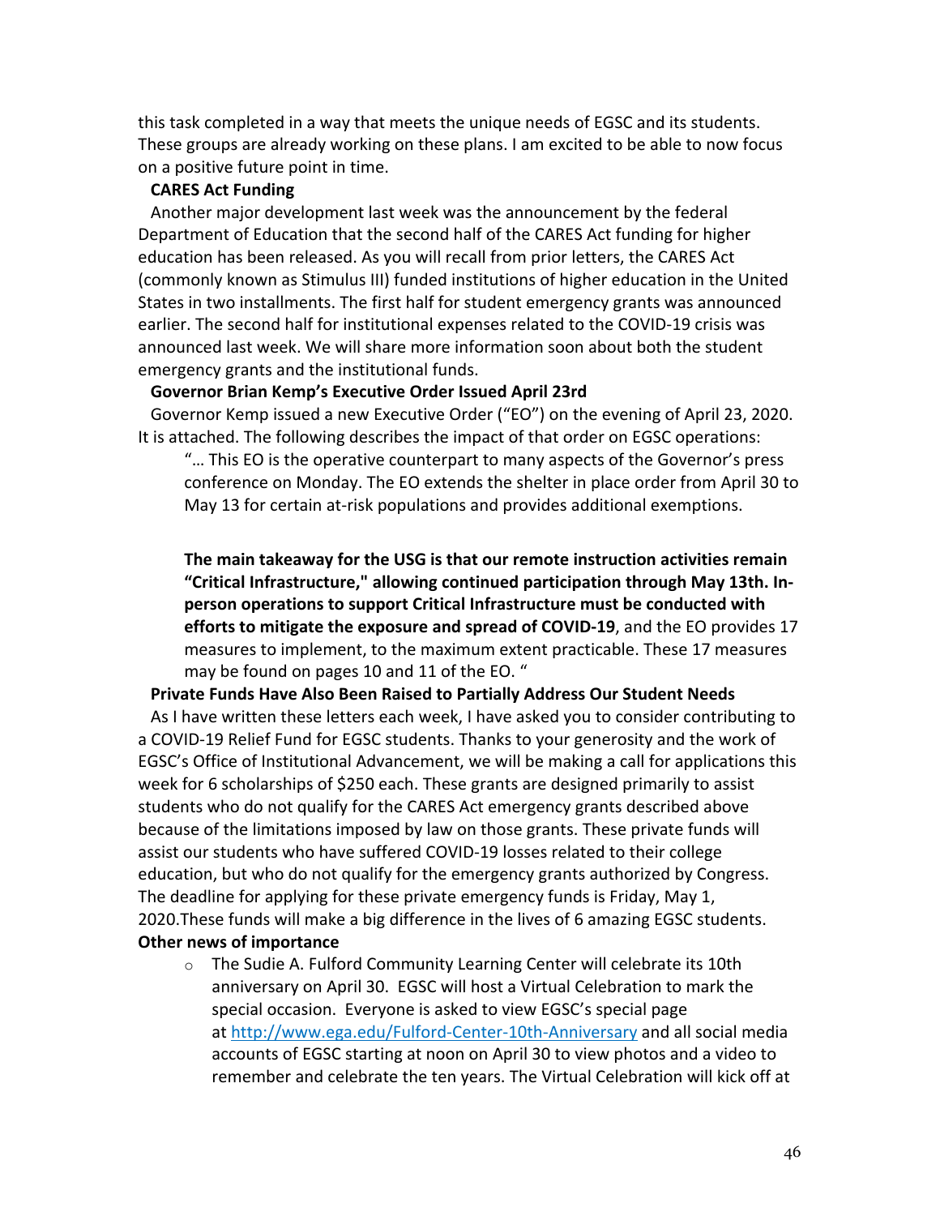this task completed in a way that meets the unique needs of EGSC and its students. These groups are already working on these plans. I am excited to be able to now focus on a positive future point in time.

**CARES Act Funding**

Another major development last week was the announcement by the federal Department of Education that the second half of the CARES Act funding for higher education has been released. As you will recall from prior letters, the CARES Act (commonly known as Stimulus III) funded institutions of higher education in the United States in two installments. The first half for student emergency grants was announced earlier. The second half for institutional expenses related to the COVID-19 crisis was announced last week. We will share more information soon about both the student emergency grants and the institutional funds.

**Governor Brian Kemp's Executive Order Issued April 23rd**

Governor Kemp issued a new Executive Order ("EO") on the evening of April 23, 2020. It is attached. The following describes the impact of that order on EGSC operations:

> "… This EO is the operative counterpart to many aspects of the Governor's press conference on Monday. The EO extends the shelter in place order from April 30 to May 13 for certain at-risk populations and provides additional exemptions.
>
> **The main takeaway for the USG is that our remote instruction activities remain "Critical Infrastructure," allowing continued participation through May 13th. In-person operations to support Critical Infrastructure must be conducted with efforts to mitigate the exposure and spread of COVID-19**, and the EO provides 17 measures to implement, to the maximum extent practicable. These 17 measures may be found on pages 10 and 11 of the EO. "

**Private Funds Have Also Been Raised to Partially Address Our Student Needs**

As I have written these letters each week, I have asked you to consider contributing to a COVID-19 Relief Fund for EGSC students. Thanks to your generosity and the work of EGSC's Office of Institutional Advancement, we will be making a call for applications this week for 6 scholarships of $250 each. These grants are designed primarily to assist students who do not qualify for the CARES Act emergency grants described above because of the limitations imposed by law on those grants. These private funds will assist our students who have suffered COVID-19 losses related to their college education, but who do not qualify for the emergency grants authorized by Congress. The deadline for applying for these private emergency funds is Friday, May 1, 2020.These funds will make a big difference in the lives of 6 amazing EGSC students.

**Other news of importance**

- The Sudie A. Fulford Community Learning Center will celebrate its 10th anniversary on April 30. EGSC will host a Virtual Celebration to mark the special occasion. Everyone is asked to view EGSC's special page at [http://www.ega.edu/Fulford-Center-10th-Anniversary](http://www.ega.edu/Fulford-Center-10th-Anniversary) and all social media accounts of EGSC starting at noon on April 30 to view photos and a video to remember and celebrate the ten years. The Virtual Celebration will kick off at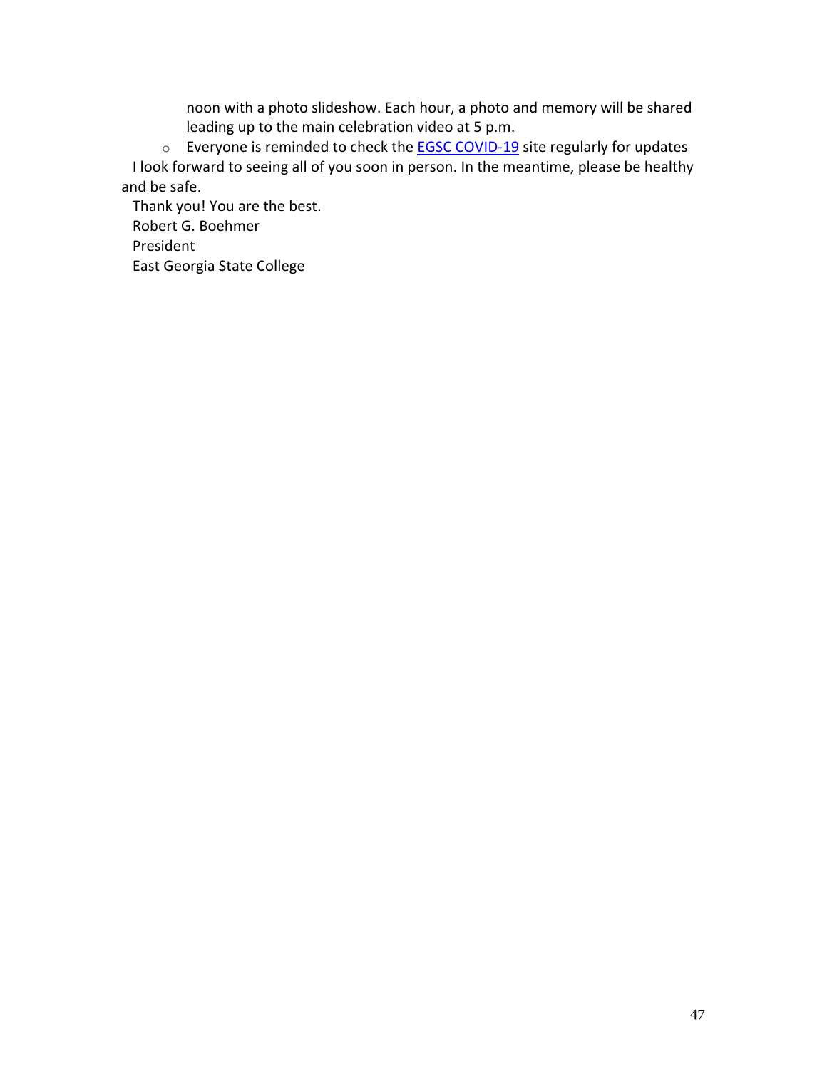noon with a photo slideshow. Each hour, a photo and memory will be shared leading up to the main celebration video at 5 p.m.

- Everyone is reminded to check the EGSC COVID-19 site regularly for updates

I look forward to seeing all of you soon in person. In the meantime, please be healthy and be safe.

Thank you! You are the best.

Robert G. Boehmer

President

East Georgia State College